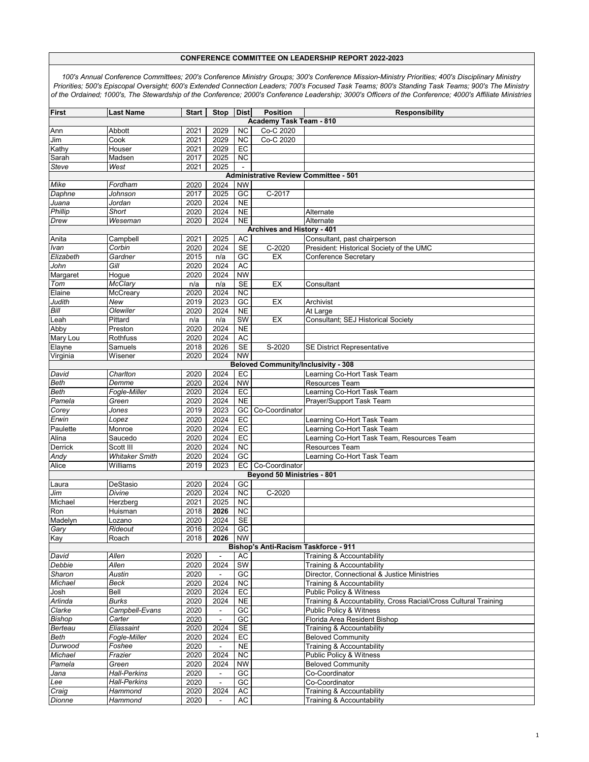# CONFERENCE COMMITTEE ON LEADERSHIP REPORT 2022-2023

*100's Annual Conference Committees; 200's Conference Ministry Groups; 300's Conference Mission-Ministry Priorities; 400's Disciplinary Ministry Priorities; 500's Episcopal Oversight; 600's Extended Connection Leaders; 700's Focused Task Teams; 800's Standing Task Teams; 900's The Ministry of the Ordained; 1000's, The Stewardship of the Conference; 2000's Conference Leadership; 3000's Officers of the Conference; 4000's Affiliate Ministries*

| First | Last Name | Start | Stop | Dist | Position | Responsibility |
|---|---|---|---|---|---|---|
| **Academy Task Team - 810** | | | | | | |
| Ann | Abbott | 2021 | 2029 | NC | Co-C 2020 | |
| Jim | Cook | 2021 | 2029 | NC | Co-C 2020 | |
| Kathy | Houser | 2021 | 2029 | EC | | |
| Sarah | Madsen | 2017 | 2025 | NC | | |
| *Steve* | *West* | 2021 | 2025 | - | | |
| **Administrative Review Committee - 501** | | | | | | |
| *Mike* | *Fordham* | 2020 | 2024 | NW | | |
| *Daphne* | *Johnson* | 2017 | 2025 | GC | C-2017 | |
| *Juana* | *Jordan* | 2020 | 2024 | NE | | |
| *Phillip* | *Short* | 2020 | 2024 | NE | | Alternate |
| *Drew* | *Weseman* | 2020 | 2024 | NE | | Alternate |
| **Archives and History - 401** | | | | | | |
| Anita | Campbell | 2021 | 2025 | AC | | Consultant, past chairperson |
| *Ivan* | *Corbin* | 2020 | 2024 | SE | C-2020 | President: Historical Society of the UMC |
| *Elizabeth* | *Gardner* | 2015 | n/a | GC | EX | Conference Secretary |
| *John* | *Gill* | 2020 | 2024 | AC | | |
| Margaret | Hogue | 2020 | 2024 | NW | | |
| *Tom* | *McClary* | n/a | n/a | SE | EX | Consultant |
| Elaine | McCreary | 2020 | 2024 | NC | | |
| *Judith* | *New* | 2019 | 2023 | GC | EX | Archivist |
| *Bill* | *Olewiler* | 2020 | 2024 | NE | | At Large |
| Leah | Pittard | n/a | n/a | SW | EX | Consultant; SEJ Historical Society |
| Abby | Preston | 2020 | 2024 | NE | | |
| Mary Lou | Rothfuss | 2020 | 2024 | AC | | |
| Elayne | Samuels | 2018 | 2026 | SE | S-2020 | SE District Representative |
| Virginia | Wisener | 2020 | 2024 | NW | | |
| **Beloved Community/Inclusivity - 308** | | | | | | |
| *David* | *Charlton* | 2020 | 2024 | EC | | Learning Co-Hort Task Team |
| *Beth* | *Demme* | 2020 | 2024 | NW | | Resources Team |
| *Beth* | *Fogle-Miller* | 2020 | 2024 | EC | | Learning Co-Hort Task Team |
| *Pamela* | *Green* | 2020 | 2024 | NE | | Prayer/Support Task Team |
| *Corey* | *Jones* | 2019 | 2023 | GC | Co-Coordinator | |
| *Erwin* | *Lopez* | 2020 | 2024 | EC | | Learning Co-Hort Task Team |
| Paulette | Monroe | 2020 | 2024 | EC | | Learning Co-Hort Task Team |
| Alina | Saucedo | 2020 | 2024 | EC | | Learning Co-Hort Task Team, Resources Team |
| Derrick | Scott III | 2020 | 2024 | NC | | Resources Team |
| *Andy* | *Whitaker Smith* | 2020 | 2024 | GC | | Learning Co-Hort Task Team |
| Alice | Williams | 2019 | 2023 | EC | Co-Coordinator | |
| **Beyond 50 Ministries - 801** | | | | | | |
| Laura | DeStasio | 2020 | 2024 | GC | | |
| *Jim* | *Divine* | 2020 | 2024 | NC | C-2020 | |
| Michael | Herzberg | 2021 | 2025 | NC | | |
| Ron | Huisman | 2018 | **2026** | NC | | |
| Madelyn | Lozano | 2020 | 2024 | SE | | |
| *Gary* | *Rideout* | 2016 | 2024 | GC | | |
| Kay | Roach | 2018 | **2026** | NW | | |
| **Bishop's Anti-Racism Taskforce - 911** | | | | | | |
| *David* | *Allen* | 2020 | - | AC | | Training & Accountability |
| *Debbie* | *Allen* | 2020 | 2024 | SW | | Training & Accountability |
| *Sharon* | *Austin* | 2020 | - | GC | | Director, Connectional & Justice Ministries |
| *Michael* | *Beck* | 2020 | 2024 | NC | | Training & Accountability |
| Josh | Bell | 2020 | 2024 | EC | | Public Policy & Witness |
| *Arlinda* | *Burks* | 2020 | 2024 | NE | | Training & Accountability, Cross Racial/Cross Cultural Training |
| *Clarke* | *Campbell-Evans* | 2020 | - | GC | | Public Policy & Witness |
| *Bishop* | *Carter* | 2020 | - | GC | | Florida Area Resident Bishop |
| *Berteau* | *Eliassaint* | 2020 | 2024 | SE | | Training & Accountability |
| *Beth* | *Fogle-Miller* | 2020 | 2024 | EC | | Beloved Community |
| *Durwood* | *Foshee* | 2020 | - | NE | | Training & Accountability |
| *Michael* | *Frazier* | 2020 | 2024 | NC | | Public Policy & Witness |
| *Pamela* | *Green* | 2020 | 2024 | NW | | Beloved Community |
| *Jana* | *Hall-Perkins* | 2020 | - | GC | | Co-Coordinator |
| *Lee* | *Hall-Perkins* | 2020 | - | GC | | Co-Coordinator |
| *Craig* | *Hammond* | 2020 | 2024 | AC | | Training & Accountability |
| *Dionne* | *Hammond* | 2020 | - | AC | | Training & Accountability |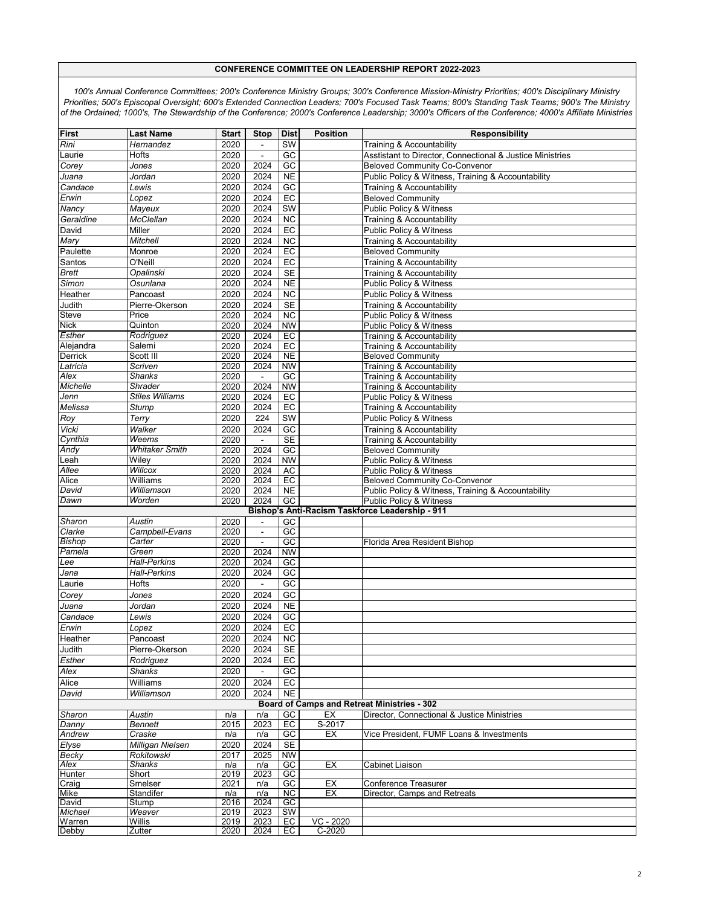# CONFERENCE COMMITTEE ON LEADERSHIP REPORT 2022-2023

*100's Annual Conference Committees; 200's Conference Ministry Groups; 300's Conference Mission-Ministry Priorities; 400's Disciplinary Ministry Priorities; 500's Episcopal Oversight; 600's Extended Connection Leaders; 700's Focused Task Teams; 800's Standing Task Teams; 900's The Ministry of the Ordained; 1000's, The Stewardship of the Conference; 2000's Conference Leadership; 3000's Officers of the Conference; 4000's Affiliate Ministries*

| First | Last Name | Start | Stop | Dist | Position | Responsibility |
|---|---|---|---|---|---|---|
| *Rini* | *Hernandez* | 2020 | - | SW | | Training & Accountability |
| Laurie | Hofts | 2020 | - | GC | | Asstistant to Director, Connectional & Justice Ministries |
| *Corey* | *Jones* | 2020 | 2024 | GC | | Beloved Community Co-Convenor |
| *Juana* | *Jordan* | 2020 | 2024 | NE | | Public Policy & Witness, Training & Accountability |
| *Candace* | *Lewis* | 2020 | 2024 | GC | | Training & Accountability |
| *Erwin* | *Lopez* | 2020 | 2024 | EC | | Beloved Community |
| *Nancy* | *Mayeux* | 2020 | 2024 | SW | | Public Policy & Witness |
| *Geraldine* | *McClellan* | 2020 | 2024 | NC | | Training & Accountability |
| David | Miller | 2020 | 2024 | EC | | Public Policy & Witness |
| *Mary* | *Mitchell* | 2020 | 2024 | NC | | Training & Accountability |
| Paulette | Monroe | 2020 | 2024 | EC | | Beloved Community |
| Santos | O'Neill | 2020 | 2024 | EC | | Training & Accountability |
| *Brett* | *Opalinski* | 2020 | 2024 | SE | | Training & Accountability |
| *Simon* | *Osunlana* | 2020 | 2024 | NE | | Public Policy & Witness |
| Heather | Pancoast | 2020 | 2024 | NC | | Public Policy & Witness |
| Judith | Pierre-Okerson | 2020 | 2024 | SE | | Training & Accountability |
| Steve | Price | 2020 | 2024 | NC | | Public Policy & Witness |
| Nick | Quinton | 2020 | 2024 | NW | | Public Policy & Witness |
| *Esther* | *Rodriguez* | 2020 | 2024 | EC | | Training & Accountability |
| Alejandra | Salemi | 2020 | 2024 | EC | | Training & Accountability |
| Derrick | Scott III | 2020 | 2024 | NE | | Beloved Community |
| *Latricia* | *Scriven* | 2020 | 2024 | NW | | Training & Accountability |
| *Alex* | *Shanks* | 2020 | - | GC | | Training & Accountability |
| *Michelle* | *Shrader* | 2020 | 2024 | NW | | Training & Accountability |
| *Jenn* | *Stiles Williams* | 2020 | 2024 | EC | | Public Policy & Witness |
| *Melissa* | *Stump* | 2020 | 2024 | EC | | Training & Accountability |
| *Roy* | *Terry* | 2020 | 224 | SW | | Public Policy & Witness |
| *Vicki* | *Walker* | 2020 | 2024 | GC | | Training & Accountability |
| *Cynthia* | *Weems* | 2020 | - | SE | | Training & Accountability |
| *Andy* | *Whitaker Smith* | 2020 | 2024 | GC | | Beloved Community |
| Leah | Wiley | 2020 | 2024 | NW | | Public Policy & Witness |
| *Allee* | *Willcox* | 2020 | 2024 | AC | | Public Policy & Witness |
| Alice | Williams | 2020 | 2024 | EC | | Beloved Community Co-Convenor |
| *David* | *Williamson* | 2020 | 2024 | NE | | Public Policy & Witness, Training & Accountability |
| *Dawn* | *Worden* | 2020 | 2024 | GC | | Public Policy & Witness |
| | | | | | | **Bishop's Anti-Racism Taskforce Leadership - 911** |
| *Sharon* | *Austin* | 2020 | - | GC | | |
| *Clarke* | *Campbell-Evans* | 2020 | - | GC | | |
| *Bishop* | *Carter* | 2020 | - | GC | | Florida Area Resident Bishop |
| *Pamela* | *Green* | 2020 | 2024 | NW | | |
| *Lee* | *Hall-Perkins* | 2020 | 2024 | GC | | |
| *Jana* | *Hall-Perkins* | 2020 | 2024 | GC | | |
| Laurie | Hofts | 2020 | - | GC | | |
| *Corey* | *Jones* | 2020 | 2024 | GC | | |
| *Juana* | *Jordan* | 2020 | 2024 | NE | | |
| *Candace* | *Lewis* | 2020 | 2024 | GC | | |
| *Erwin* | *Lopez* | 2020 | 2024 | EC | | |
| Heather | Pancoast | 2020 | 2024 | NC | | |
| Judith | Pierre-Okerson | 2020 | 2024 | SE | | |
| *Esther* | *Rodriguez* | 2020 | 2024 | EC | | |
| *Alex* | *Shanks* | 2020 | - | GC | | |
| Alice | Williams | 2020 | 2024 | EC | | |
| *David* | *Williamson* | 2020 | 2024 | NE | | |
| | | | | | | **Board of Camps and Retreat Ministries - 302** |
| *Sharon* | *Austin* | n/a | n/a | GC | EX | Director, Connectional & Justice Ministries |
| *Danny* | *Bennett* | 2015 | 2023 | EC | S-2017 | |
| *Andrew* | *Craske* | n/a | n/a | GC | EX | Vice President, FUMF Loans & Investments |
| *Elyse* | *Milligan Nielsen* | 2020 | 2024 | SE | | |
| *Becky* | *Rokitowski* | 2017 | 2025 | NW | | |
| *Alex* | *Shanks* | n/a | n/a | GC | EX | Cabinet Liaison |
| Hunter | Short | 2019 | 2023 | GC | | |
| Craig | Smelser | 2021 | n/a | GC | EX | Conference Treasurer |
| Mike | Standifer | n/a | n/a | NC | EX | Director, Camps and Retreats |
| David | Stump | 2016 | 2024 | GC | | |
| *Michael* | *Weaver* | 2019 | 2023 | SW | | |
| Warren | Willis | 2019 | 2023 | EC | VC - 2020 | |
| Debby | Zutter | 2020 | 2024 | EC | C-2020 | |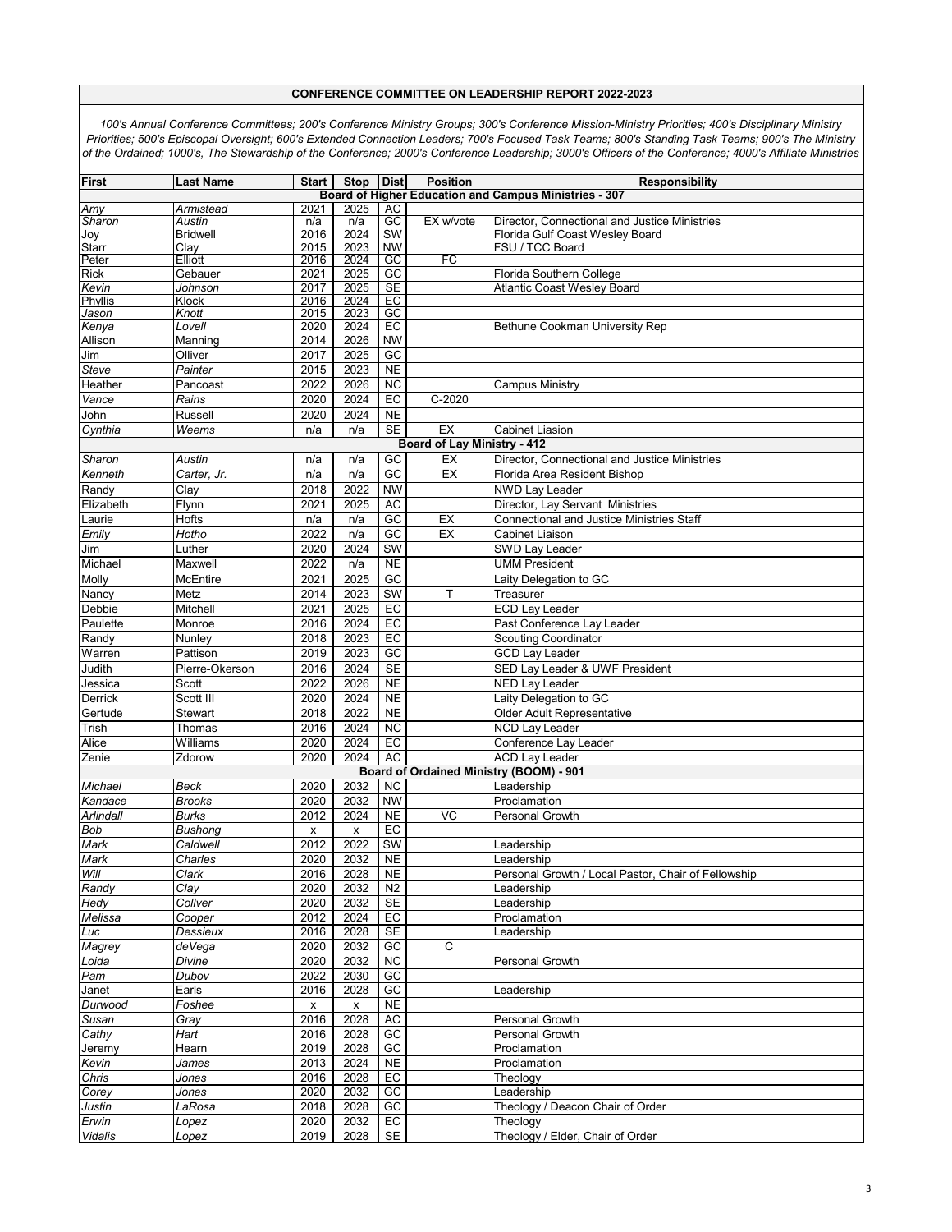## CONFERENCE COMMITTEE ON LEADERSHIP REPORT 2022-2023

*100's Annual Conference Committees; 200's Conference Ministry Groups; 300's Conference Mission-Ministry Priorities; 400's Disciplinary Ministry Priorities; 500's Episcopal Oversight; 600's Extended Connection Leaders; 700's Focused Task Teams; 800's Standing Task Teams; 900's The Ministry of the Ordained; 1000's, The Stewardship of the Conference; 2000's Conference Leadership; 3000's Officers of the Conference; 4000's Affiliate Ministries*

| First | Last Name | Start | Stop | Dist | Position | Responsibility |
|---|---|---|---|---|---|---|
| **Board of Higher Education and Campus Ministries - 307** | | | | | | |
| *Amy* | *Armistead* | 2021 | 2025 | AC | | |
| *Sharon* | *Austin* | n/a | n/a | GC | EX w/vote | Director, Connectional and Justice Ministries |
| Joy | Bridwell | 2016 | 2024 | SW | | Florida Gulf Coast Wesley Board |
| Starr | Clay | 2015 | 2023 | NW | | FSU / TCC Board |
| Peter | Elliott | 2016 | 2024 | GC | FC | |
| Rick | Gebauer | 2021 | 2025 | GC | | Florida Southern College |
| *Kevin* | *Johnson* | 2017 | 2025 | SE | | Atlantic Coast Wesley Board |
| Phyllis | Klock | 2016 | 2024 | EC | | |
| *Jason* | *Knott* | 2015 | 2023 | GC | | |
| *Kenya* | *Lovell* | 2020 | 2024 | EC | | Bethune Cookman University Rep |
| Allison | Manning | 2014 | 2026 | NW | | |
| Jim | Olliver | 2017 | 2025 | GC | | |
| *Steve* | *Painter* | 2015 | 2023 | NE | | |
| Heather | Pancoast | 2022 | 2026 | NC | | Campus Ministry |
| *Vance* | *Rains* | 2020 | 2024 | EC | C-2020 | |
| John | Russell | 2020 | 2024 | NE | | |
| *Cynthia* | *Weems* | n/a | n/a | SE | EX | Cabinet Liasion |
| **Board of Lay Ministry - 412** | | | | | | |
| *Sharon* | *Austin* | n/a | n/a | GC | EX | Director, Connectional and Justice Ministries |
| *Kenneth* | *Carter, Jr.* | n/a | n/a | GC | EX | Florida Area Resident Bishop |
| Randy | Clay | 2018 | 2022 | NW | | NWD Lay Leader |
| Elizabeth | Flynn | 2021 | 2025 | AC | | Director, Lay Servant Ministries |
| Laurie | Hofts | n/a | n/a | GC | EX | Connectional and Justice Ministries Staff |
| *Emily* | *Hotho* | 2022 | n/a | GC | EX | Cabinet Liaison |
| Jim | Luther | 2020 | 2024 | SW | | SWD Lay Leader |
| Michael | Maxwell | 2022 | n/a | NE | | UMM President |
| Molly | McEntire | 2021 | 2025 | GC | | Laity Delegation to GC |
| Nancy | Metz | 2014 | 2023 | SW | T | Treasurer |
| Debbie | Mitchell | 2021 | 2025 | EC | | ECD Lay Leader |
| Paulette | Monroe | 2016 | 2024 | EC | | Past Conference Lay Leader |
| Randy | Nunley | 2018 | 2023 | EC | | Scouting Coordinator |
| Warren | Pattison | 2019 | 2023 | GC | | GCD Lay Leader |
| Judith | Pierre-Okerson | 2016 | 2024 | SE | | SED Lay Leader & UWF President |
| Jessica | Scott | 2022 | 2026 | NE | | NED Lay Leader |
| Derrick | Scott III | 2020 | 2024 | NE | | Laity Delegation to GC |
| Gertude | Stewart | 2018 | 2022 | NE | | Older Adult Representative |
| Trish | Thomas | 2016 | 2024 | NC | | NCD Lay Leader |
| Alice | Williams | 2020 | 2024 | EC | | Conference Lay Leader |
| Zenie | Zdorow | 2020 | 2024 | AC | | ACD Lay Leader |
| **Board of Ordained Ministry (BOOM) - 901** | | | | | | |
| *Michael* | *Beck* | 2020 | 2032 | NC | | Leadership |
| *Kandace* | *Brooks* | 2020 | 2032 | NW | | Proclamation |
| *Arlindall* | *Burks* | 2012 | 2024 | NE | VC | Personal Growth |
| *Bob* | *Bushong* | x | x | EC | | |
| *Mark* | *Caldwell* | 2012 | 2022 | SW | | Leadership |
| *Mark* | *Charles* | 2020 | 2032 | NE | | Leadership |
| *Will* | *Clark* | 2016 | 2028 | NE | | Personal Growth / Local Pastor, Chair of Fellowship |
| *Randy* | *Clay* | 2020 | 2032 | N2 | | Leadership |
| *Hedy* | *Collver* | 2020 | 2032 | SE | | Leadership |
| *Melissa* | *Cooper* | 2012 | 2024 | EC | | Proclamation |
| *Luc* | *Dessieux* | 2016 | 2028 | SE | | Leadership |
| *Magrey* | *deVega* | 2020 | 2032 | GC | C | |
| *Loida* | *Divine* | 2020 | 2032 | NC | | Personal Growth |
| *Pam* | *Dubov* | 2022 | 2030 | GC | | |
| Janet | Earls | 2016 | 2028 | GC | | Leadership |
| *Durwood* | *Foshee* | x | x | NE | | |
| *Susan* | *Gray* | 2016 | 2028 | AC | | Personal Growth |
| *Cathy* | *Hart* | 2016 | 2028 | GC | | Personal Growth |
| Jeremy | Hearn | 2019 | 2028 | GC | | Proclamation |
| *Kevin* | *James* | 2013 | 2024 | NE | | Proclamation |
| *Chris* | *Jones* | 2016 | 2028 | EC | | Theology |
| *Corey* | *Jones* | 2020 | 2032 | GC | | Leadership |
| *Justin* | *LaRosa* | 2018 | 2028 | GC | | Theology / Deacon Chair of Order |
| *Erwin* | *Lopez* | 2020 | 2032 | EC | | Theology |
| *Vidalis* | *Lopez* | 2019 | 2028 | SE | | Theology / Elder, Chair of Order |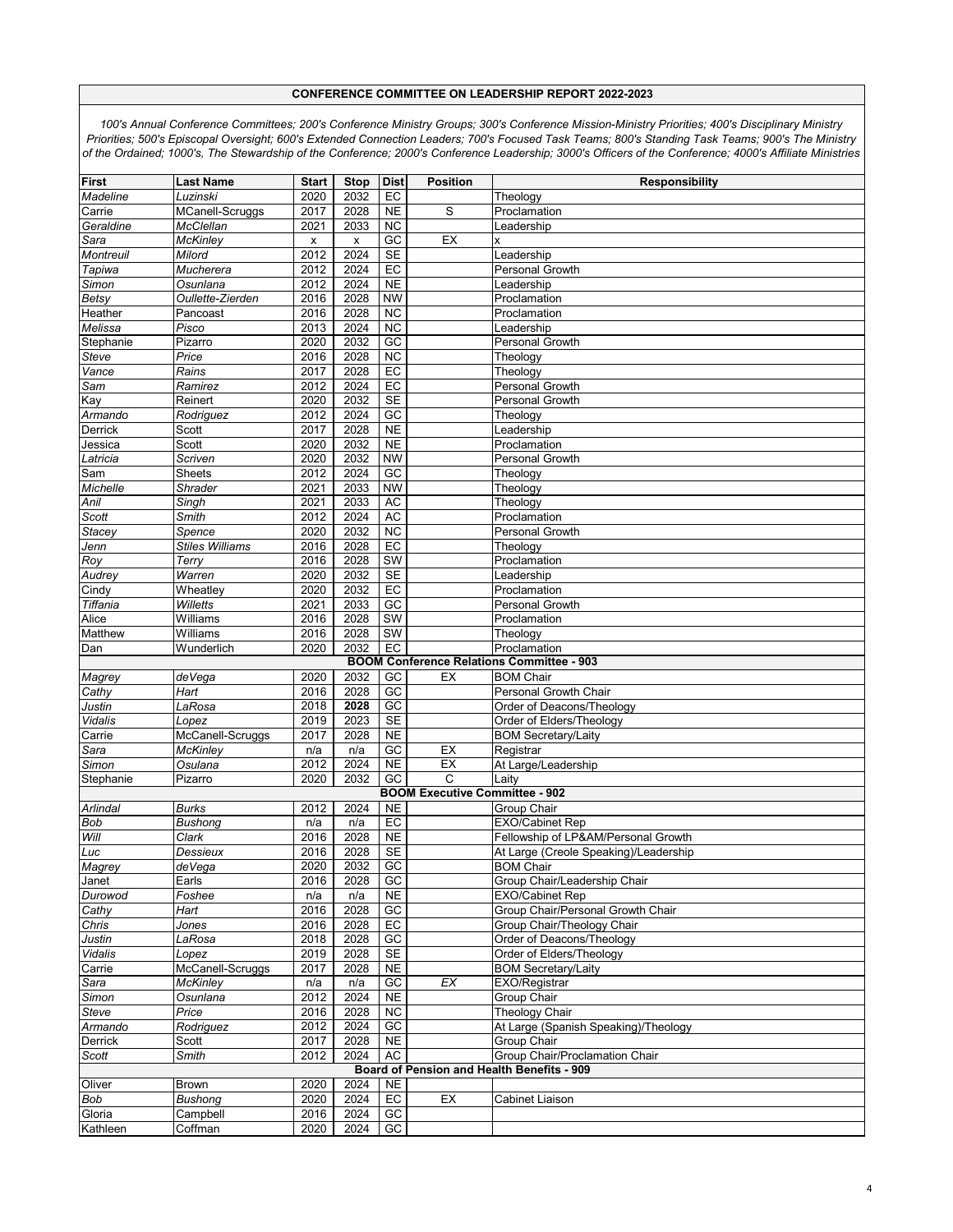**CONFERENCE COMMITTEE ON LEADERSHIP REPORT 2022-2023**

*100's Annual Conference Committees; 200's Conference Ministry Groups; 300's Conference Mission-Ministry Priorities; 400's Disciplinary Ministry Priorities; 500's Episcopal Oversight; 600's Extended Connection Leaders; 700's Focused Task Teams; 800's Standing Task Teams; 900's The Ministry of the Ordained; 1000's, The Stewardship of the Conference; 2000's Conference Leadership; 3000's Officers of the Conference; 4000's Affiliate Ministries*

| First | Last Name | Start | Stop | Dist | Position | Responsibility |
|---|---|---|---|---|---|---|
| *Madeline* | *Luzinski* | 2020 | 2032 | EC | | Theology |
| Carrie | MCanell-Scruggs | 2017 | 2028 | NE | S | Proclamation |
| *Geraldine* | *McClellan* | 2021 | 2033 | NC | | Leadership |
| *Sara* | *McKinley* | x | x | GC | EX | x |
| *Montreuil* | *Milord* | 2012 | 2024 | SE | | Leadership |
| *Tapiwa* | *Mucherera* | 2012 | 2024 | EC | | Personal Growth |
| *Simon* | *Osunlana* | 2012 | 2024 | NE | | Leadership |
| *Betsy* | *Oullette-Zierden* | 2016 | 2028 | NW | | Proclamation |
| Heather | Pancoast | 2016 | 2028 | NC | | Proclamation |
| *Melissa* | *Pisco* | 2013 | 2024 | NC | | Leadership |
| Stephanie | Pizarro | 2020 | 2032 | GC | | Personal Growth |
| *Steve* | *Price* | 2016 | 2028 | NC | | Theology |
| *Vance* | *Rains* | 2017 | 2028 | EC | | Theology |
| *Sam* | *Ramirez* | 2012 | 2024 | EC | | Personal Growth |
| Kay | Reinert | 2020 | 2032 | SE | | Personal Growth |
| *Armando* | *Rodriguez* | 2012 | 2024 | GC | | Theology |
| Derrick | Scott | 2017 | 2028 | NE | | Leadership |
| Jessica | Scott | 2020 | 2032 | NE | | Proclamation |
| *Latricia* | *Scriven* | 2020 | 2032 | NW | | Personal Growth |
| Sam | Sheets | 2012 | 2024 | GC | | Theology |
| *Michelle* | *Shrader* | 2021 | 2033 | NW | | Theology |
| *Anil* | *Singh* | 2021 | 2033 | AC | | Theology |
| *Scott* | *Smith* | 2012 | 2024 | AC | | Proclamation |
| *Stacey* | *Spence* | 2020 | 2032 | NC | | Personal Growth |
| *Jenn* | *Stiles Williams* | 2016 | 2028 | EC | | Theology |
| *Roy* | *Terry* | 2016 | 2028 | SW | | Proclamation |
| *Audrey* | *Warren* | 2020 | 2032 | SE | | Leadership |
| Cindy | Wheatley | 2020 | 2032 | EC | | Proclamation |
| *Tiffania* | *Willetts* | 2021 | 2033 | GC | | Personal Growth |
| Alice | Williams | 2016 | 2028 | SW | | Proclamation |
| Matthew | Williams | 2016 | 2028 | SW | | Theology |
| Dan | Wunderlich | 2020 | 2032 | EC | | Proclamation |
| **BOOM Conference Relations Committee - 903** | | | | | | |
| *Magrey* | *deVega* | 2020 | 2032 | GC | EX | BOM Chair |
| *Cathy* | *Hart* | 2016 | 2028 | GC | | Personal Growth Chair |
| *Justin* | *LaRosa* | 2018 | **2028** | GC | | Order of Deacons/Theology |
| *Vidalis* | *Lopez* | 2019 | 2023 | SE | | Order of Elders/Theology |
| Carrie | McCanell-Scruggs | 2017 | 2028 | NE | | BOM Secretary/Laity |
| *Sara* | *McKinley* | n/a | n/a | GC | EX | Registrar |
| *Simon* | *Osulana* | 2012 | 2024 | NE | EX | At Large/Leadership |
| Stephanie | Pizarro | 2020 | 2032 | GC | C | Laity |
| **BOOM Executive Committee - 902** | | | | | | |
| *Arlindal* | *Burks* | 2012 | 2024 | NE | | Group Chair |
| *Bob* | *Bushong* | n/a | n/a | EC | | EXO/Cabinet Rep |
| *Will* | *Clark* | 2016 | 2028 | NE | | Fellowship of LP&AM/Personal Growth |
| *Luc* | *Dessieux* | 2016 | 2028 | SE | | At Large (Creole Speaking)/Leadership |
| *Magrey* | *deVega* | 2020 | 2032 | GC | | BOM Chair |
| Janet | Earls | 2016 | 2028 | GC | | Group Chair/Leadership Chair |
| *Durowod* | *Foshee* | n/a | n/a | NE | | EXO/Cabinet Rep |
| *Cathy* | *Hart* | 2016 | 2028 | GC | | Group Chair/Personal Growth Chair |
| *Chris* | *Jones* | 2016 | 2028 | EC | | Group Chair/Theology Chair |
| *Justin* | *LaRosa* | 2018 | 2028 | GC | | Order of Deacons/Theology |
| *Vidalis* | *Lopez* | 2019 | 2028 | SE | | Order of Elders/Theology |
| Carrie | McCanell-Scruggs | 2017 | 2028 | NE | | BOM Secretary/Laity |
| *Sara* | *McKinley* | n/a | n/a | GC | *EX* | EXO/Registrar |
| *Simon* | *Osunlana* | 2012 | 2024 | NE | | Group Chair |
| *Steve* | *Price* | 2016 | 2028 | NC | | Theology Chair |
| *Armando* | *Rodriguez* | 2012 | 2024 | GC | | At Large (Spanish Speaking)/Theology |
| Derrick | Scott | 2017 | 2028 | NE | | Group Chair |
| *Scott* | *Smith* | 2012 | 2024 | AC | | Group Chair/Proclamation Chair |
| **Board of Pension and Health Benefits - 909** | | | | | | |
| Oliver | Brown | 2020 | 2024 | NE | | |
| *Bob* | *Bushong* | 2020 | 2024 | EC | EX | Cabinet Liaison |
| Gloria | Campbell | 2016 | 2024 | GC | | |
| Kathleen | Coffman | 2020 | 2024 | GC | | |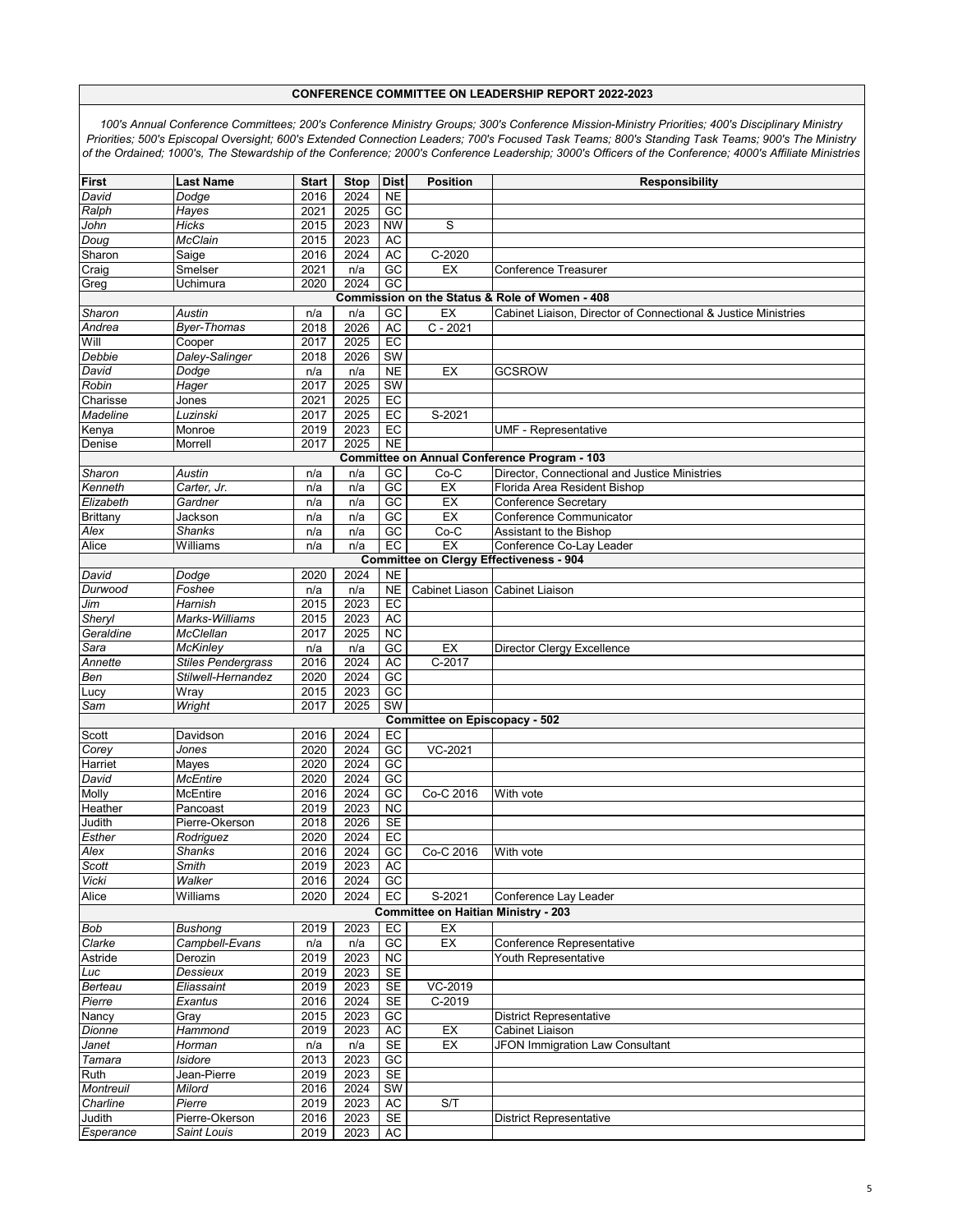## CONFERENCE COMMITTEE ON LEADERSHIP REPORT 2022-2023

*100's Annual Conference Committees; 200's Conference Ministry Groups; 300's Conference Mission-Ministry Priorities; 400's Disciplinary Ministry Priorities; 500's Episcopal Oversight; 600's Extended Connection Leaders; 700's Focused Task Teams; 800's Standing Task Teams; 900's The Ministry of the Ordained; 1000's, The Stewardship of the Conference; 2000's Conference Leadership; 3000's Officers of the Conference; 4000's Affiliate Ministries*

| First | Last Name | Start | Stop | Dist | Position | Responsibility |
|---|---|---|---|---|---|---|
| *David* | *Dodge* | 2016 | 2024 | NE | | |
| *Ralph* | *Hayes* | 2021 | 2025 | GC | | |
| *John* | *Hicks* | 2015 | 2023 | NW | S | |
| *Doug* | *McClain* | 2015 | 2023 | AC | | |
| Sharon | Saige | 2016 | 2024 | AC | C-2020 | |
| Craig | Smelser | 2021 | n/a | GC | EX | Conference Treasurer |
| Greg | Uchimura | 2020 | 2024 | GC | | |
| **Commission on the Status & Role of Women - 408** | | | | | | |
| *Sharon* | *Austin* | n/a | n/a | GC | EX | Cabinet Liaison, Director of Connectional & Justice Ministries |
| *Andrea* | *Byer-Thomas* | 2018 | 2026 | AC | C - 2021 | |
| Will | Cooper | 2017 | 2025 | EC | | |
| *Debbie* | *Daley-Salinger* | 2018 | 2026 | SW | | |
| *David* | *Dodge* | n/a | n/a | NE | EX | GCSROW |
| *Robin* | *Hager* | 2017 | 2025 | SW | | |
| Charisse | Jones | 2021 | 2025 | EC | | |
| *Madeline* | *Luzinski* | 2017 | 2025 | EC | S-2021 | |
| Kenya | Monroe | 2019 | 2023 | EC | | UMF - Representative |
| Denise | Morrell | 2017 | 2025 | NE | | |
| **Committee on Annual Conference Program - 103** | | | | | | |
| *Sharon* | *Austin* | n/a | n/a | GC | Co-C | Director, Connectional and Justice Ministries |
| *Kenneth* | *Carter, Jr.* | n/a | n/a | GC | EX | Florida Area Resident Bishop |
| *Elizabeth* | *Gardner* | n/a | n/a | GC | EX | Conference Secretary |
| Brittany | Jackson | n/a | n/a | GC | EX | Conference Communicator |
| *Alex* | *Shanks* | n/a | n/a | GC | Co-C | Assistant to the Bishop |
| Alice | Williams | n/a | n/a | EC | EX | Conference Co-Lay Leader |
| **Committee on Clergy Effectiveness - 904** | | | | | | |
| *David* | *Dodge* | 2020 | 2024 | NE | | |
| *Durwood* | *Foshee* | n/a | n/a | NE | Cabinet Liason | Cabinet Liaison |
| *Jim* | *Harnish* | 2015 | 2023 | EC | | |
| *Sheryl* | *Marks-Williams* | 2015 | 2023 | AC | | |
| *Geraldine* | *McClellan* | 2017 | 2025 | NC | | |
| *Sara* | *McKinley* | n/a | n/a | GC | EX | Director Clergy Excellence |
| *Annette* | *Stiles Pendergrass* | 2016 | 2024 | AC | C-2017 | |
| *Ben* | *Stilwell-Hernandez* | 2020 | 2024 | GC | | |
| Lucy | Wray | 2015 | 2023 | GC | | |
| *Sam* | *Wright* | 2017 | 2025 | SW | | |
| **Committee on Episcopacy - 502** | | | | | | |
| Scott | Davidson | 2016 | 2024 | EC | | |
| *Corey* | *Jones* | 2020 | 2024 | GC | VC-2021 | |
| Harriet | Mayes | 2020 | 2024 | GC | | |
| *David* | *McEntire* | 2020 | 2024 | GC | | |
| Molly | McEntire | 2016 | 2024 | GC | Co-C 2016 | With vote |
| Heather | Pancoast | 2019 | 2023 | NC | | |
| Judith | Pierre-Okerson | 2018 | 2026 | SE | | |
| *Esther* | *Rodriguez* | 2020 | 2024 | EC | | |
| *Alex* | *Shanks* | 2016 | 2024 | GC | Co-C 2016 | With vote |
| *Scott* | *Smith* | 2019 | 2023 | AC | | |
| *Vicki* | *Walker* | 2016 | 2024 | GC | | |
| Alice | Williams | 2020 | 2024 | EC | S-2021 | Conference Lay Leader |
| **Committee on Haitian Ministry - 203** | | | | | | |
| *Bob* | *Bushong* | 2019 | 2023 | EC | EX | |
| *Clarke* | *Campbell-Evans* | n/a | n/a | GC | EX | Conference Representative |
| Astride | Derozin | 2019 | 2023 | NC | | Youth Representative |
| *Luc* | *Dessieux* | 2019 | 2023 | SE | | |
| *Berteau* | *Eliassaint* | 2019 | 2023 | SE | VC-2019 | |
| *Pierre* | *Exantus* | 2016 | 2024 | SE | C-2019 | |
| Nancy | Gray | 2015 | 2023 | GC | | District Representative |
| *Dionne* | *Hammond* | 2019 | 2023 | AC | EX | Cabinet Liaison |
| *Janet* | *Horman* | n/a | n/a | SE | EX | JFON Immigration Law Consultant |
| *Tamara* | *Isidore* | 2013 | 2023 | GC | | |
| Ruth | Jean-Pierre | 2019 | 2023 | SE | | |
| *Montreuil* | *Milord* | 2016 | 2024 | SW | | |
| *Charline* | *Pierre* | 2019 | 2023 | AC | S/T | |
| Judith | Pierre-Okerson | 2016 | 2023 | SE | | District Representative |
| *Esperance* | *Saint Louis* | 2019 | 2023 | AC | | |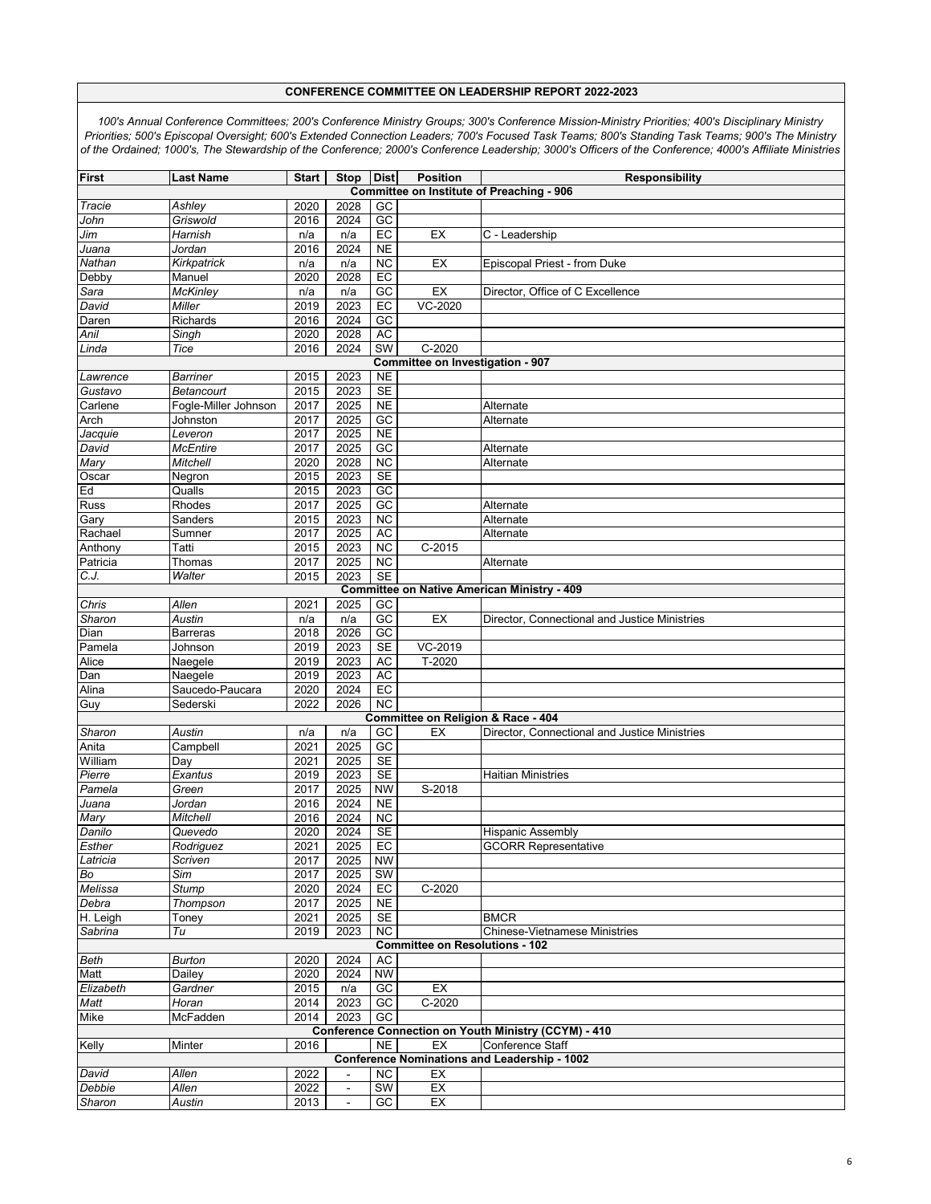**CONFERENCE COMMITTEE ON LEADERSHIP REPORT 2022-2023**

*100's Annual Conference Committees; 200's Conference Ministry Groups; 300's Conference Mission-Ministry Priorities; 400's Disciplinary Ministry Priorities; 500's Episcopal Oversight; 600's Extended Connection Leaders; 700's Focused Task Teams; 800's Standing Task Teams; 900's The Ministry of the Ordained; 1000's, The Stewardship of the Conference; 2000's Conference Leadership; 3000's Officers of the Conference; 4000's Affiliate Ministries*

| First | Last Name | Start | Stop | Dist | Position | Responsibility |
|---|---|---|---|---|---|---|
| **Committee on Institute of Preaching - 906** | | | | | | |
| *Tracie* | *Ashley* | 2020 | 2028 | GC | | |
| *John* | *Griswold* | 2016 | 2024 | GC | | |
| *Jim* | *Harnish* | n/a | n/a | EC | EX | C - Leadership |
| *Juana* | *Jordan* | 2016 | 2024 | NE | | |
| *Nathan* | *Kirkpatrick* | n/a | n/a | NC | EX | Episcopal Priest - from Duke |
| Debby | Manuel | 2020 | 2028 | EC | | |
| *Sara* | *McKinley* | n/a | n/a | GC | EX | Director, Office of C Excellence |
| *David* | *Miller* | 2019 | 2023 | EC | VC-2020 | |
| Daren | Richards | 2016 | 2024 | GC | | |
| *Anil* | *Singh* | 2020 | 2028 | AC | | |
| *Linda* | *Tice* | 2016 | 2024 | SW | C-2020 | |
| **Committee on Investigation - 907** | | | | | | |
| *Lawrence* | *Barriner* | 2015 | 2023 | NE | | |
| *Gustavo* | *Betancourt* | 2015 | 2023 | SE | | |
| Carlene | Fogle-Miller Johnson | 2017 | 2025 | NE | | Alternate |
| Arch | Johnston | 2017 | 2025 | GC | | Alternate |
| *Jacquie* | *Leveron* | 2017 | 2025 | NE | | |
| *David* | *McEntire* | 2017 | 2025 | GC | | Alternate |
| *Mary* | *Mitchell* | 2020 | 2028 | NC | | Alternate |
| Oscar | Negron | 2015 | 2023 | SE | | |
| Ed | Qualls | 2015 | 2023 | GC | | |
| Russ | Rhodes | 2017 | 2025 | GC | | Alternate |
| Gary | Sanders | 2015 | 2023 | NC | | Alternate |
| Rachael | Sumner | 2017 | 2025 | AC | | Alternate |
| Anthony | Tatti | 2015 | 2023 | NC | C-2015 | |
| Patricia | Thomas | 2017 | 2025 | NC | | Alternate |
| *C.J.* | *Walter* | 2015 | 2023 | SE | | |
| **Committee on Native American Ministry - 409** | | | | | | |
| *Chris* | *Allen* | 2021 | 2025 | GC | | |
| *Sharon* | *Austin* | n/a | n/a | GC | EX | Director, Connectional and Justice Ministries |
| Dian | Barreras | 2018 | 2026 | GC | | |
| Pamela | Johnson | 2019 | 2023 | SE | VC-2019 | |
| Alice | Naegele | 2019 | 2023 | AC | T-2020 | |
| Dan | Naegele | 2019 | 2023 | AC | | |
| Alina | Saucedo-Paucara | 2020 | 2024 | EC | | |
| Guy | Sederski | 2022 | 2026 | NC | | |
| **Committee on Religion & Race - 404** | | | | | | |
| *Sharon* | *Austin* | n/a | n/a | GC | EX | Director, Connectional and Justice Ministries |
| Anita | Campbell | 2021 | 2025 | GC | | |
| William | Day | 2021 | 2025 | SE | | |
| *Pierre* | *Exantus* | 2019 | 2023 | SE | | Haitian Ministries |
| *Pamela* | *Green* | 2017 | 2025 | NW | S-2018 | |
| *Juana* | *Jordan* | 2016 | 2024 | NE | | |
| *Mary* | *Mitchell* | 2016 | 2024 | NC | | |
| *Danilo* | *Quevedo* | 2020 | 2024 | SE | | Hispanic Assembly |
| *Esther* | *Rodriguez* | 2021 | 2025 | EC | | GCORR Representative |
| *Latricia* | *Scriven* | 2017 | 2025 | NW | | |
| *Bo* | *Sim* | 2017 | 2025 | SW | | |
| *Melissa* | *Stump* | 2020 | 2024 | EC | C-2020 | |
| *Debra* | *Thompson* | 2017 | 2025 | NE | | |
| H. Leigh | Toney | 2021 | 2025 | SE | | BMCR |
| *Sabrina* | *Tu* | 2019 | 2023 | NC | | Chinese-Vietnamese Ministries |
| **Committee on Resolutions - 102** | | | | | | |
| *Beth* | *Burton* | 2020 | 2024 | AC | | |
| Matt | Dailey | 2020 | 2024 | NW | | |
| *Elizabeth* | *Gardner* | 2015 | n/a | GC | EX | |
| *Matt* | *Horan* | 2014 | 2023 | GC | C-2020 | |
| Mike | McFadden | 2014 | 2023 | GC | | |
| **Conference Connection on Youth Ministry (CCYM) - 410** | | | | | | |
| Kelly | Minter | 2016 | | NE | EX | Conference Staff |
| **Conference Nominations and Leadership - 1002** | | | | | | |
| *David* | *Allen* | 2022 | - | NC | EX | |
| *Debbie* | *Allen* | 2022 | - | SW | EX | |
| *Sharon* | *Austin* | 2013 | - | GC | EX | |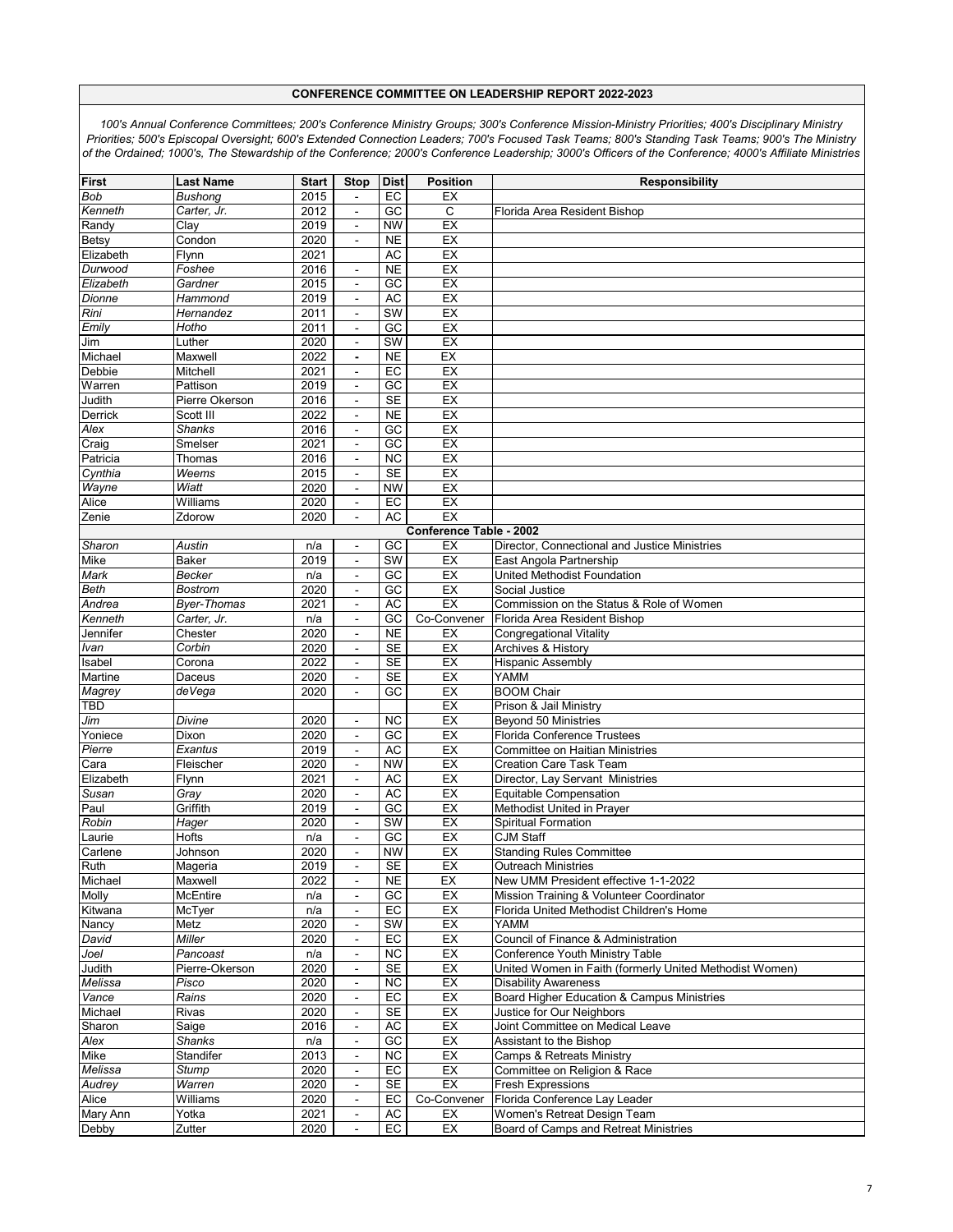## CONFERENCE COMMITTEE ON LEADERSHIP REPORT 2022-2023

*100's Annual Conference Committees; 200's Conference Ministry Groups; 300's Conference Mission-Ministry Priorities; 400's Disciplinary Ministry Priorities; 500's Episcopal Oversight; 600's Extended Connection Leaders; 700's Focused Task Teams; 800's Standing Task Teams; 900's The Ministry of the Ordained; 1000's, The Stewardship of the Conference; 2000's Conference Leadership; 3000's Officers of the Conference; 4000's Affiliate Ministries*

| First | Last Name | Start | Stop | Dist | Position | Responsibility |
|---|---|---|---|---|---|---|
| *Bob* | *Bushong* | 2015 | - | EC | EX | |
| *Kenneth* | *Carter, Jr.* | 2012 | - | GC | C | Florida Area Resident Bishop |
| Randy | Clay | 2019 | - | NW | EX | |
| Betsy | Condon | 2020 | - | NE | EX | |
| Elizabeth | Flynn | 2021 | | AC | EX | |
| *Durwood* | *Foshee* | 2016 | - | NE | EX | |
| *Elizabeth* | *Gardner* | 2015 | - | GC | EX | |
| *Dionne* | *Hammond* | 2019 | - | AC | EX | |
| *Rini* | *Hernandez* | 2011 | - | SW | EX | |
| *Emily* | *Hotho* | 2011 | - | GC | EX | |
| Jim | Luther | 2020 | - | SW | EX | |
| Michael | Maxwell | 2022 | - | NE | EX | |
| Debbie | Mitchell | 2021 | - | EC | EX | |
| Warren | Pattison | 2019 | - | GC | EX | |
| Judith | Pierre Okerson | 2016 | - | SE | EX | |
| Derrick | Scott III | 2022 | - | NE | EX | |
| *Alex* | *Shanks* | 2016 | - | GC | EX | |
| Craig | Smelser | 2021 | - | GC | EX | |
| Patricia | Thomas | 2016 | - | NC | EX | |
| *Cynthia* | *Weems* | 2015 | - | SE | EX | |
| *Wayne* | *Wiatt* | 2020 | - | NW | EX | |
| Alice | Williams | 2020 | - | EC | EX | |
| Zenie | Zdorow | 2020 | - | AC | EX | |
| | | | | | **Conference Table - 2002** | |
| *Sharon* | *Austin* | n/a | - | GC | EX | Director, Connectional and Justice Ministries |
| Mike | Baker | 2019 | - | SW | EX | East Angola Partnership |
| *Mark* | *Becker* | n/a | - | GC | EX | United Methodist Foundation |
| *Beth* | *Bostrom* | 2020 | - | GC | EX | Social Justice |
| *Andrea* | *Byer-Thomas* | 2021 | - | AC | EX | Commission on the Status & Role of Women |
| *Kenneth* | *Carter, Jr.* | n/a | - | GC | Co-Convener | Florida Area Resident Bishop |
| Jennifer | Chester | 2020 | - | NE | EX | Congregational Vitality |
| *Ivan* | *Corbin* | 2020 | - | SE | EX | Archives & History |
| Isabel | Corona | 2022 | - | SE | EX | Hispanic Assembly |
| Martine | Daceus | 2020 | - | SE | EX | YAMM |
| *Magrey* | *deVega* | 2020 | - | GC | EX | BOOM Chair |
| TBD | | | | | EX | Prison & Jail Ministry |
| *Jim* | *Divine* | 2020 | - | NC | EX | Beyond 50 Ministries |
| Yoniece | Dixon | 2020 | - | GC | EX | Florida Conference Trustees |
| *Pierre* | *Exantus* | 2019 | - | AC | EX | Committee on Haitian Ministries |
| Cara | Fleischer | 2020 | - | NW | EX | Creation Care Task Team |
| Elizabeth | Flynn | 2021 | - | AC | EX | Director, Lay Servant Ministries |
| *Susan* | *Gray* | 2020 | - | AC | EX | Equitable Compensation |
| Paul | Griffith | 2019 | - | GC | EX | Methodist United in Prayer |
| *Robin* | *Hager* | 2020 | - | SW | EX | Spiritual Formation |
| Laurie | Hofts | n/a | - | GC | EX | CJM Staff |
| Carlene | Johnson | 2020 | - | NW | EX | Standing Rules Committee |
| Ruth | Mageria | 2019 | - | SE | EX | Outreach Ministries |
| Michael | Maxwell | 2022 | - | NE | EX | New UMM President effective 1-1-2022 |
| Molly | McEntire | n/a | - | GC | EX | Mission Training & Volunteer Coordinator |
| Kitwana | McTyer | n/a | - | EC | EX | Florida United Methodist Children's Home |
| Nancy | Metz | 2020 | - | SW | EX | YAMM |
| *David* | *Miller* | 2020 | - | EC | EX | Council of Finance & Administration |
| *Joel* | *Pancoast* | n/a | - | NC | EX | Conference Youth Ministry Table |
| Judith | Pierre-Okerson | 2020 | - | SE | EX | United Women in Faith (formerly United Methodist Women) |
| *Melissa* | *Pisco* | 2020 | - | NC | EX | Disability Awareness |
| *Vance* | *Rains* | 2020 | - | EC | EX | Board Higher Education & Campus Ministries |
| Michael | Rivas | 2020 | - | SE | EX | Justice for Our Neighbors |
| Sharon | Saige | 2016 | - | AC | EX | Joint Committee on Medical Leave |
| *Alex* | *Shanks* | n/a | - | GC | EX | Assistant to the Bishop |
| Mike | Standifer | 2013 | - | NC | EX | Camps & Retreats Ministry |
| *Melissa* | *Stump* | 2020 | - | EC | EX | Committee on Religion & Race |
| *Audrey* | *Warren* | 2020 | - | SE | EX | Fresh Expressions |
| Alice | Williams | 2020 | - | EC | Co-Convener | Florida Conference Lay Leader |
| Mary Ann | Yotka | 2021 | - | AC | EX | Women's Retreat Design Team |
| Debby | Zutter | 2020 | - | EC | EX | Board of Camps and Retreat Ministries |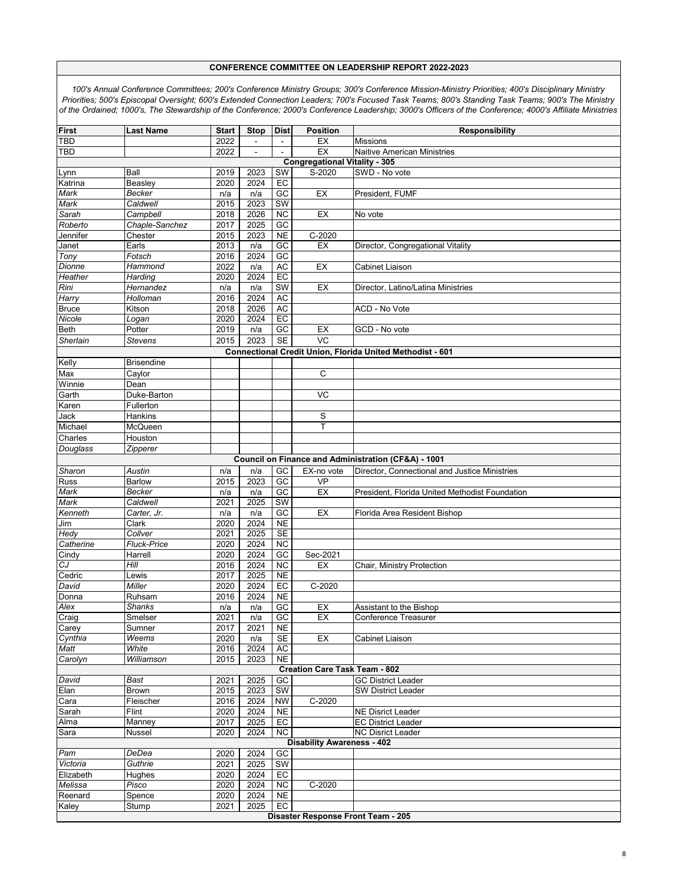## CONFERENCE COMMITTEE ON LEADERSHIP REPORT 2022-2023

*100's Annual Conference Committees; 200's Conference Ministry Groups; 300's Conference Mission-Ministry Priorities; 400's Disciplinary Ministry Priorities; 500's Episcopal Oversight; 600's Extended Connection Leaders; 700's Focused Task Teams; 800's Standing Task Teams; 900's The Ministry of the Ordained; 1000's, The Stewardship of the Conference; 2000's Conference Leadership; 3000's Officers of the Conference; 4000's Affiliate Ministries*

| First | Last Name | Start | Stop | Dist | Position | Responsibility |
|---|---|---|---|---|---|---|
| TBD | | 2022 | - | - | EX | Missions |
| TBD | | 2022 | - | - | EX | Naitive American Ministries |
| **Congregational Vitality - 305** | | | | | | |
| Lynn | Ball | 2019 | 2023 | SW | S-2020 | SWD - No vote |
| Katrina | Beasley | 2020 | 2024 | EC | | |
| *Mark* | *Becker* | n/a | n/a | GC | EX | President, FUMF |
| *Mark* | *Caldwell* | 2015 | 2023 | SW | | |
| *Sarah* | *Campbell* | 2018 | 2026 | NC | EX | No vote |
| *Roberto* | *Chaple-Sanchez* | 2017 | 2025 | GC | | |
| Jennifer | Chester | 2015 | 2023 | NE | C-2020 | |
| Janet | Earls | 2013 | n/a | GC | EX | Director, Congregational Vitality |
| *Tony* | *Fotsch* | 2016 | 2024 | GC | | |
| *Dionne* | *Hammond* | 2022 | n/a | AC | EX | Cabinet Liaison |
| *Heather* | *Harding* | 2020 | 2024 | EC | | |
| *Rini* | *Hernandez* | n/a | n/a | SW | EX | Director, Latino/Latina Ministries |
| *Harry* | *Holloman* | 2016 | 2024 | AC | | |
| Bruce | Kitson | 2018 | 2026 | AC | | ACD - No Vote |
| *Nicole* | *Logan* | 2020 | 2024 | EC | | |
| Beth | Potter | 2019 | n/a | GC | EX | GCD - No vote |
| *Sherlain* | *Stevens* | 2015 | 2023 | SE | VC | |
| **Connectional Credit Union, Florida United Methodist - 601** | | | | | | |
| Kelly | Brisendine | | | | | |
| Max | Caylor | | | | C | |
| Winnie | Dean | | | | | |
| Garth | Duke-Barton | | | | VC | |
| Karen | Fullerton | | | | | |
| Jack | Hankins | | | | S | |
| Michael | McQueen | | | | T | |
| Charles | Houston | | | | | |
| *Douglass* | *Zipperer* | | | | | |
| **Council on Finance and Administration (CF&A) - 1001** | | | | | | |
| *Sharon* | *Austin* | n/a | n/a | GC | EX-no vote | Director, Connectional and Justice Ministries |
| Russ | Barlow | 2015 | 2023 | GC | VP | |
| *Mark* | *Becker* | n/a | n/a | GC | EX | President, Florida United Methodist Foundation |
| *Mark* | *Caldwell* | 2021 | 2025 | SW | | |
| *Kenneth* | *Carter, Jr.* | n/a | n/a | GC | EX | Florida Area Resident Bishop |
| Jim | Clark | 2020 | 2024 | NE | | |
| *Hedy* | *Collver* | 2021 | 2025 | SE | | |
| *Catherine* | *Fluck-Price* | 2020 | 2024 | NC | | |
| Cindy | Harrell | 2020 | 2024 | GC | Sec-2021 | |
| *CJ* | *Hill* | 2016 | 2024 | NC | EX | Chair, Ministry Protection |
| Cedric | Lewis | 2017 | 2025 | NE | | |
| *David* | *Miller* | 2020 | 2024 | EC | C-2020 | |
| Donna | Ruhsam | 2016 | 2024 | NE | | |
| *Alex* | *Shanks* | n/a | n/a | GC | EX | Assistant to the Bishop |
| Craig | Smelser | 2021 | n/a | GC | EX | Conference Treasurer |
| Carey | Sumner | 2017 | 2021 | NE | | |
| *Cynthia* | *Weems* | 2020 | n/a | SE | EX | Cabinet Liaison |
| *Matt* | *White* | 2016 | 2024 | AC | | |
| *Carolyn* | *Williamson* | 2015 | 2023 | NE | | |
| **Creation Care Task Team - 802** | | | | | | |
| *David* | *Bast* | 2021 | 2025 | GC | | GC District Leader |
| Elan | Brown | 2015 | 2023 | SW | | SW District Leader |
| Cara | Fleischer | 2016 | 2024 | NW | C-2020 | |
| Sarah | Flint | 2020 | 2024 | NE | | NE Disrict Leader |
| Alma | Manney | 2017 | 2025 | EC | | EC District Leader |
| Sara | Nussel | 2020 | 2024 | NC | | NC Disrict Leader |
| **Disability Awareness - 402** | | | | | | |
| *Pam* | *DeDea* | 2020 | 2024 | GC | | |
| *Victoria* | *Guthrie* | 2021 | 2025 | SW | | |
| Elizabeth | Hughes | 2020 | 2024 | EC | | |
| *Melissa* | *Pisco* | 2020 | 2024 | NC | C-2020 | |
| Reenard | Spence | 2020 | 2024 | NE | | |
| Kaley | Stump | 2021 | 2025 | EC | | |
| **Disaster Response Front Team - 205** | | | | | | |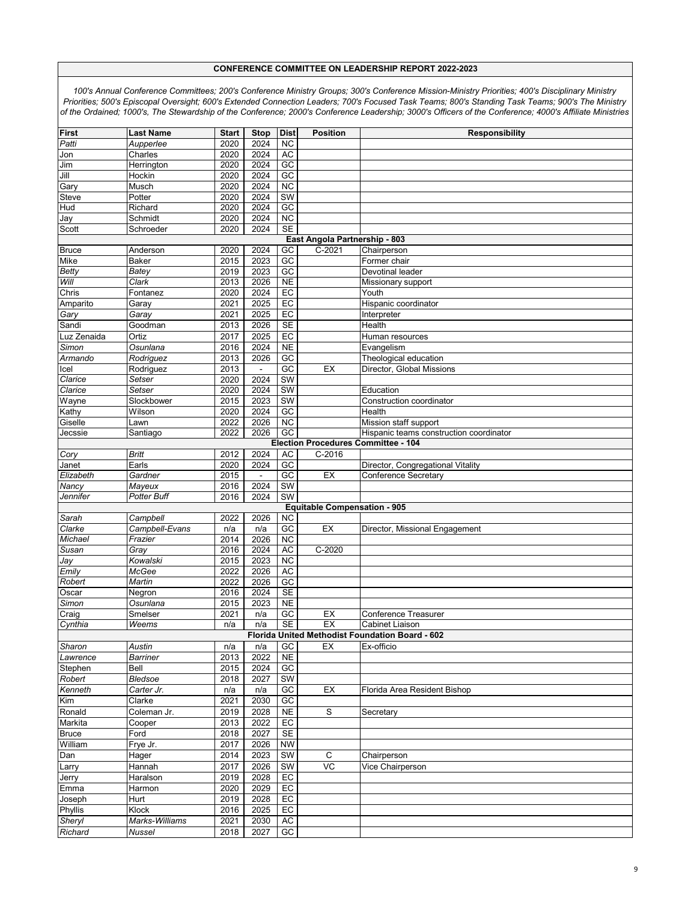**CONFERENCE COMMITTEE ON LEADERSHIP REPORT 2022-2023**

*100's Annual Conference Committees; 200's Conference Ministry Groups; 300's Conference Mission-Ministry Priorities; 400's Disciplinary Ministry Priorities; 500's Episcopal Oversight; 600's Extended Connection Leaders; 700's Focused Task Teams; 800's Standing Task Teams; 900's The Ministry of the Ordained; 1000's, The Stewardship of the Conference; 2000's Conference Leadership; 3000's Officers of the Conference; 4000's Affiliate Ministries*

| First | Last Name | Start | Stop | Dist | Position | Responsibility |
|---|---|---|---|---|---|---|
| *Patti* | *Aupperlee* | 2020 | 2024 | NC | | |
| Jon | Charles | 2020 | 2024 | AC | | |
| Jim | Herrington | 2020 | 2024 | GC | | |
| Jill | Hockin | 2020 | 2024 | GC | | |
| Gary | Musch | 2020 | 2024 | NC | | |
| Steve | Potter | 2020 | 2024 | SW | | |
| Hud | Richard | 2020 | 2024 | GC | | |
| Jay | Schmidt | 2020 | 2024 | NC | | |
| Scott | Schroeder | 2020 | 2024 | SE | | |
| | | | | | **East Angola Partnership - 803** | |
| Bruce | Anderson | 2020 | 2024 | GC | C-2021 | Chairperson |
| Mike | Baker | 2015 | 2023 | GC | | Former chair |
| *Betty* | *Batey* | 2019 | 2023 | GC | | Devotinal leader |
| *Will* | *Clark* | 2013 | 2026 | NE | | Missionary support |
| Chris | Fontanez | 2020 | 2024 | EC | | Youth |
| Amparito | Garay | 2021 | 2025 | EC | | Hispanic coordinator |
| *Gary* | *Garay* | 2021 | 2025 | EC | | Interpreter |
| Sandi | Goodman | 2013 | 2026 | SE | | Health |
| Luz Zenaida | Ortiz | 2017 | 2025 | EC | | Human resources |
| *Simon* | *Osunlana* | 2016 | 2024 | NE | | Evangelism |
| *Armando* | *Rodriguez* | 2013 | 2026 | GC | | Theological education |
| Icel | Rodriguez | 2013 | - | GC | EX | Director, Global Missions |
| *Clarice* | *Setser* | 2020 | 2024 | SW | | |
| *Clarice* | *Setser* | 2020 | 2024 | SW | | Education |
| Wayne | Slockbower | 2015 | 2023 | SW | | Construction coordinator |
| Kathy | Wilson | 2020 | 2024 | GC | | Health |
| Giselle | Lawn | 2022 | 2026 | NC | | Mission staff support |
| Jecssie | Santiago | 2022 | 2026 | GC | | Hispanic teams construction coordinator |
| | | | | | **Election Procedures Committee - 104** | |
| *Cory* | *Britt* | 2012 | 2024 | AC | C-2016 | |
| Janet | Earls | 2020 | 2024 | GC | | Director, Congregational Vitality |
| *Elizabeth* | *Gardner* | 2015 | - | GC | EX | Conference Secretary |
| *Nancy* | *Mayeux* | 2016 | 2024 | SW | | |
| *Jennifer* | *Potter Buff* | 2016 | 2024 | SW | | |
| | | | | | **Equitable Compensation - 905** | |
| *Sarah* | *Campbell* | 2022 | 2026 | NC | | |
| *Clarke* | *Campbell-Evans* | n/a | n/a | GC | EX | Director, Missional Engagement |
| *Michael* | *Frazier* | 2014 | 2026 | NC | | |
| *Susan* | *Gray* | 2016 | 2024 | AC | C-2020 | |
| *Jay* | *Kowalski* | 2015 | 2023 | NC | | |
| *Emily* | *McGee* | 2022 | 2026 | AC | | |
| *Robert* | *Martin* | 2022 | 2026 | GC | | |
| Oscar | Negron | 2016 | 2024 | SE | | |
| *Simon* | *Osunlana* | 2015 | 2023 | NE | | |
| Craig | Smelser | 2021 | n/a | GC | EX | Conference Treasurer |
| *Cynthia* | *Weems* | n/a | n/a | SE | EX | Cabinet Liaison |
| | | | | | **Florida United Methodist Foundation Board - 602** | |
| *Sharon* | *Austin* | n/a | n/a | GC | EX | Ex-officio |
| *Lawrence* | *Barriner* | 2013 | 2022 | NE | | |
| Stephen | Bell | 2015 | 2024 | GC | | |
| *Robert* | *Bledsoe* | 2018 | 2027 | SW | | |
| *Kenneth* | *Carter Jr.* | n/a | n/a | GC | EX | Florida Area Resident Bishop |
| Kim | Clarke | 2021 | 2030 | GC | | |
| Ronald | Coleman Jr. | 2019 | 2028 | NE | S | Secretary |
| Markita | Cooper | 2013 | 2022 | EC | | |
| Bruce | Ford | 2018 | 2027 | SE | | |
| William | Frye Jr. | 2017 | 2026 | NW | | |
| Dan | Hager | 2014 | 2023 | SW | C | Chairperson |
| Larry | Hannah | 2017 | 2026 | SW | VC | Vice Chairperson |
| Jerry | Haralson | 2019 | 2028 | EC | | |
| Emma | Harmon | 2020 | 2029 | EC | | |
| Joseph | Hurt | 2019 | 2028 | EC | | |
| Phyllis | Klock | 2016 | 2025 | EC | | |
| *Sheryl* | *Marks-Williams* | 2021 | 2030 | AC | | |
| *Richard* | *Nussel* | 2018 | 2027 | GC | | |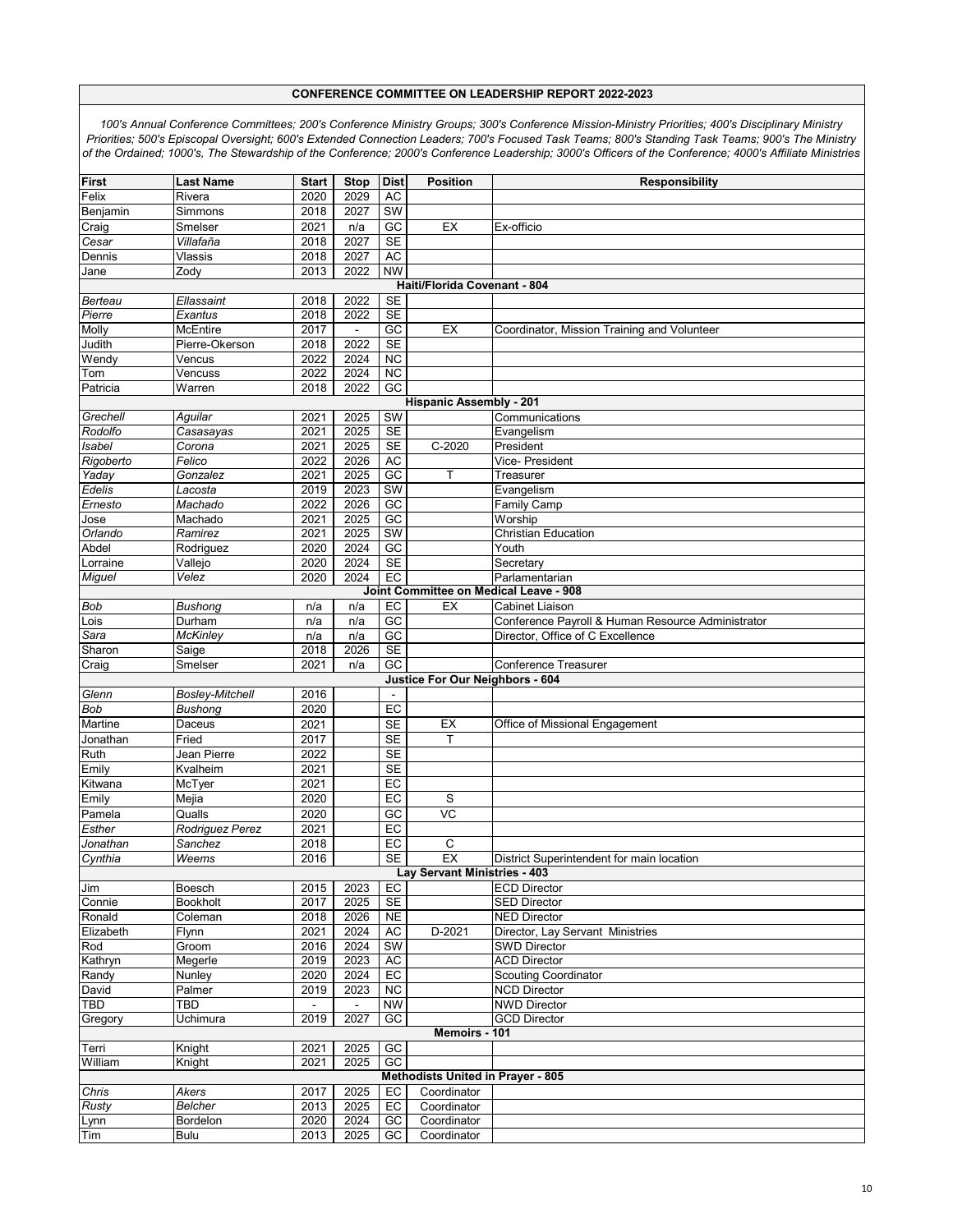**CONFERENCE COMMITTEE ON LEADERSHIP REPORT 2022-2023**

*100's Annual Conference Committees; 200's Conference Ministry Groups; 300's Conference Mission-Ministry Priorities; 400's Disciplinary Ministry Priorities; 500's Episcopal Oversight; 600's Extended Connection Leaders; 700's Focused Task Teams; 800's Standing Task Teams; 900's The Ministry of the Ordained; 1000's, The Stewardship of the Conference; 2000's Conference Leadership; 3000's Officers of the Conference; 4000's Affiliate Ministries*

| First | Last Name | Start | Stop | Dist | Position | Responsibility |
|---|---|---|---|---|---|---|
| Felix | Rivera | 2020 | 2029 | AC | | |
| Benjamin | Simmons | 2018 | 2027 | SW | | |
| Craig | Smelser | 2021 | n/a | GC | EX | Ex-officio |
| *Cesar* | *Villafaña* | 2018 | 2027 | SE | | |
| Dennis | Vlassis | 2018 | 2027 | AC | | |
| Jane | Zody | 2013 | 2022 | NW | | |
| | | | | | **Haiti/Florida Covenant - 804** | |
| *Berteau* | *Ellassaint* | 2018 | 2022 | SE | | |
| *Pierre* | *Exantus* | 2018 | 2022 | SE | | |
| Molly | McEntire | 2017 | - | GC | EX | Coordinator, Mission Training and Volunteer |
| Judith | Pierre-Okerson | 2018 | 2022 | SE | | |
| Wendy | Vencus | 2022 | 2024 | NC | | |
| Tom | Vencuss | 2022 | 2024 | NC | | |
| Patricia | Warren | 2018 | 2022 | GC | | |
| | | | | | **Hispanic Assembly - 201** | |
| *Grechell* | *Aguilar* | 2021 | 2025 | SW | | Communications |
| *Rodolfo* | *Casasayas* | 2021 | 2025 | SE | | Evangelism |
| *Isabel* | *Corona* | 2021 | 2025 | SE | C-2020 | President |
| *Rigoberto* | *Felico* | 2022 | 2026 | AC | | Vice- President |
| *Yaday* | *Gonzalez* | 2021 | 2025 | GC | T | Treasurer |
| *Edelis* | *Lacosta* | 2019 | 2023 | SW | | Evangelism |
| *Ernesto* | *Machado* | 2022 | 2026 | GC | | Family Camp |
| Jose | Machado | 2021 | 2025 | GC | | Worship |
| *Orlando* | *Ramirez* | 2021 | 2025 | SW | | Christian Education |
| Abdel | Rodriguez | 2020 | 2024 | GC | | Youth |
| Lorraine | Vallejo | 2020 | 2024 | SE | | Secretary |
| *Miguel* | *Velez* | 2020 | 2024 | EC | | Parlamentarian |
| | | | | | **Joint Committee on Medical Leave - 908** | |
| *Bob* | *Bushong* | n/a | n/a | EC | EX | Cabinet Liaison |
| Lois | Durham | n/a | n/a | GC | | Conference Payroll & Human Resource Administrator |
| *Sara* | *McKinley* | n/a | n/a | GC | | Director, Office of C Excellence |
| Sharon | Saige | 2018 | 2026 | SE | | |
| Craig | Smelser | 2021 | n/a | GC | | Conference Treasurer |
| | | | | | **Justice For Our Neighbors - 604** | |
| *Glenn* | *Bosley-Mitchell* | 2016 | | - | | |
| *Bob* | *Bushong* | 2020 | | EC | | |
| Martine | Daceus | 2021 | | SE | EX | Office of Missional Engagement |
| Jonathan | Fried | 2017 | | SE | T | |
| Ruth | Jean Pierre | 2022 | | SE | | |
| Emily | Kvalheim | 2021 | | SE | | |
| Kitwana | McTyer | 2021 | | EC | | |
| Emily | Mejia | 2020 | | EC | S | |
| Pamela | Qualls | 2020 | | GC | VC | |
| *Esther* | *Rodriguez Perez* | 2021 | | EC | | |
| *Jonathan* | *Sanchez* | 2018 | | EC | C | |
| *Cynthia* | *Weems* | 2016 | | SE | EX | District Superintendent for main location |
| | | | | | **Lay Servant Ministries - 403** | |
| Jim | Boesch | 2015 | 2023 | EC | | ECD Director |
| Connie | Bookholt | 2017 | 2025 | SE | | SED Director |
| Ronald | Coleman | 2018 | 2026 | NE | | NED Director |
| Elizabeth | Flynn | 2021 | 2024 | AC | D-2021 | Director, Lay Servant Ministries |
| Rod | Groom | 2016 | 2024 | SW | | SWD Director |
| Kathryn | Megerle | 2019 | 2023 | AC | | ACD Director |
| Randy | Nunley | 2020 | 2024 | EC | | Scouting Coordinator |
| David | Palmer | 2019 | 2023 | NC | | NCD Director |
| TBD | TBD | - | - | NW | | NWD Director |
| Gregory | Uchimura | 2019 | 2027 | GC | | GCD Director |
| | | | | | **Memoirs - 101** | |
| Terri | Knight | 2021 | 2025 | GC | | |
| William | Knight | 2021 | 2025 | GC | | |
| | | | | | **Methodists United in Prayer - 805** | |
| *Chris* | *Akers* | 2017 | 2025 | EC | Coordinator | |
| *Rusty* | *Belcher* | 2013 | 2025 | EC | Coordinator | |
| Lynn | Bordelon | 2020 | 2024 | GC | Coordinator | |
| Tim | Bulu | 2013 | 2025 | GC | Coordinator | |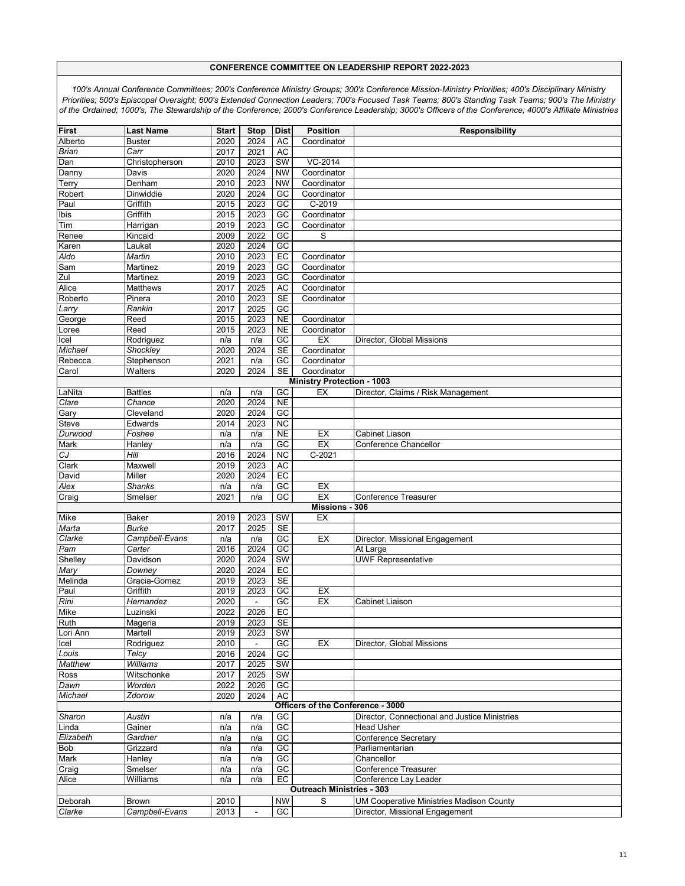## CONFERENCE COMMITTEE ON LEADERSHIP REPORT 2022-2023

*100's Annual Conference Committees; 200's Conference Ministry Groups; 300's Conference Mission-Ministry Priorities; 400's Disciplinary Ministry Priorities; 500's Episcopal Oversight; 600's Extended Connection Leaders; 700's Focused Task Teams; 800's Standing Task Teams; 900's The Ministry of the Ordained; 1000's, The Stewardship of the Conference; 2000's Conference Leadership; 3000's Officers of the Conference; 4000's Affiliate Ministries*

| First | Last Name | Start | Stop | Dist | Position | Responsibility |
|---|---|---|---|---|---|---|
| Alberto | Buster | 2020 | 2024 | AC | Coordinator | |
| *Brian* | *Carr* | 2017 | 2021 | AC | | |
| Dan | Christopherson | 2010 | 2023 | SW | VC-2014 | |
| Danny | Davis | 2020 | 2024 | NW | Coordinator | |
| Terry | Denham | 2010 | 2023 | NW | Coordinator | |
| Robert | Dinwiddie | 2020 | 2024 | GC | Coordinator | |
| Paul | Griffith | 2015 | 2023 | GC | C-2019 | |
| Ibis | Griffith | 2015 | 2023 | GC | Coordinator | |
| Tim | Harrigan | 2019 | 2023 | GC | Coordinator | |
| Renee | Kincaid | 2009 | 2022 | GC | S | |
| Karen | Laukat | 2020 | 2024 | GC | | |
| *Aldo* | *Martin* | 2010 | 2023 | EC | Coordinator | |
| Sam | Martinez | 2019 | 2023 | GC | Coordinator | |
| Zul | Martinez | 2019 | 2023 | GC | Coordinator | |
| Alice | Matthews | 2017 | 2025 | AC | Coordinator | |
| Roberto | Pinera | 2010 | 2023 | SE | Coordinator | |
| *Larry* | *Rankin* | 2017 | 2025 | GC | | |
| George | Reed | 2015 | 2023 | NE | Coordinator | |
| Loree | Reed | 2015 | 2023 | NE | Coordinator | |
| Icel | Rodriguez | n/a | n/a | GC | EX | Director, Global Missions |
| *Michael* | *Shockley* | 2020 | 2024 | SE | Coordinator | |
| Rebecca | Stephenson | 2021 | n/a | GC | Coordinator | |
| Carol | Walters | 2020 | 2024 | SE | Coordinator | |
| **Ministry Protection - 1003** | | | | | | |
| LaNita | Battles | n/a | n/a | GC | EX | Director, Claims / Risk Management |
| *Clare* | *Chance* | 2020 | 2024 | NE | | |
| Gary | Cleveland | 2020 | 2024 | GC | | |
| Steve | Edwards | 2014 | 2023 | NC | | |
| *Durwood* | *Foshee* | n/a | n/a | NE | EX | Cabinet Liason |
| Mark | Hanley | n/a | n/a | GC | EX | Conference Chancellor |
| *CJ* | *Hill* | 2016 | 2024 | NC | C-2021 | |
| Clark | Maxwell | 2019 | 2023 | AC | | |
| David | Miller | 2020 | 2024 | EC | | |
| *Alex* | *Shanks* | n/a | n/a | GC | EX | |
| Craig | Smelser | 2021 | n/a | GC | EX | Conference Treasurer |
| **Missions - 306** | | | | | | |
| Mike | Baker | 2019 | 2023 | SW | EX | |
| *Marta* | *Burke* | 2017 | 2025 | SE | | |
| *Clarke* | *Campbell-Evans* | n/a | n/a | GC | EX | Director, Missional Engagement |
| *Pam* | *Carter* | 2016 | 2024 | GC | | At Large |
| Shelley | Davidson | 2020 | 2024 | SW | | UWF Representative |
| *Mary* | *Downey* | 2020 | 2024 | EC | | |
| Melinda | Gracia-Gomez | 2019 | 2023 | SE | | |
| Paul | Griffith | 2019 | 2023 | GC | EX | |
| *Rini* | *Hernandez* | 2020 | - | GC | EX | Cabinet Liaison |
| Mike | Luzinski | 2022 | 2026 | EC | | |
| Ruth | Mageria | 2019 | 2023 | SE | | |
| Lori Ann | Martell | 2019 | 2023 | SW | | |
| Icel | Rodriguez | 2010 | - | GC | EX | Director, Global Missions |
| *Louis* | *Telcy* | 2016 | 2024 | GC | | |
| *Matthew* | *Williams* | 2017 | 2025 | SW | | |
| Ross | Witschonke | 2017 | 2025 | SW | | |
| *Dawn* | *Worden* | 2022 | 2026 | GC | | |
| *Michael* | *Zdorow* | 2020 | 2024 | AC | | |
| **Officers of the Conference - 3000** | | | | | | |
| *Sharon* | *Austin* | n/a | n/a | GC | | Director, Connectional and Justice Ministries |
| Linda | Gainer | n/a | n/a | GC | | Head Usher |
| *Elizabeth* | *Gardner* | n/a | n/a | GC | | Conference Secretary |
| Bob | Grizzard | n/a | n/a | GC | | Parliamentarian |
| Mark | Hanley | n/a | n/a | GC | | Chancellor |
| Craig | Smelser | n/a | n/a | GC | | Conference Treasurer |
| Alice | Williams | n/a | n/a | EC | | Conference Lay Leader |
| **Outreach Ministries - 303** | | | | | | |
| Deborah | Brown | 2010 | | NW | S | UM Cooperative Ministries Madison County |
| *Clarke* | *Campbell-Evans* | 2013 | - | GC | | Director, Missional Engagement |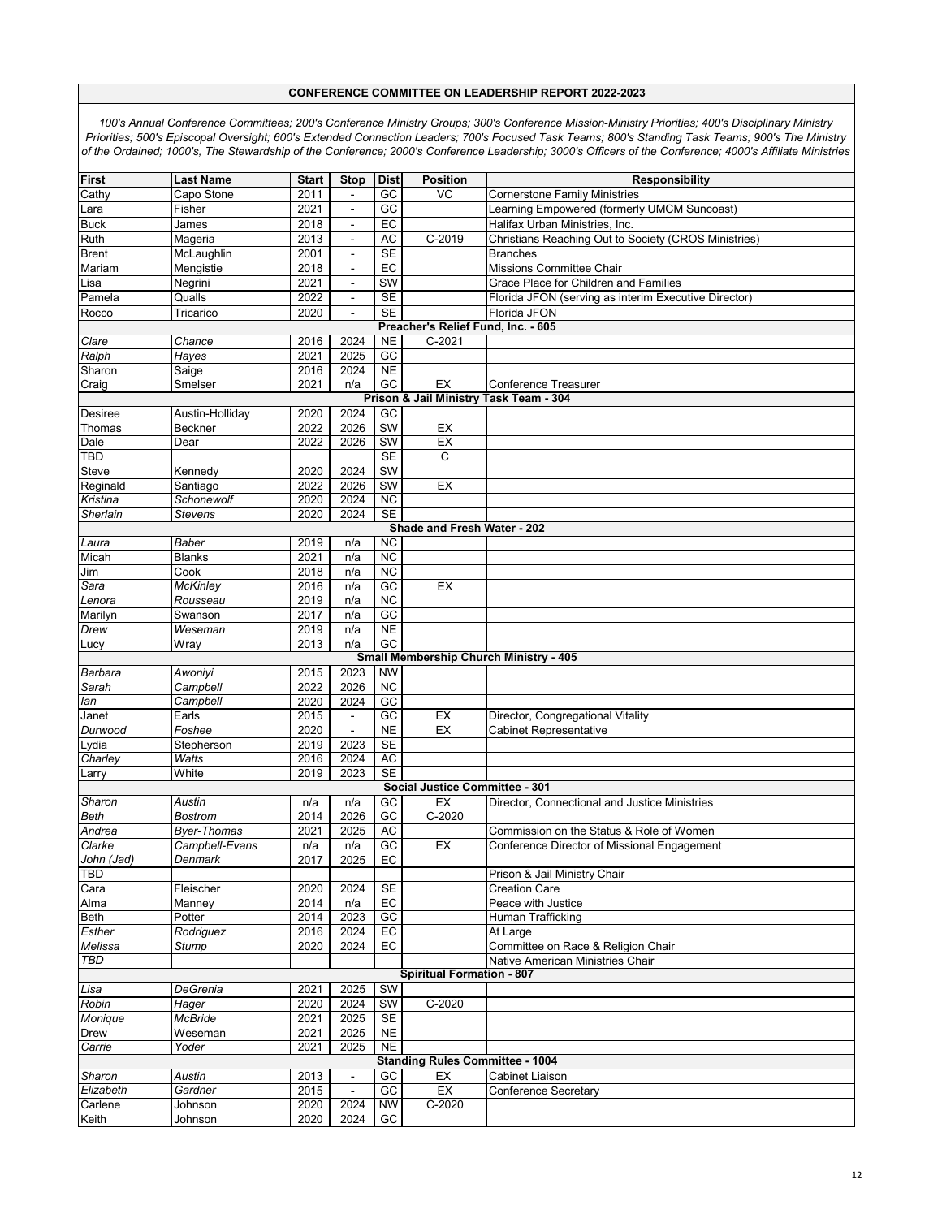**CONFERENCE COMMITTEE ON LEADERSHIP REPORT 2022-2023**

*100's Annual Conference Committees; 200's Conference Ministry Groups; 300's Conference Mission-Ministry Priorities; 400's Disciplinary Ministry Priorities; 500's Episcopal Oversight; 600's Extended Connection Leaders; 700's Focused Task Teams; 800's Standing Task Teams; 900's The Ministry of the Ordained; 1000's, The Stewardship of the Conference; 2000's Conference Leadership; 3000's Officers of the Conference; 4000's Affiliate Ministries*

| First | Last Name | Start | Stop | Dist | Position | Responsibility |
|---|---|---|---|---|---|---|
| Cathy | Capo Stone | 2011 | - | GC | VC | Cornerstone Family Ministries |
| Lara | Fisher | 2021 | - | GC | | Learning Empowered (formerly UMCM Suncoast) |
| Buck | James | 2018 | - | EC | | Halifax Urban Ministries, Inc. |
| Ruth | Mageria | 2013 | - | AC | C-2019 | Christians Reaching Out to Society (CROS Ministries) |
| Brent | McLaughlin | 2001 | - | SE | | Branches |
| Mariam | Mengistie | 2018 | - | EC | | Missions Committee Chair |
| Lisa | Negrini | 2021 | - | SW | | Grace Place for Children and Families |
| Pamela | Qualls | 2022 | - | SE | | Florida JFON (serving as interim Executive Director) |
| Rocco | Tricarico | 2020 | - | SE | | Florida JFON |
| **Preacher's Relief Fund, Inc. - 605** | | | | | | |
| *Clare* | *Chance* | 2016 | 2024 | NE | C-2021 | |
| *Ralph* | *Hayes* | 2021 | 2025 | GC | | |
| Sharon | Saige | 2016 | 2024 | NE | | |
| Craig | Smelser | 2021 | n/a | GC | EX | Conference Treasurer |
| **Prison & Jail Ministry Task Team - 304** | | | | | | |
| Desiree | Austin-Holliday | 2020 | 2024 | GC | | |
| Thomas | Beckner | 2022 | 2026 | SW | EX | |
| Dale | Dear | 2022 | 2026 | SW | EX | |
| TBD | | | | SE | C | |
| Steve | Kennedy | 2020 | 2024 | SW | | |
| Reginald | Santiago | 2022 | 2026 | SW | EX | |
| *Kristina* | *Schonewolf* | 2020 | 2024 | NC | | |
| *Sherlain* | *Stevens* | 2020 | 2024 | SE | | |
| **Shade and Fresh Water - 202** | | | | | | |
| *Laura* | *Baber* | 2019 | n/a | NC | | |
| Micah | Blanks | 2021 | n/a | NC | | |
| Jim | Cook | 2018 | n/a | NC | | |
| *Sara* | *McKinley* | 2016 | n/a | GC | EX | |
| *Lenora* | *Rousseau* | 2019 | n/a | NC | | |
| Marilyn | Swanson | 2017 | n/a | GC | | |
| *Drew* | *Weseman* | 2019 | n/a | NE | | |
| Lucy | Wray | 2013 | n/a | GC | | |
| **Small Membership Church Ministry - 405** | | | | | | |
| *Barbara* | *Awoniyi* | 2015 | 2023 | NW | | |
| *Sarah* | *Campbell* | 2022 | 2026 | NC | | |
| *Ian* | *Campbell* | 2020 | 2024 | GC | | |
| Janet | Earls | 2015 | - | GC | EX | Director, Congregational Vitality |
| *Durwood* | *Foshee* | 2020 | - | NE | EX | Cabinet Representative |
| Lydia | Stepherson | 2019 | 2023 | SE | | |
| *Charley* | *Watts* | 2016 | 2024 | AC | | |
| Larry | White | 2019 | 2023 | SE | | |
| **Social Justice Committee - 301** | | | | | | |
| *Sharon* | *Austin* | n/a | n/a | GC | EX | Director, Connectional and Justice Ministries |
| *Beth* | *Bostrom* | 2014 | 2026 | GC | C-2020 | |
| *Andrea* | *Byer-Thomas* | 2021 | 2025 | AC | | Commission on the Status & Role of Women |
| *Clarke* | *Campbell-Evans* | n/a | n/a | GC | EX | Conference Director of Missional Engagement |
| *John (Jad)* | *Denmark* | 2017 | 2025 | EC | | |
| TBD | | | | | | Prison & Jail Ministry Chair |
| Cara | Fleischer | 2020 | 2024 | SE | | Creation Care |
| Alma | Manney | 2014 | n/a | EC | | Peace with Justice |
| Beth | Potter | 2014 | 2023 | GC | | Human Trafficking |
| *Esther* | *Rodriguez* | 2016 | 2024 | EC | | At Large |
| *Melissa* | *Stump* | 2020 | 2024 | EC | | Committee on Race & Religion Chair |
| *TBD* | | | | | | Native American Ministries Chair |
| **Spiritual Formation - 807** | | | | | | |
| *Lisa* | *DeGrenia* | 2021 | 2025 | SW | | |
| *Robin* | *Hager* | 2020 | 2024 | SW | C-2020 | |
| *Monique* | *McBride* | 2021 | 2025 | SE | | |
| Drew | Weseman | 2021 | 2025 | NE | | |
| *Carrie* | *Yoder* | 2021 | 2025 | NE | | |
| **Standing Rules Committee - 1004** | | | | | | |
| *Sharon* | *Austin* | 2013 | - | GC | EX | Cabinet Liaison |
| *Elizabeth* | *Gardner* | 2015 | - | GC | EX | Conference Secretary |
| Carlene | Johnson | 2020 | 2024 | NW | C-2020 | |
| Keith | Johnson | 2020 | 2024 | GC | | |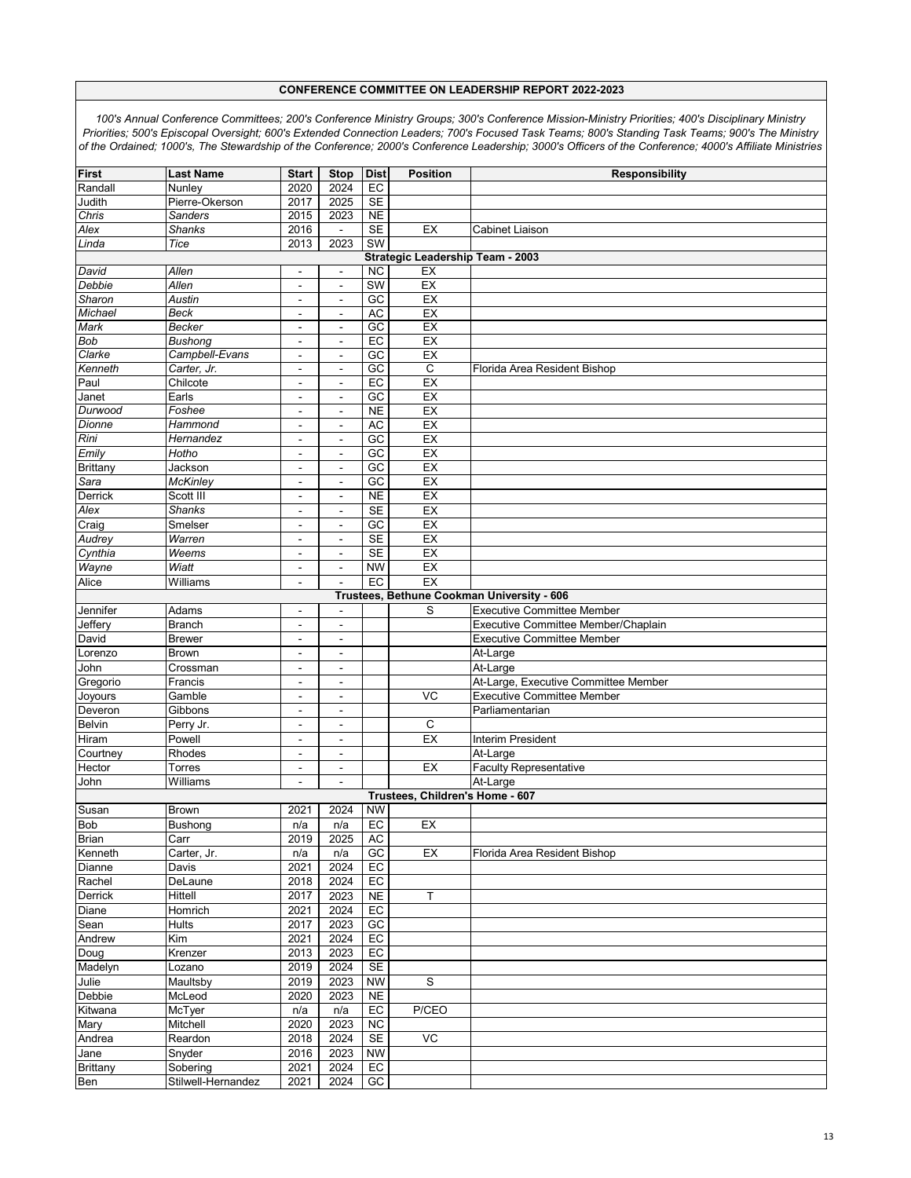**CONFERENCE COMMITTEE ON LEADERSHIP REPORT 2022-2023**

*100's Annual Conference Committees; 200's Conference Ministry Groups; 300's Conference Mission-Ministry Priorities; 400's Disciplinary Ministry Priorities; 500's Episcopal Oversight; 600's Extended Connection Leaders; 700's Focused Task Teams; 800's Standing Task Teams; 900's The Ministry of the Ordained; 1000's, The Stewardship of the Conference; 2000's Conference Leadership; 3000's Officers of the Conference; 4000's Affiliate Ministries*

| First | Last Name | Start | Stop | Dist | Position | Responsibility |
|---|---|---|---|---|---|---|
| Randall | Nunley | 2020 | 2024 | EC | | |
| Judith | Pierre-Okerson | 2017 | 2025 | SE | | |
| *Chris* | *Sanders* | 2015 | 2023 | NE | | |
| *Alex* | *Shanks* | 2016 | - | SE | EX | Cabinet Liaison |
| *Linda* | *Tice* | 2013 | 2023 | SW | | |
| **Strategic Leadership Team - 2003** | | | | | | |
| *David* | *Allen* | - | - | NC | EX | |
| *Debbie* | *Allen* | - | - | SW | EX | |
| *Sharon* | *Austin* | - | - | GC | EX | |
| *Michael* | *Beck* | - | - | AC | EX | |
| *Mark* | *Becker* | - | - | GC | EX | |
| *Bob* | *Bushong* | - | - | EC | EX | |
| *Clarke* | *Campbell-Evans* | - | - | GC | EX | |
| *Kenneth* | *Carter, Jr.* | - | - | GC | C | Florida Area Resident Bishop |
| Paul | Chilcote | - | - | EC | EX | |
| Janet | Earls | - | - | GC | EX | |
| *Durwood* | *Foshee* | - | - | NE | EX | |
| *Dionne* | *Hammond* | - | - | AC | EX | |
| *Rini* | *Hernandez* | - | - | GC | EX | |
| *Emily* | *Hotho* | - | - | GC | EX | |
| Brittany | Jackson | - | - | GC | EX | |
| *Sara* | *McKinley* | - | - | GC | EX | |
| Derrick | Scott III | - | - | NE | EX | |
| *Alex* | *Shanks* | - | - | SE | EX | |
| Craig | Smelser | - | - | GC | EX | |
| *Audrey* | *Warren* | - | - | SE | EX | |
| *Cynthia* | *Weems* | - | - | SE | EX | |
| *Wayne* | *Wiatt* | - | - | NW | EX | |
| Alice | Williams | - | - | EC | EX | |
| **Trustees, Bethune Cookman University - 606** | | | | | | |
| Jennifer | Adams | - | - | | S | Executive Committee Member |
| Jeffery | Branch | - | - | | | Executive Committee Member/Chaplain |
| David | Brewer | - | - | | | Executive Committee Member |
| Lorenzo | Brown | - | - | | | At-Large |
| John | Crossman | - | - | | | At-Large |
| Gregorio | Francis | - | - | | | At-Large, Executive Committee Member |
| Joyours | Gamble | - | - | | VC | Executive Committee Member |
| Deveron | Gibbons | - | - | | | Parliamentarian |
| Belvin | Perry Jr. | - | - | | C | |
| Hiram | Powell | - | - | | EX | Interim President |
| Courtney | Rhodes | - | - | | | At-Large |
| Hector | Torres | - | - | | EX | Faculty Representative |
| John | Williams | - | - | | | At-Large |
| **Trustees, Children's Home - 607** | | | | | | |
| Susan | Brown | 2021 | 2024 | NW | | |
| Bob | Bushong | n/a | n/a | EC | EX | |
| Brian | Carr | 2019 | 2025 | AC | | |
| Kenneth | Carter, Jr. | n/a | n/a | GC | EX | Florida Area Resident Bishop |
| Dianne | Davis | 2021 | 2024 | EC | | |
| Rachel | DeLaune | 2018 | 2024 | EC | | |
| Derrick | Hittell | 2017 | 2023 | NE | T | |
| Diane | Homrich | 2021 | 2024 | EC | | |
| Sean | Hults | 2017 | 2023 | GC | | |
| Andrew | Kim | 2021 | 2024 | EC | | |
| Doug | Krenzer | 2013 | 2023 | EC | | |
| Madelyn | Lozano | 2019 | 2024 | SE | | |
| Julie | Maultsby | 2019 | 2023 | NW | S | |
| Debbie | McLeod | 2020 | 2023 | NE | | |
| Kitwana | McTyer | n/a | n/a | EC | P/CEO | |
| Mary | Mitchell | 2020 | 2023 | NC | | |
| Andrea | Reardon | 2018 | 2024 | SE | VC | |
| Jane | Snyder | 2016 | 2023 | NW | | |
| Brittany | Sobering | 2021 | 2024 | EC | | |
| Ben | Stilwell-Hernandez | 2021 | 2024 | GC | | |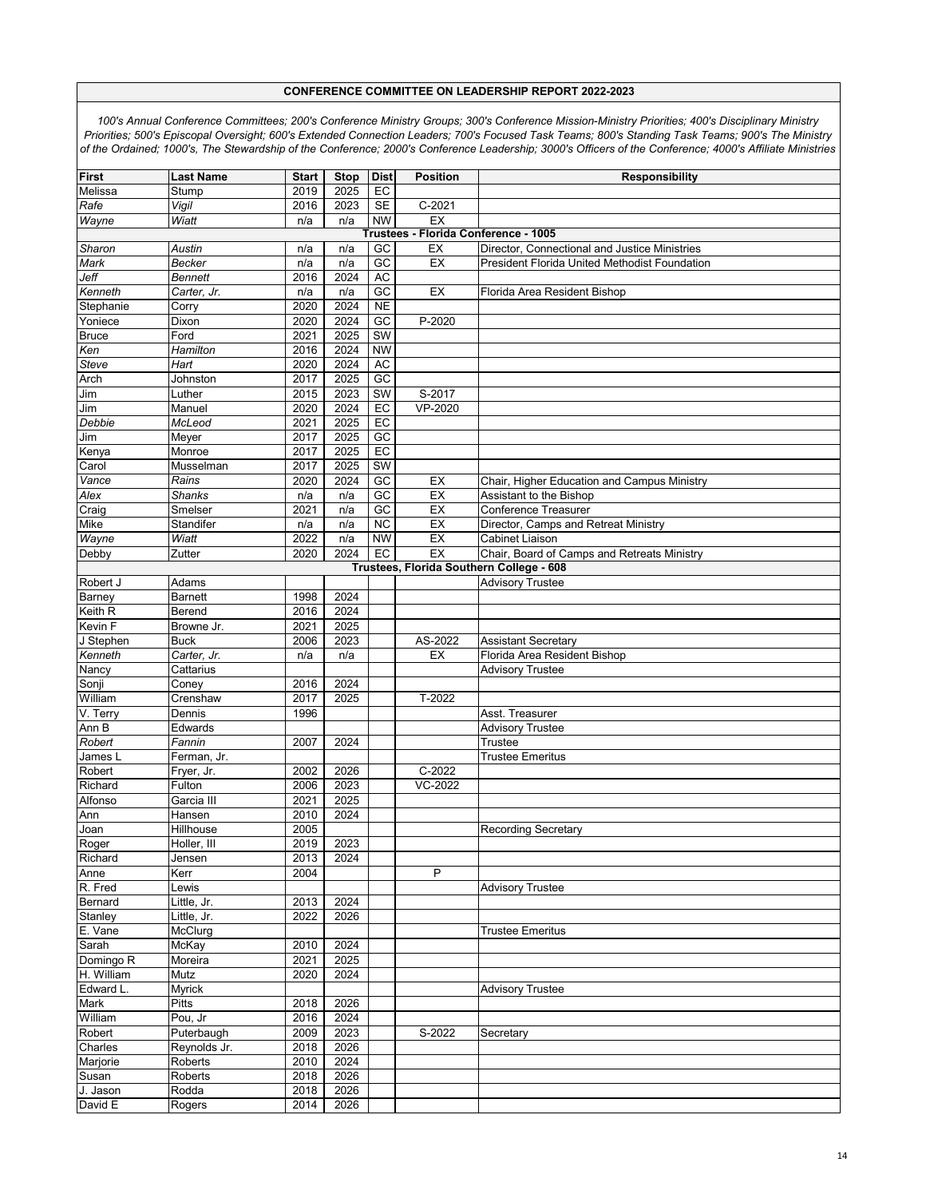## CONFERENCE COMMITTEE ON LEADERSHIP REPORT 2022-2023

*100's Annual Conference Committees; 200's Conference Ministry Groups; 300's Conference Mission-Ministry Priorities; 400's Disciplinary Ministry Priorities; 500's Episcopal Oversight; 600's Extended Connection Leaders; 700's Focused Task Teams; 800's Standing Task Teams; 900's The Ministry of the Ordained; 1000's, The Stewardship of the Conference; 2000's Conference Leadership; 3000's Officers of the Conference; 4000's Affiliate Ministries*

| First | Last Name | Start | Stop | Dist | Position | Responsibility |
|---|---|---|---|---|---|---|
| Melissa | Stump | 2019 | 2025 | EC | | |
| *Rafe* | *Vigil* | 2016 | 2023 | SE | C-2021 | |
| *Wayne* | *Wiatt* | n/a | n/a | NW | EX | |
| **Trustees - Florida Conference - 1005** | | | | | | |
| *Sharon* | *Austin* | n/a | n/a | GC | EX | Director, Connectional and Justice Ministries |
| *Mark* | *Becker* | n/a | n/a | GC | EX | President Florida United Methodist Foundation |
| *Jeff* | *Bennett* | 2016 | 2024 | AC | | |
| *Kenneth* | *Carter, Jr.* | n/a | n/a | GC | EX | Florida Area Resident Bishop |
| Stephanie | Corry | 2020 | 2024 | NE | | |
| Yoniece | Dixon | 2020 | 2024 | GC | P-2020 | |
| Bruce | Ford | 2021 | 2025 | SW | | |
| *Ken* | *Hamilton* | 2016 | 2024 | NW | | |
| *Steve* | *Hart* | 2020 | 2024 | AC | | |
| Arch | Johnston | 2017 | 2025 | GC | | |
| Jim | Luther | 2015 | 2023 | SW | S-2017 | |
| Jim | Manuel | 2020 | 2024 | EC | VP-2020 | |
| *Debbie* | *McLeod* | 2021 | 2025 | EC | | |
| Jim | Meyer | 2017 | 2025 | GC | | |
| Kenya | Monroe | 2017 | 2025 | EC | | |
| Carol | Musselman | 2017 | 2025 | SW | | |
| *Vance* | *Rains* | 2020 | 2024 | GC | EX | Chair, Higher Education and Campus Ministry |
| *Alex* | *Shanks* | n/a | n/a | GC | EX | Assistant to the Bishop |
| Craig | Smelser | 2021 | n/a | GC | EX | Conference Treasurer |
| Mike | Standifer | n/a | n/a | NC | EX | Director, Camps and Retreat Ministry |
| *Wayne* | *Wiatt* | 2022 | n/a | NW | EX | Cabinet Liaison |
| Debby | Zutter | 2020 | 2024 | EC | EX | Chair, Board of Camps and Retreats Ministry |
| **Trustees, Florida Southern College - 608** | | | | | | |
| Robert J | Adams | | | | | Advisory Trustee |
| Barney | Barnett | 1998 | 2024 | | | |
| Keith R | Berend | 2016 | 2024 | | | |
| Kevin F | Browne Jr. | 2021 | 2025 | | | |
| J Stephen | Buck | 2006 | 2023 | | AS-2022 | Assistant Secretary |
| *Kenneth* | *Carter, Jr.* | n/a | n/a | | EX | Florida Area Resident Bishop |
| Nancy | Cattarius | | | | | Advisory Trustee |
| Sonji | Coney | 2016 | 2024 | | | |
| William | Crenshaw | 2017 | 2025 | | T-2022 | |
| V. Terry | Dennis | 1996 | | | | Asst. Treasurer |
| Ann B | Edwards | | | | | Advisory Trustee |
| *Robert* | *Fannin* | 2007 | 2024 | | | Trustee |
| James L | Ferman, Jr. | | | | | Trustee Emeritus |
| Robert | Fryer, Jr. | 2002 | 2026 | | C-2022 | |
| Richard | Fulton | 2006 | 2023 | | VC-2022 | |
| Alfonso | Garcia III | 2021 | 2025 | | | |
| Ann | Hansen | 2010 | 2024 | | | |
| Joan | Hillhouse | 2005 | | | | Recording Secretary |
| Roger | Holler, III | 2019 | 2023 | | | |
| Richard | Jensen | 2013 | 2024 | | | |
| Anne | Kerr | 2004 | | | P | |
| R. Fred | Lewis | | | | | Advisory Trustee |
| Bernard | Little, Jr. | 2013 | 2024 | | | |
| Stanley | Little, Jr. | 2022 | 2026 | | | |
| E. Vane | McClurg | | | | | Trustee Emeritus |
| Sarah | McKay | 2010 | 2024 | | | |
| Domingo R | Moreira | 2021 | 2025 | | | |
| H. William | Mutz | 2020 | 2024 | | | |
| Edward L. | Myrick | | | | | Advisory Trustee |
| Mark | Pitts | 2018 | 2026 | | | |
| William | Pou, Jr | 2016 | 2024 | | | |
| Robert | Puterbaugh | 2009 | 2023 | | S-2022 | Secretary |
| Charles | Reynolds Jr. | 2018 | 2026 | | | |
| Marjorie | Roberts | 2010 | 2024 | | | |
| Susan | Roberts | 2018 | 2026 | | | |
| J. Jason | Rodda | 2018 | 2026 | | | |
| David E | Rogers | 2014 | 2026 | | | |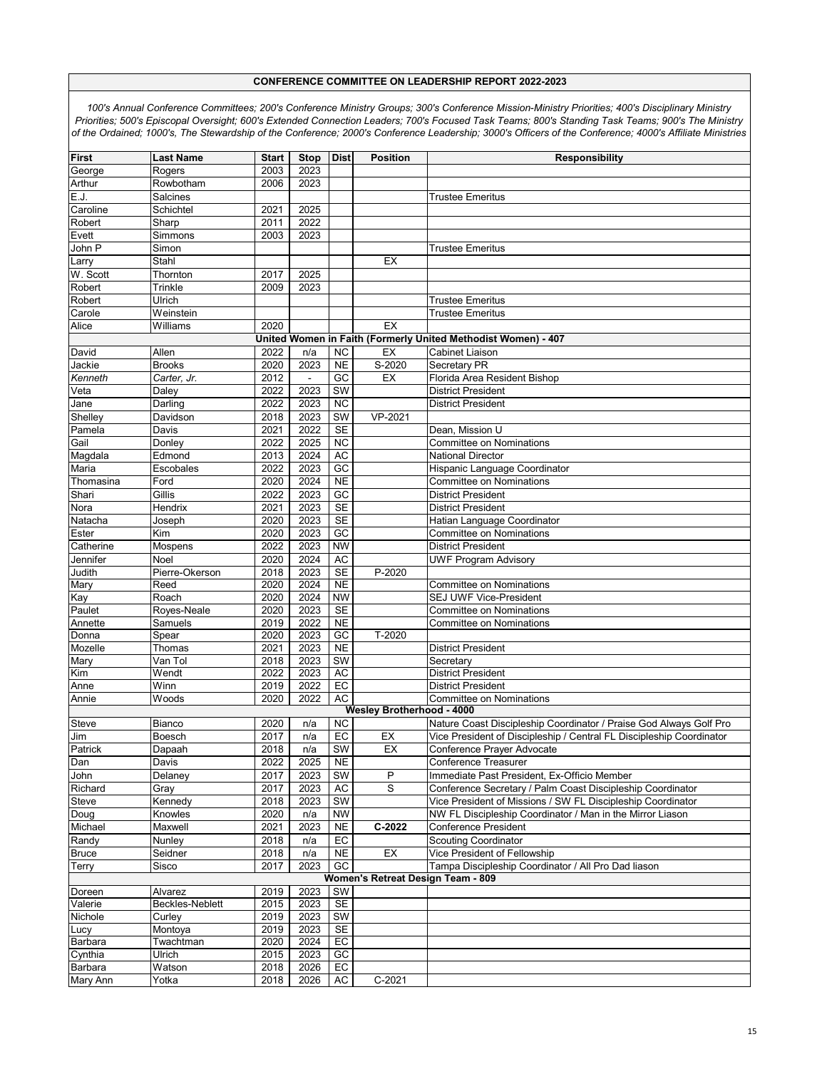**CONFERENCE COMMITTEE ON LEADERSHIP REPORT 2022-2023**

*100's Annual Conference Committees; 200's Conference Ministry Groups; 300's Conference Mission-Ministry Priorities; 400's Disciplinary Ministry Priorities; 500's Episcopal Oversight; 600's Extended Connection Leaders; 700's Focused Task Teams; 800's Standing Task Teams; 900's The Ministry of the Ordained; 1000's, The Stewardship of the Conference; 2000's Conference Leadership; 3000's Officers of the Conference; 4000's Affiliate Ministries*

| First | Last Name | Start | Stop | Dist | Position | Responsibility |
|---|---|---|---|---|---|---|
| George | Rogers | 2003 | 2023 | | | |
| Arthur | Rowbotham | 2006 | 2023 | | | |
| E.J. | Salcines | | | | | Trustee Emeritus |
| Caroline | Schichtel | 2021 | 2025 | | | |
| Robert | Sharp | 2011 | 2022 | | | |
| Evett | Simmons | 2003 | 2023 | | | |
| John P | Simon | | | | | Trustee Emeritus |
| Larry | Stahl | | | | EX | |
| W. Scott | Thornton | 2017 | 2025 | | | |
| Robert | Trinkle | 2009 | 2023 | | | |
| Robert | Ulrich | | | | | Trustee Emeritus |
| Carole | Weinstein | | | | | Trustee Emeritus |
| Alice | Williams | 2020 | | | EX | |
| **United Women in Faith (Formerly United Methodist Women) - 407** | | | | | | |
| David | Allen | 2022 | n/a | NC | EX | Cabinet Liaison |
| Jackie | Brooks | 2020 | 2023 | NE | S-2020 | Secretary PR |
| *Kenneth* | *Carter, Jr.* | 2012 | - | GC | EX | Florida Area Resident Bishop |
| Veta | Daley | 2022 | 2023 | SW | | District President |
| Jane | Darling | 2022 | 2023 | NC | | District President |
| Shelley | Davidson | 2018 | 2023 | SW | VP-2021 | |
| Pamela | Davis | 2021 | 2022 | SE | | Dean, Mission U |
| Gail | Donley | 2022 | 2025 | NC | | Committee on Nominations |
| Magdala | Edmond | 2013 | 2024 | AC | | National Director |
| Maria | Escobales | 2022 | 2023 | GC | | Hispanic Language Coordinator |
| Thomasina | Ford | 2020 | 2024 | NE | | Committee on Nominations |
| Shari | Gillis | 2022 | 2023 | GC | | District President |
| Nora | Hendrix | 2021 | 2023 | SE | | District President |
| Natacha | Joseph | 2020 | 2023 | SE | | Hatian Language Coordinator |
| Ester | Kim | 2020 | 2023 | GC | | Committee on Nominations |
| Catherine | Mospens | 2022 | 2023 | NW | | District President |
| Jennifer | Noel | 2020 | 2024 | AC | | UWF Program Advisory |
| Judith | Pierre-Okerson | 2018 | 2023 | SE | P-2020 | |
| Mary | Reed | 2020 | 2024 | NE | | Committee on Nominations |
| Kay | Roach | 2020 | 2024 | NW | | SEJ UWF Vice-President |
| Paulet | Royes-Neale | 2020 | 2023 | SE | | Committee on Nominations |
| Annette | Samuels | 2019 | 2022 | NE | | Committee on Nominations |
| Donna | Spear | 2020 | 2023 | GC | T-2020 | |
| Mozelle | Thomas | 2021 | 2023 | NE | | District President |
| Mary | Van Tol | 2018 | 2023 | SW | | Secretary |
| Kim | Wendt | 2022 | 2023 | AC | | District President |
| Anne | Winn | 2019 | 2022 | EC | | District President |
| Annie | Woods | 2020 | 2022 | AC | | Committee on Nominations |
| **Wesley Brotherhood - 4000** | | | | | | |
| Steve | Bianco | 2020 | n/a | NC | | Nature Coast Discipleship Coordinator / Praise God Always Golf Pro |
| Jim | Boesch | 2017 | n/a | EC | EX | Vice President of Discipleship / Central FL Discipleship Coordinator |
| Patrick | Dapaah | 2018 | n/a | SW | EX | Conference Prayer Advocate |
| Dan | Davis | 2022 | 2025 | NE | | Conference Treasurer |
| John | Delaney | 2017 | 2023 | SW | P | Immediate Past President, Ex-Officio Member |
| Richard | Gray | 2017 | 2023 | AC | S | Conference Secretary / Palm Coast Discipleship Coordinator |
| Steve | Kennedy | 2018 | 2023 | SW | | Vice President of Missions / SW FL Discipleship Coordinator |
| Doug | Knowles | 2020 | n/a | NW | | NW FL Discipleship Coordinator / Man in the Mirror Liason |
| Michael | Maxwell | 2021 | 2023 | NE | **C-2022** | Conference President |
| Randy | Nunley | 2018 | n/a | EC | | Scouting Coordinator |
| Bruce | Seidner | 2018 | n/a | NE | EX | Vice President of Fellowship |
| Terry | Sisco | 2017 | 2023 | GC | | Tampa Discipleship Coordinator / All Pro Dad liason |
| **Women's Retreat Design Team - 809** | | | | | | |
| Doreen | Alvarez | 2019 | 2023 | SW | | |
| Valerie | Beckles-Neblett | 2015 | 2023 | SE | | |
| Nichole | Curley | 2019 | 2023 | SW | | |
| Lucy | Montoya | 2019 | 2023 | SE | | |
| Barbara | Twachtman | 2020 | 2024 | EC | | |
| Cynthia | Ulrich | 2015 | 2023 | GC | | |
| Barbara | Watson | 2018 | 2026 | EC | | |
| Mary Ann | Yotka | 2018 | 2026 | AC | C-2021 | |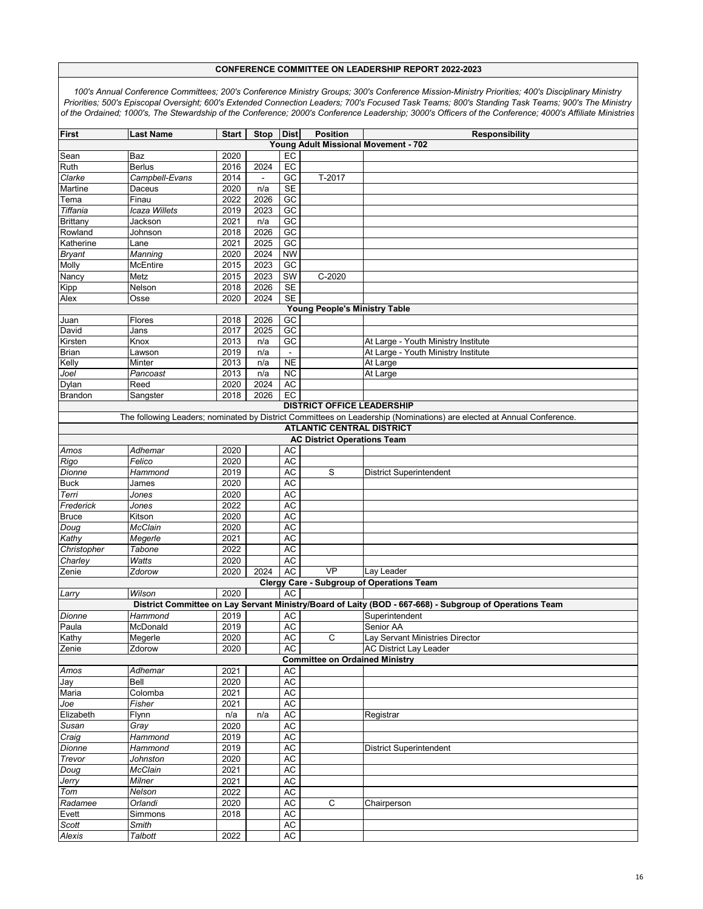**CONFERENCE COMMITTEE ON LEADERSHIP REPORT 2022-2023**

*100's Annual Conference Committees; 200's Conference Ministry Groups; 300's Conference Mission-Ministry Priorities; 400's Disciplinary Ministry Priorities; 500's Episcopal Oversight; 600's Extended Connection Leaders; 700's Focused Task Teams; 800's Standing Task Teams; 900's The Ministry of the Ordained; 1000's, The Stewardship of the Conference; 2000's Conference Leadership; 3000's Officers of the Conference; 4000's Affiliate Ministries*

| First | Last Name | Start | Stop | Dist | Position | Responsibility |
|---|---|---|---|---|---|---|
| **Young Adult Missional Movement - 702** | | | | | | |
| Sean | Baz | 2020 | | EC | | |
| Ruth | Berlus | 2016 | 2024 | EC | | |
| *Clarke* | *Campbell-Evans* | 2014 | - | GC | T-2017 | |
| Martine | Daceus | 2020 | n/a | SE | | |
| Tema | Finau | 2022 | 2026 | GC | | |
| *Tiffania* | *Icaza Willets* | 2019 | 2023 | GC | | |
| Brittany | Jackson | 2021 | n/a | GC | | |
| Rowland | Johnson | 2018 | 2026 | GC | | |
| Katherine | Lane | 2021 | 2025 | GC | | |
| *Bryant* | *Manning* | 2020 | 2024 | NW | | |
| Molly | McEntire | 2015 | 2023 | GC | | |
| Nancy | Metz | 2015 | 2023 | SW | C-2020 | |
| Kipp | Nelson | 2018 | 2026 | SE | | |
| Alex | Osse | 2020 | 2024 | SE | | |
| **Young People's Ministry Table** | | | | | | |
| Juan | Flores | 2018 | 2026 | GC | | |
| David | Jans | 2017 | 2025 | GC | | |
| Kirsten | Knox | 2013 | n/a | GC | | At Large - Youth Ministry Institute |
| Brian | Lawson | 2019 | n/a | - | | At Large - Youth Ministry Institute |
| Kelly | Minter | 2013 | n/a | NE | | At Large |
| *Joel* | *Pancoast* | 2013 | n/a | NC | | At Large |
| Dylan | Reed | 2020 | 2024 | AC | | |
| Brandon | Sangster | 2018 | 2026 | EC | | |
| **DISTRICT OFFICE LEADERSHIP** | | | | | | |
| The following Leaders; nominated by District Committees on Leadership (Nominations) are elected at Annual Conference. | | | | | | |
| **ATLANTIC CENTRAL DISTRICT** | | | | | | |
| **AC District Operations Team** | | | | | | |
| *Amos* | *Adhemar* | 2020 | | AC | | |
| *Rigo* | *Felico* | 2020 | | AC | | |
| *Dionne* | *Hammond* | 2019 | | AC | S | District Superintendent |
| Buck | James | 2020 | | AC | | |
| *Terri* | *Jones* | 2020 | | AC | | |
| *Frederick* | *Jones* | 2022 | | AC | | |
| Bruce | Kitson | 2020 | | AC | | |
| *Doug* | *McClain* | 2020 | | AC | | |
| *Kathy* | *Megerle* | 2021 | | AC | | |
| *Christopher* | *Tabone* | 2022 | | AC | | |
| *Charley* | *Watts* | 2020 | | AC | | |
| Zenie | *Zdorow* | 2020 | 2024 | AC | VP | Lay Leader |
| **Clergy Care - Subgroup of Operations Team** | | | | | | |
| *Larry* | *Wilson* | 2020 | | AC | | |
| **District Committee on Lay Servant Ministry/Board of Laity (BOD - 667-668) - Subgroup of Operations Team** | | | | | | |
| *Dionne* | *Hammond* | 2019 | | AC | | Superintendent |
| Paula | McDonald | 2019 | | AC | | Senior AA |
| Kathy | Megerle | 2020 | | AC | C | Lay Servant Ministries Director |
| Zenie | Zdorow | 2020 | | AC | | AC District Lay Leader |
| **Committee on Ordained Ministry** | | | | | | |
| *Amos* | *Adhemar* | 2021 | | AC | | |
| Jay | Bell | 2020 | | AC | | |
| Maria | Colomba | 2021 | | AC | | |
| *Joe* | *Fisher* | 2021 | | AC | | |
| Elizabeth | Flynn | n/a | n/a | AC | | Registrar |
| *Susan* | *Gray* | 2020 | | AC | | |
| *Craig* | *Hammond* | 2019 | | AC | | |
| *Dionne* | *Hammond* | 2019 | | AC | | District Superintendent |
| *Trevor* | *Johnston* | 2020 | | AC | | |
| *Doug* | *McClain* | 2021 | | AC | | |
| *Jerry* | *Milner* | 2021 | | AC | | |
| *Tom* | *Nelson* | 2022 | | AC | | |
| *Radamee* | *Orlandi* | 2020 | | AC | C | Chairperson |
| Evett | Simmons | 2018 | | AC | | |
| *Scott* | *Smith* | | | AC | | |
| *Alexis* | *Talbott* | 2022 | | AC | | |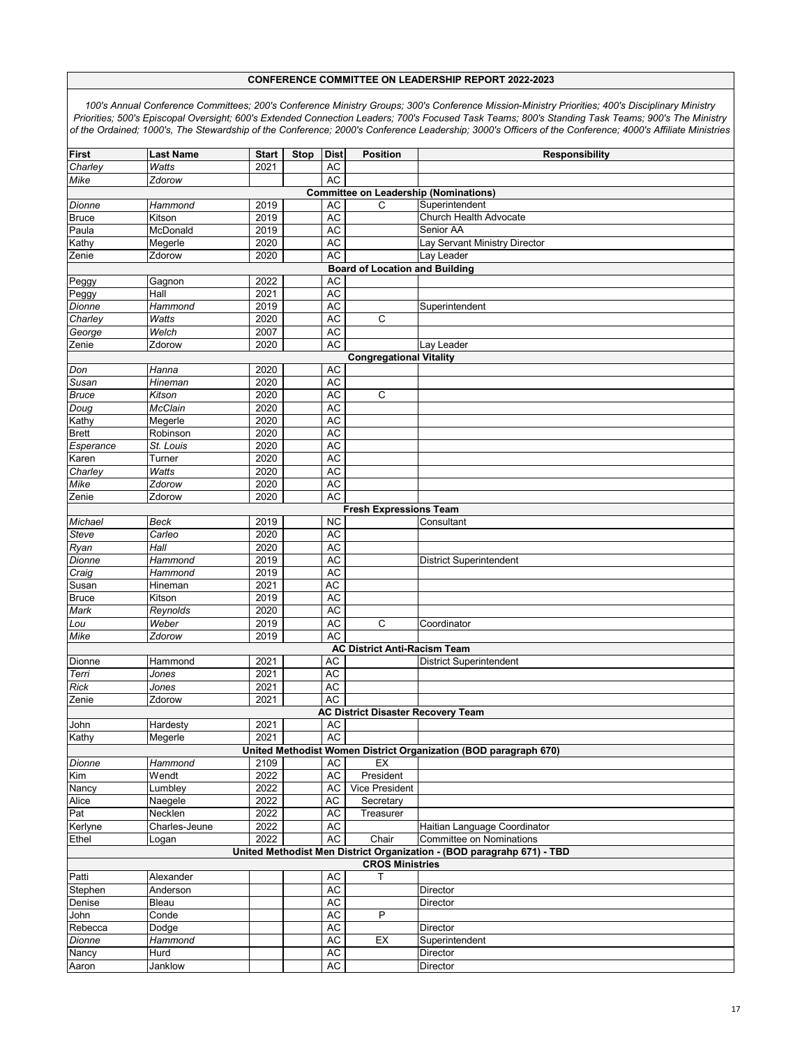## CONFERENCE COMMITTEE ON LEADERSHIP REPORT 2022-2023

*100's Annual Conference Committees; 200's Conference Ministry Groups; 300's Conference Mission-Ministry Priorities; 400's Disciplinary Ministry Priorities; 500's Episcopal Oversight; 600's Extended Connection Leaders; 700's Focused Task Teams; 800's Standing Task Teams; 900's The Ministry of the Ordained; 1000's, The Stewardship of the Conference; 2000's Conference Leadership; 3000's Officers of the Conference; 4000's Affiliate Ministries*

| First | Last Name | Start | Stop | Dist | Position | Responsibility |
|---|---|---|---|---|---|---|
| *Charley* | *Watts* | 2021 | | AC | | |
| *Mike* | *Zdorow* | | | AC | | |
| **Committee on Leadership (Nominations)** | | | | | | |
| *Dionne* | *Hammond* | 2019 | | AC | C | Superintendent |
| Bruce | Kitson | 2019 | | AC | | Church Health Advocate |
| Paula | McDonald | 2019 | | AC | | Senior AA |
| Kathy | Megerle | 2020 | | AC | | Lay Servant Ministry Director |
| Zenie | Zdorow | 2020 | | AC | | Lay Leader |
| **Board of Location and Building** | | | | | | |
| Peggy | Gagnon | 2022 | | AC | | |
| Peggy | Hall | 2021 | | AC | | |
| *Dionne* | *Hammond* | 2019 | | AC | | Superintendent |
| *Charley* | *Watts* | 2020 | | AC | C | |
| *George* | *Welch* | 2007 | | AC | | |
| Zenie | Zdorow | 2020 | | AC | | Lay Leader |
| **Congregational Vitality** | | | | | | |
| *Don* | *Hanna* | 2020 | | AC | | |
| *Susan* | *Hineman* | 2020 | | AC | | |
| *Bruce* | *Kitson* | 2020 | | AC | C | |
| *Doug* | *McClain* | 2020 | | AC | | |
| Kathy | Megerle | 2020 | | AC | | |
| Brett | Robinson | 2020 | | AC | | |
| *Esperance* | *St. Louis* | 2020 | | AC | | |
| Karen | Turner | 2020 | | AC | | |
| *Charley* | *Watts* | 2020 | | AC | | |
| *Mike* | *Zdorow* | 2020 | | AC | | |
| Zenie | Zdorow | 2020 | | AC | | |
| **Fresh Expressions Team** | | | | | | |
| *Michael* | *Beck* | 2019 | | NC | | Consultant |
| *Steve* | *Carleo* | 2020 | | AC | | |
| *Ryan* | *Hall* | 2020 | | AC | | |
| *Dionne* | *Hammond* | 2019 | | AC | | District Superintendent |
| *Craig* | *Hammond* | 2019 | | AC | | |
| Susan | Hineman | 2021 | | AC | | |
| Bruce | Kitson | 2019 | | AC | | |
| *Mark* | *Reynolds* | 2020 | | AC | | |
| *Lou* | *Weber* | 2019 | | AC | C | Coordinator |
| *Mike* | *Zdorow* | 2019 | | AC | | |
| **AC District Anti-Racism Team** | | | | | | |
| Dionne | Hammond | 2021 | | AC | | District Superintendent |
| *Terri* | *Jones* | 2021 | | AC | | |
| *Rick* | *Jones* | 2021 | | AC | | |
| Zenie | Zdorow | 2021 | | AC | | |
| **AC District Disaster Recovery Team** | | | | | | |
| John | Hardesty | 2021 | | AC | | |
| Kathy | Megerle | 2021 | | AC | | |
| **United Methodist Women District Organization (BOD paragraph 670)** | | | | | | |
| *Dionne* | *Hammond* | 2109 | | AC | EX | |
| Kim | Wendt | 2022 | | AC | President | |
| Nancy | Lumbley | 2022 | | AC | Vice President | |
| Alice | Naegele | 2022 | | AC | Secretary | |
| Pat | Necklen | 2022 | | AC | Treasurer | |
| Kerlyne | Charles-Jeune | 2022 | | AC | | Haitian Language Coordinator |
| Ethel | Logan | 2022 | | AC | Chair | Committee on Nominations |
| **United Methodist Men District Organization - (BOD paragrahp 671) - TBD** | | | | | | |
| **CROS Ministries** | | | | | | |
| Patti | Alexander | | | AC | T | |
| Stephen | Anderson | | | AC | | Director |
| Denise | Bleau | | | AC | | Director |
| John | Conde | | | AC | P | |
| Rebecca | Dodge | | | AC | | Director |
| *Dionne* | *Hammond* | | | AC | EX | Superintendent |
| Nancy | Hurd | | | AC | | Director |
| Aaron | Janklow | | | AC | | Director |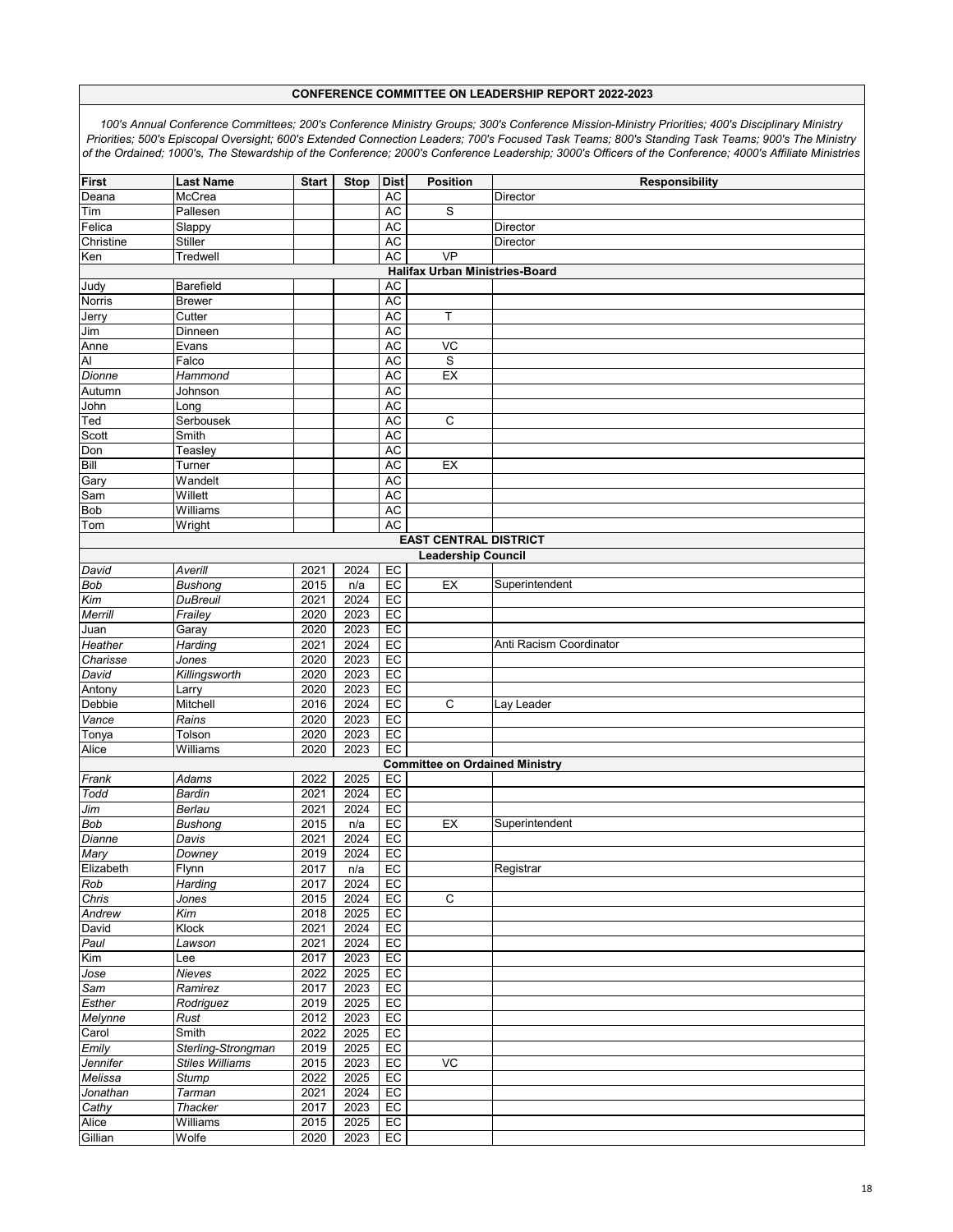## CONFERENCE COMMITTEE ON LEADERSHIP REPORT 2022-2023

*100's Annual Conference Committees; 200's Conference Ministry Groups; 300's Conference Mission-Ministry Priorities; 400's Disciplinary Ministry Priorities; 500's Episcopal Oversight; 600's Extended Connection Leaders; 700's Focused Task Teams; 800's Standing Task Teams; 900's The Ministry of the Ordained; 1000's, The Stewardship of the Conference; 2000's Conference Leadership; 3000's Officers of the Conference; 4000's Affiliate Ministries*

| First | Last Name | Start | Stop | Dist | Position | Responsibility |
|---|---|---|---|---|---|---|
| Deana | McCrea | | | AC | | Director |
| Tim | Pallesen | | | AC | S | |
| Felica | Slappy | | | AC | | Director |
| Christine | Stiller | | | AC | | Director |
| Ken | Tredwell | | | AC | VP | |
| | | | | | **Halifax Urban Ministries-Board** | |
| Judy | Barefield | | | AC | | |
| Norris | Brewer | | | AC | | |
| Jerry | Cutter | | | AC | T | |
| Jim | Dinneen | | | AC | | |
| Anne | Evans | | | AC | VC | |
| Al | Falco | | | AC | S | |
| *Dionne* | *Hammond* | | | AC | EX | |
| Autumn | Johnson | | | AC | | |
| John | Long | | | AC | | |
| Ted | Serbousek | | | AC | C | |
| Scott | Smith | | | AC | | |
| Don | Teasley | | | AC | | |
| Bill | Turner | | | AC | EX | |
| Gary | Wandelt | | | AC | | |
| Sam | Willett | | | AC | | |
| Bob | Williams | | | AC | | |
| Tom | Wright | | | AC | | |
| | | | | | **EAST CENTRAL DISTRICT** | |
| | | | | | **Leadership Council** | |
| *David* | *Averill* | 2021 | 2024 | EC | | |
| *Bob* | *Bushong* | 2015 | n/a | EC | EX | Superintendent |
| *Kim* | *DuBreuil* | 2021 | 2024 | EC | | |
| *Merrill* | *Frailey* | 2020 | 2023 | EC | | |
| Juan | Garay | 2020 | 2023 | EC | | |
| *Heather* | *Harding* | 2021 | 2024 | EC | | Anti Racism Coordinator |
| *Charisse* | *Jones* | 2020 | 2023 | EC | | |
| *David* | *Killingsworth* | 2020 | 2023 | EC | | |
| Antony | Larry | 2020 | 2023 | EC | | |
| Debbie | Mitchell | 2016 | 2024 | EC | C | Lay Leader |
| *Vance* | *Rains* | 2020 | 2023 | EC | | |
| Tonya | Tolson | 2020 | 2023 | EC | | |
| Alice | Williams | 2020 | 2023 | EC | | |
| | | | | | **Committee on Ordained Ministry** | |
| *Frank* | *Adams* | 2022 | 2025 | EC | | |
| *Todd* | *Bardin* | 2021 | 2024 | EC | | |
| *Jim* | *Berlau* | 2021 | 2024 | EC | | |
| *Bob* | *Bushong* | 2015 | n/a | EC | EX | Superintendent |
| *Dianne* | *Davis* | 2021 | 2024 | EC | | |
| *Mary* | *Downey* | 2019 | 2024 | EC | | |
| Elizabeth | Flynn | 2017 | n/a | EC | | Registrar |
| *Rob* | *Harding* | 2017 | 2024 | EC | | |
| *Chris* | *Jones* | 2015 | 2024 | EC | C | |
| *Andrew* | *Kim* | 2018 | 2025 | EC | | |
| David | Klock | 2021 | 2024 | EC | | |
| *Paul* | *Lawson* | 2021 | 2024 | EC | | |
| Kim | Lee | 2017 | 2023 | EC | | |
| *Jose* | *Nieves* | 2022 | 2025 | EC | | |
| *Sam* | *Ramirez* | 2017 | 2023 | EC | | |
| *Esther* | *Rodriguez* | 2019 | 2025 | EC | | |
| *Melynne* | *Rust* | 2012 | 2023 | EC | | |
| Carol | Smith | 2022 | 2025 | EC | | |
| *Emily* | *Sterling-Strongman* | 2019 | 2025 | EC | | |
| *Jennifer* | *Stiles Williams* | 2015 | 2023 | EC | VC | |
| *Melissa* | *Stump* | 2022 | 2025 | EC | | |
| *Jonathan* | *Tarman* | 2021 | 2024 | EC | | |
| *Cathy* | *Thacker* | 2017 | 2023 | EC | | |
| Alice | Williams | 2015 | 2025 | EC | | |
| Gillian | Wolfe | 2020 | 2023 | EC | | |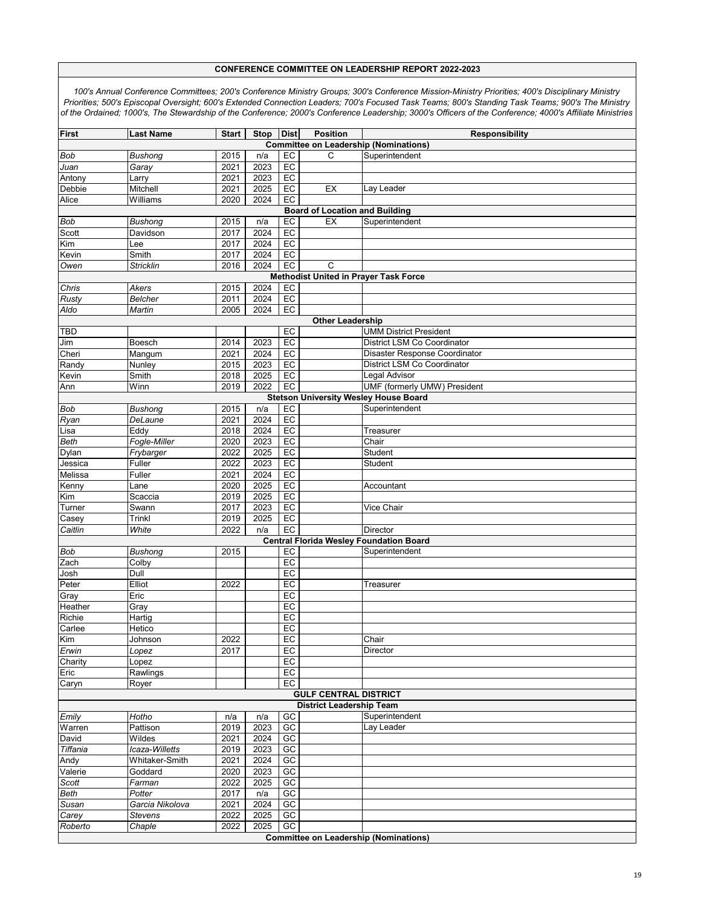# CONFERENCE COMMITTEE ON LEADERSHIP REPORT 2022-2023

*100's Annual Conference Committees; 200's Conference Ministry Groups; 300's Conference Mission-Ministry Priorities; 400's Disciplinary Ministry Priorities; 500's Episcopal Oversight; 600's Extended Connection Leaders; 700's Focused Task Teams; 800's Standing Task Teams; 900's The Ministry of the Ordained; 1000's, The Stewardship of the Conference; 2000's Conference Leadership; 3000's Officers of the Conference; 4000's Affiliate Ministries*

| First | Last Name | Start | Stop | Dist | Position | Responsibility |
|---|---|---|---|---|---|---|
| **Committee on Leadership (Nominations)** | | | | | | |
| *Bob* | *Bushong* | 2015 | n/a | EC | C | Superintendent |
| *Juan* | *Garay* | 2021 | 2023 | EC | | |
| Antony | Larry | 2021 | 2023 | EC | | |
| Debbie | Mitchell | 2021 | 2025 | EC | EX | Lay Leader |
| Alice | Williams | 2020 | 2024 | EC | | |
| **Board of Location and Building** | | | | | | |
| *Bob* | *Bushong* | 2015 | n/a | EC | EX | Superintendent |
| Scott | Davidson | 2017 | 2024 | EC | | |
| Kim | Lee | 2017 | 2024 | EC | | |
| Kevin | Smith | 2017 | 2024 | EC | | |
| *Owen* | *Stricklin* | 2016 | 2024 | EC | C | |
| **Methodist United in Prayer Task Force** | | | | | | |
| *Chris* | *Akers* | 2015 | 2024 | EC | | |
| *Rusty* | *Belcher* | 2011 | 2024 | EC | | |
| *Aldo* | *Martin* | 2005 | 2024 | EC | | |
| **Other Leadership** | | | | | | |
| TBD | | | | EC | | UMM District President |
| Jim | Boesch | 2014 | 2023 | EC | | District LSM Co Coordinator |
| Cheri | Mangum | 2021 | 2024 | EC | | Disaster Response Coordinator |
| Randy | Nunley | 2015 | 2023 | EC | | District LSM Co Coordinator |
| Kevin | Smith | 2018 | 2025 | EC | | Legal Advisor |
| Ann | Winn | 2019 | 2022 | EC | | UMF (formerly UMW) President |
| **Stetson University Wesley House Board** | | | | | | |
| *Bob* | *Bushong* | 2015 | n/a | EC | | Superintendent |
| *Ryan* | *DeLaune* | 2021 | 2024 | EC | | |
| Lisa | Eddy | 2018 | 2024 | EC | | Treasurer |
| *Beth* | *Fogle-Miller* | 2020 | 2023 | EC | | Chair |
| Dylan | Frybarger | 2022 | 2025 | EC | | Student |
| Jessica | Fuller | 2022 | 2023 | EC | | Student |
| Melissa | Fuller | 2021 | 2024 | EC | | |
| Kenny | Lane | 2020 | 2025 | EC | | Accountant |
| Kim | Scaccia | 2019 | 2025 | EC | | |
| Turner | Swann | 2017 | 2023 | EC | | Vice Chair |
| Casey | Trinkl | 2019 | 2025 | EC | | |
| *Caitlin* | *White* | 2022 | n/a | EC | | Director |
| **Central Florida Wesley Foundation Board** | | | | | | |
| *Bob* | *Bushong* | 2015 | | EC | | Superintendent |
| Zach | Colby | | | EC | | |
| Josh | Dull | | | EC | | |
| Peter | Elliot | 2022 | | EC | | Treasurer |
| Gray | Eric | | | EC | | |
| Heather | Gray | | | EC | | |
| Richie | Hartig | | | EC | | |
| Carlee | Hetico | | | EC | | |
| Kim | Johnson | 2022 | | EC | | Chair |
| *Erwin* | *Lopez* | 2017 | | EC | | Director |
| Charity | Lopez | | | EC | | |
| Eric | Rawlings | | | EC | | |
| Caryn | Royer | | | EC | | |
| **GULF CENTRAL DISTRICT** | | | | | | |
| **District Leadership Team** | | | | | | |
| *Emily* | *Hotho* | n/a | n/a | GC | | Superintendent |
| Warren | Pattison | 2019 | 2023 | GC | | Lay Leader |
| David | Wildes | 2021 | 2024 | GC | | |
| *Tiffania* | *Icaza-Willetts* | 2019 | 2023 | GC | | |
| Andy | Whitaker-Smith | 2021 | 2024 | GC | | |
| Valerie | Goddard | 2020 | 2023 | GC | | |
| *Scott* | *Farman* | 2022 | 2025 | GC | | |
| *Beth* | *Potter* | 2017 | n/a | GC | | |
| *Susan* | *Garcia Nikolova* | 2021 | 2024 | GC | | |
| *Carey* | *Stevens* | 2022 | 2025 | GC | | |
| *Roberto* | *Chaple* | 2022 | 2025 | GC | | |
| **Committee on Leadership (Nominations)** | | | | | | |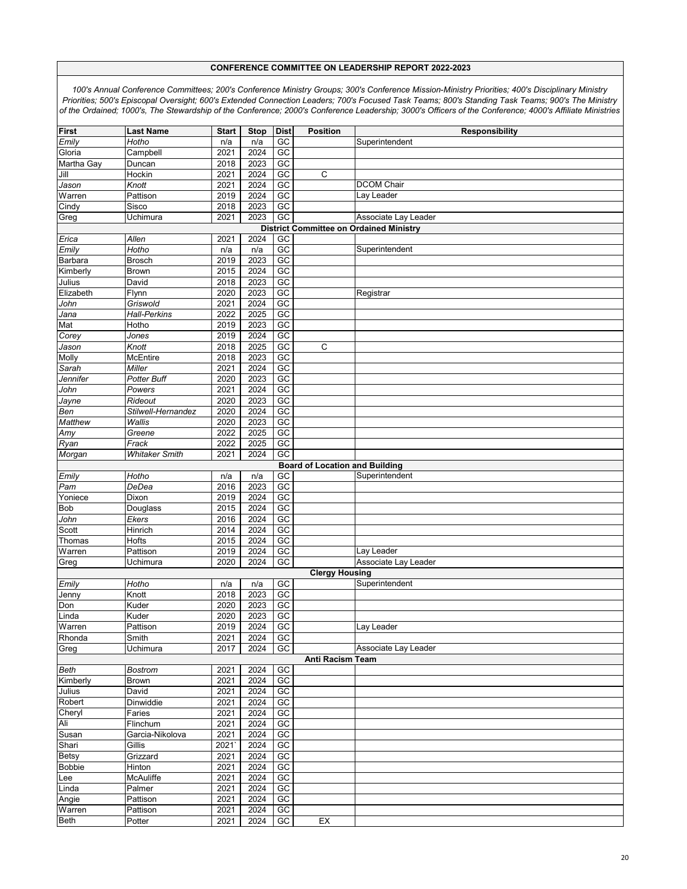## CONFERENCE COMMITTEE ON LEADERSHIP REPORT 2022-2023

*100's Annual Conference Committees; 200's Conference Ministry Groups; 300's Conference Mission-Ministry Priorities; 400's Disciplinary Ministry Priorities; 500's Episcopal Oversight; 600's Extended Connection Leaders; 700's Focused Task Teams; 800's Standing Task Teams; 900's The Ministry of the Ordained; 1000's, The Stewardship of the Conference; 2000's Conference Leadership; 3000's Officers of the Conference; 4000's Affiliate Ministries*

| First | Last Name | Start | Stop | Dist | Position | Responsibility |
|---|---|---|---|---|---|---|
| *Emily* | *Hotho* | n/a | n/a | GC | | Superintendent |
| Gloria | Campbell | 2021 | 2024 | GC | | |
| Martha Gay | Duncan | 2018 | 2023 | GC | | |
| Jill | Hockin | 2021 | 2024 | GC | C | |
| *Jason* | *Knott* | 2021 | 2024 | GC | | DCOM Chair |
| Warren | Pattison | 2019 | 2024 | GC | | Lay Leader |
| Cindy | Sisco | 2018 | 2023 | GC | | |
| Greg | Uchimura | 2021 | 2023 | GC | | Associate Lay Leader |
| | | | | | **District Committee on Ordained Ministry** | |
| *Erica* | *Allen* | 2021 | 2024 | GC | | |
| *Emily* | *Hotho* | n/a | n/a | GC | | Superintendent |
| Barbara | Brosch | 2019 | 2023 | GC | | |
| Kimberly | Brown | 2015 | 2024 | GC | | |
| Julius | David | 2018 | 2023 | GC | | |
| Elizabeth | Flynn | 2020 | 2023 | GC | | Registrar |
| *John* | *Griswold* | 2021 | 2024 | GC | | |
| *Jana* | *Hall-Perkins* | 2022 | 2025 | GC | | |
| Mat | Hotho | 2019 | 2023 | GC | | |
| *Corey* | *Jones* | 2019 | 2024 | GC | | |
| *Jason* | *Knott* | 2018 | 2025 | GC | C | |
| Molly | McEntire | 2018 | 2023 | GC | | |
| *Sarah* | *Miller* | 2021 | 2024 | GC | | |
| *Jennifer* | *Potter Buff* | 2020 | 2023 | GC | | |
| *John* | *Powers* | 2021 | 2024 | GC | | |
| *Jayne* | *Rideout* | 2020 | 2023 | GC | | |
| *Ben* | *Stilwell-Hernandez* | 2020 | 2024 | GC | | |
| *Matthew* | *Wallis* | 2020 | 2023 | GC | | |
| *Amy* | *Greene* | 2022 | 2025 | GC | | |
| *Ryan* | *Frack* | 2022 | 2025 | GC | | |
| *Morgan* | *Whitaker Smith* | 2021 | 2024 | GC | | |
| | | | | | **Board of Location and Building** | |
| *Emily* | *Hotho* | n/a | n/a | GC | | Superintendent |
| *Pam* | *DeDea* | 2016 | 2023 | GC | | |
| Yoniece | Dixon | 2019 | 2024 | GC | | |
| Bob | Douglass | 2015 | 2024 | GC | | |
| *John* | *Ekers* | 2016 | 2024 | GC | | |
| Scott | Hinrich | 2014 | 2024 | GC | | |
| Thomas | Hofts | 2015 | 2024 | GC | | |
| Warren | Pattison | 2019 | 2024 | GC | | Lay Leader |
| Greg | Uchimura | 2020 | 2024 | GC | | Associate Lay Leader |
| | | | | | **Clergy Housing** | |
| *Emily* | *Hotho* | n/a | n/a | GC | | Superintendent |
| Jenny | Knott | 2018 | 2023 | GC | | |
| Don | Kuder | 2020 | 2023 | GC | | |
| Linda | Kuder | 2020 | 2023 | GC | | |
| Warren | Pattison | 2019 | 2024 | GC | | Lay Leader |
| Rhonda | Smith | 2021 | 2024 | GC | | |
| Greg | Uchimura | 2017 | 2024 | GC | | Associate Lay Leader |
| | | | | | **Anti Racism Team** | |
| *Beth* | *Bostrom* | 2021 | 2024 | GC | | |
| Kimberly | Brown | 2021 | 2024 | GC | | |
| Julius | David | 2021 | 2024 | GC | | |
| Robert | Dinwiddie | 2021 | 2024 | GC | | |
| Cheryl | Faries | 2021 | 2024 | GC | | |
| Ali | Flinchum | 2021 | 2024 | GC | | |
| Susan | Garcia-Nikolova | 2021 | 2024 | GC | | |
| Shari | Gillis | 2021` | 2024 | GC | | |
| Betsy | Grizzard | 2021 | 2024 | GC | | |
| Bobbie | Hinton | 2021 | 2024 | GC | | |
| Lee | McAuliffe | 2021 | 2024 | GC | | |
| Linda | Palmer | 2021 | 2024 | GC | | |
| Angie | Pattison | 2021 | 2024 | GC | | |
| Warren | Pattison | 2021 | 2024 | GC | | |
| Beth | Potter | 2021 | 2024 | GC | EX | |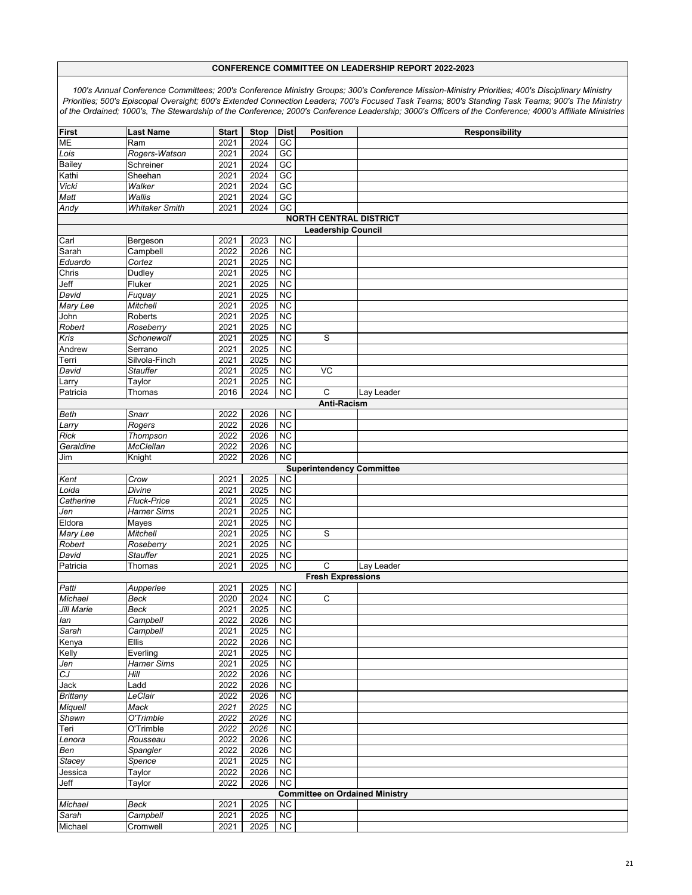## CONFERENCE COMMITTEE ON LEADERSHIP REPORT 2022-2023

*100's Annual Conference Committees; 200's Conference Ministry Groups; 300's Conference Mission-Ministry Priorities; 400's Disciplinary Ministry Priorities; 500's Episcopal Oversight; 600's Extended Connection Leaders; 700's Focused Task Teams; 800's Standing Task Teams; 900's The Ministry of the Ordained; 1000's, The Stewardship of the Conference; 2000's Conference Leadership; 3000's Officers of the Conference; 4000's Affiliate Ministries*

| First | Last Name | Start | Stop | Dist | Position | Responsibility |
|---|---|---|---|---|---|---|
| ME | Ram | 2021 | 2024 | GC | | |
| *Lois* | *Rogers-Watson* | 2021 | 2024 | GC | | |
| Bailey | Schreiner | 2021 | 2024 | GC | | |
| Kathi | Sheehan | 2021 | 2024 | GC | | |
| *Vicki* | *Walker* | 2021 | 2024 | GC | | |
| *Matt* | *Wallis* | 2021 | 2024 | GC | | |
| *Andy* | *Whitaker Smith* | 2021 | 2024 | GC | | |
| | | | | | **NORTH CENTRAL DISTRICT** | |
| | | | | | **Leadership Council** | |
| Carl | Bergeson | 2021 | 2023 | NC | | |
| Sarah | Campbell | 2022 | 2026 | NC | | |
| *Eduardo* | *Cortez* | 2021 | 2025 | NC | | |
| Chris | Dudley | 2021 | 2025 | NC | | |
| Jeff | Fluker | 2021 | 2025 | NC | | |
| *David* | *Fuquay* | 2021 | 2025 | NC | | |
| *Mary Lee* | *Mitchell* | 2021 | 2025 | NC | | |
| John | Roberts | 2021 | 2025 | NC | | |
| *Robert* | *Roseberry* | 2021 | 2025 | NC | | |
| *Kris* | *Schonewolf* | 2021 | 2025 | NC | S | |
| Andrew | Serrano | 2021 | 2025 | NC | | |
| Terri | Silvola-Finch | 2021 | 2025 | NC | | |
| *David* | *Stauffer* | 2021 | 2025 | NC | VC | |
| Larry | Taylor | 2021 | 2025 | NC | | |
| Patricia | Thomas | 2016 | 2024 | NC | C | Lay Leader |
| | | | | | **Anti-Racism** | |
| *Beth* | *Snarr* | 2022 | 2026 | NC | | |
| *Larry* | *Rogers* | 2022 | 2026 | NC | | |
| *Rick* | *Thompson* | 2022 | 2026 | NC | | |
| *Geraldine* | *McClellan* | 2022 | 2026 | NC | | |
| Jim | Knight | 2022 | 2026 | NC | | |
| | | | | | **Superintendency Committee** | |
| *Kent* | *Crow* | 2021 | 2025 | NC | | |
| *Loida* | *Divine* | 2021 | 2025 | NC | | |
| *Catherine* | *Fluck-Price* | 2021 | 2025 | NC | | |
| *Jen* | *Harner Sims* | 2021 | 2025 | NC | | |
| Eldora | Mayes | 2021 | 2025 | NC | | |
| *Mary Lee* | *Mitchell* | 2021 | 2025 | NC | S | |
| *Robert* | *Roseberry* | 2021 | 2025 | NC | | |
| *David* | *Stauffer* | 2021 | 2025 | NC | | |
| Patricia | Thomas | 2021 | 2025 | NC | C | Lay Leader |
| | | | | | **Fresh Expressions** | |
| *Patti* | *Aupperlee* | 2021 | 2025 | NC | | |
| *Michael* | *Beck* | 2020 | 2024 | NC | C | |
| *Jill Marie* | *Beck* | 2021 | 2025 | NC | | |
| *Ian* | *Campbell* | 2022 | 2026 | NC | | |
| *Sarah* | *Campbell* | 2021 | 2025 | NC | | |
| Kenya | Ellis | 2022 | 2026 | NC | | |
| Kelly | Everling | 2021 | 2025 | NC | | |
| *Jen* | *Harner Sims* | 2021 | 2025 | NC | | |
| *CJ* | *Hill* | 2022 | 2026 | NC | | |
| Jack | Ladd | 2022 | 2026 | NC | | |
| *Brittany* | *LeClair* | 2022 | 2026 | NC | | |
| *Miquell* | *Mack* | *2021* | *2025* | NC | | |
| *Shawn* | *O'Trimble* | *2022* | *2026* | NC | | |
| Teri | O'Trimble | *2022* | *2026* | NC | | |
| *Lenora* | *Rousseau* | 2022 | 2026 | NC | | |
| *Ben* | *Spangler* | 2022 | 2026 | NC | | |
| *Stacey* | *Spence* | 2021 | 2025 | NC | | |
| Jessica | Taylor | 2022 | 2026 | NC | | |
| Jeff | Taylor | 2022 | 2026 | NC | | |
| | | | | | **Committee on Ordained Ministry** | |
| *Michael* | *Beck* | 2021 | 2025 | NC | | |
| *Sarah* | *Campbell* | 2021 | 2025 | NC | | |
| Michael | Cromwell | 2021 | 2025 | NC | | |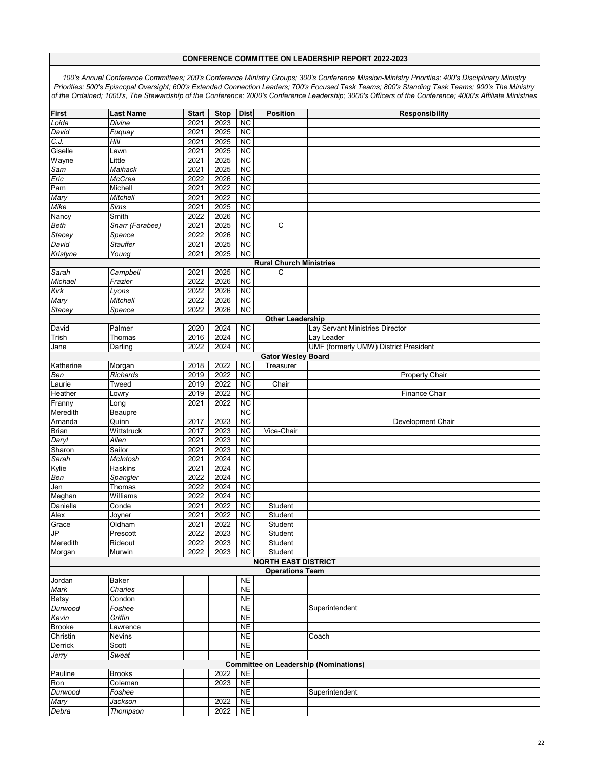**CONFERENCE COMMITTEE ON LEADERSHIP REPORT 2022-2023**

*100's Annual Conference Committees; 200's Conference Ministry Groups; 300's Conference Mission-Ministry Priorities; 400's Disciplinary Ministry Priorities; 500's Episcopal Oversight; 600's Extended Connection Leaders; 700's Focused Task Teams; 800's Standing Task Teams; 900's The Ministry of the Ordained; 1000's, The Stewardship of the Conference; 2000's Conference Leadership; 3000's Officers of the Conference; 4000's Affiliate Ministries*

| First | Last Name | Start | Stop | Dist | Position | Responsibility |
|---|---|---|---|---|---|---|
| Loida | Divine | 2021 | 2023 | NC | | |
| David | Fuquay | 2021 | 2025 | NC | | |
| C.J. | Hill | 2021 | 2025 | NC | | |
| Giselle | Lawn | 2021 | 2025 | NC | | |
| Wayne | Little | 2021 | 2025 | NC | | |
| Sam | Maihack | 2021 | 2025 | NC | | |
| Eric | McCrea | 2022 | 2026 | NC | | |
| Pam | Michell | 2021 | 2022 | NC | | |
| Mary | Mitchell | 2021 | 2022 | NC | | |
| Mike | Sims | 2021 | 2025 | NC | | |
| Nancy | Smith | 2022 | 2026 | NC | | |
| Beth | Snarr (Farabee) | 2021 | 2025 | NC | C | |
| Stacey | Spence | 2022 | 2026 | NC | | |
| David | Stauffer | 2021 | 2025 | NC | | |
| Kristyne | Young | 2021 | 2025 | NC | | |
| | | | | | **Rural Church Ministries** | |
| Sarah | Campbell | 2021 | 2025 | NC | C | |
| Michael | Frazier | 2022 | 2026 | NC | | |
| Kirk | Lyons | 2022 | 2026 | NC | | |
| Mary | Mitchell | 2022 | 2026 | NC | | |
| Stacey | Spence | 2022 | 2026 | NC | | |
| | | | | | **Other Leadership** | |
| David | Palmer | 2020 | 2024 | NC | | Lay Servant Ministries Director |
| Trish | Thomas | 2016 | 2024 | NC | | Lay Leader |
| Jane | Darling | 2022 | 2024 | NC | | UMF (formerly UMW) District President |
| | | | | | **Gator Wesley Board** | |
| Katherine | Morgan | 2018 | 2022 | NC | Treasurer | |
| Ben | Richards | 2019 | 2022 | NC | | Property Chair |
| Laurie | Tweed | 2019 | 2022 | NC | Chair | |
| Heather | Lowry | 2019 | 2022 | NC | | Finance Chair |
| Franny | Long | 2021 | 2022 | NC | | |
| Meredith | Beaupre | | | NC | | |
| Amanda | Quinn | 2017 | 2023 | NC | | Development Chair |
| Brian | Wittstruck | 2017 | 2023 | NC | Vice-Chair | |
| Daryl | Allen | 2021 | 2023 | NC | | |
| Sharon | Sailor | 2021 | 2023 | NC | | |
| Sarah | McIntosh | 2021 | 2024 | NC | | |
| Kylie | Haskins | 2021 | 2024 | NC | | |
| Ben | Spangler | 2022 | 2024 | NC | | |
| Jen | Thomas | 2022 | 2024 | NC | | |
| Meghan | Williams | 2022 | 2024 | NC | | |
| Daniella | Conde | 2021 | 2022 | NC | Student | |
| Alex | Joyner | 2021 | 2022 | NC | Student | |
| Grace | Oldham | 2021 | 2022 | NC | Student | |
| JP | Prescott | 2022 | 2023 | NC | Student | |
| Meredith | Rideout | 2022 | 2023 | NC | Student | |
| Morgan | Murwin | 2022 | 2023 | NC | Student | |
| | | | | | **NORTH EAST DISTRICT** | |
| | | | | | **Operations Team** | |
| Jordan | Baker | | | NE | | |
| Mark | Charles | | | NE | | |
| Betsy | Condon | | | NE | | |
| Durwood | Foshee | | | NE | | Superintendent |
| Kevin | Griffin | | | NE | | |
| Brooke | Lawrence | | | NE | | |
| Christin | Nevins | | | NE | | Coach |
| Derrick | Scott | | | NE | | |
| Jerry | Sweat | | | NE | | |
| | | | | | **Committee on Leadership (Nominations)** | |
| Pauline | Brooks | | 2022 | NE | | |
| Ron | Coleman | | 2023 | NE | | |
| Durwood | Foshee | | | NE | | Superintendent |
| Mary | Jackson | | 2022 | NE | | |
| Debra | Thompson | | 2022 | NE | | |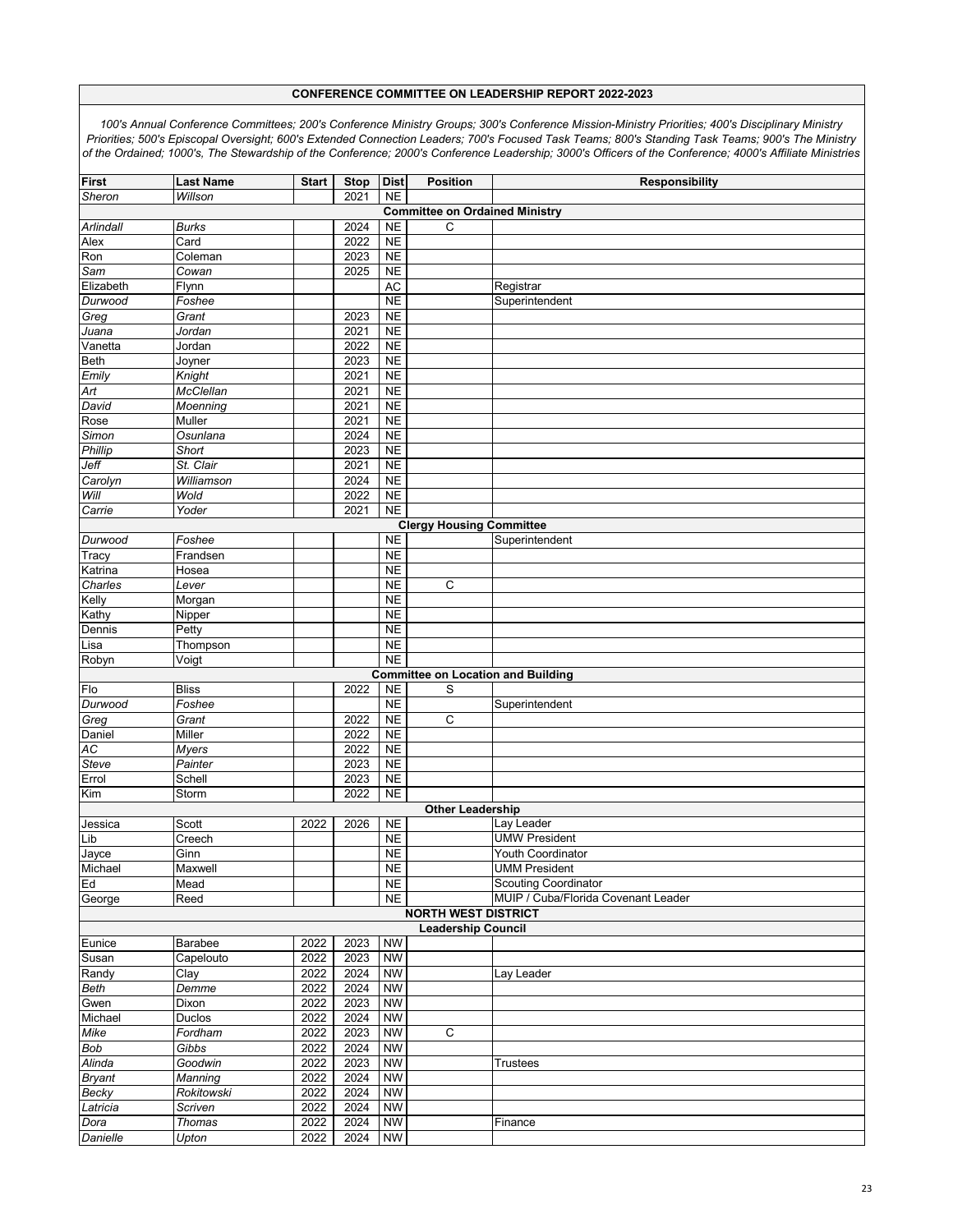## CONFERENCE COMMITTEE ON LEADERSHIP REPORT 2022-2023

*100's Annual Conference Committees; 200's Conference Ministry Groups; 300's Conference Mission-Ministry Priorities; 400's Disciplinary Ministry Priorities; 500's Episcopal Oversight; 600's Extended Connection Leaders; 700's Focused Task Teams; 800's Standing Task Teams; 900's The Ministry of the Ordained; 1000's, The Stewardship of the Conference; 2000's Conference Leadership; 3000's Officers of the Conference; 4000's Affiliate Ministries*

| First | Last Name | Start | Stop | Dist | Position | Responsibility |
|---|---|---|---|---|---|---|
| *Sheron* | *Willson* | | 2021 | NE | | |
| **Committee on Ordained Ministry** | | | | | | |
| *Arlindall* | *Burks* | | 2024 | NE | C | |
| Alex | Card | | 2022 | NE | | |
| Ron | Coleman | | 2023 | NE | | |
| *Sam* | *Cowan* | | 2025 | NE | | |
| Elizabeth | Flynn | | | AC | | Registrar |
| *Durwood* | *Foshee* | | | NE | | Superintendent |
| *Greg* | *Grant* | | 2023 | NE | | |
| *Juana* | *Jordan* | | 2021 | NE | | |
| Vanetta | Jordan | | 2022 | NE | | |
| Beth | Joyner | | 2023 | NE | | |
| *Emily* | *Knight* | | 2021 | NE | | |
| *Art* | *McClellan* | | 2021 | NE | | |
| *David* | *Moenning* | | 2021 | NE | | |
| Rose | Muller | | 2021 | NE | | |
| *Simon* | *Osunlana* | | 2024 | NE | | |
| *Phillip* | *Short* | | 2023 | NE | | |
| *Jeff* | *St. Clair* | | 2021 | NE | | |
| *Carolyn* | *Williamson* | | 2024 | NE | | |
| *Will* | *Wold* | | 2022 | NE | | |
| *Carrie* | *Yoder* | | 2021 | NE | | |
| **Clergy Housing Committee** | | | | | | |
| *Durwood* | *Foshee* | | | NE | | Superintendent |
| Tracy | Frandsen | | | NE | | |
| Katrina | Hosea | | | NE | | |
| *Charles* | *Lever* | | | NE | C | |
| Kelly | Morgan | | | NE | | |
| Kathy | Nipper | | | NE | | |
| Dennis | Petty | | | NE | | |
| Lisa | Thompson | | | NE | | |
| Robyn | Voigt | | | NE | | |
| **Committee on Location and Building** | | | | | | |
| Flo | Bliss | | 2022 | NE | S | |
| *Durwood* | *Foshee* | | | NE | | Superintendent |
| *Greg* | *Grant* | | 2022 | NE | C | |
| Daniel | Miller | | 2022 | NE | | |
| *AC* | *Myers* | | 2022 | NE | | |
| *Steve* | *Painter* | | 2023 | NE | | |
| Errol | Schell | | 2023 | NE | | |
| Kim | Storm | | 2022 | NE | | |
| **Other Leadership** | | | | | | |
| Jessica | Scott | 2022 | 2026 | NE | | Lay Leader |
| Lib | Creech | | | NE | | UMW President |
| Jayce | Ginn | | | NE | | Youth Coordinator |
| Michael | Maxwell | | | NE | | UMM President |
| Ed | Mead | | | NE | | Scouting Coordinator |
| George | Reed | | | NE | | MUIP / Cuba/Florida Covenant Leader |
| **NORTH WEST DISTRICT** | | | | | | |
| **Leadership Council** | | | | | | |
| Eunice | Barabee | 2022 | 2023 | NW | | |
| Susan | Capelouto | 2022 | 2023 | NW | | |
| Randy | Clay | 2022 | 2024 | NW | | Lay Leader |
| *Beth* | *Demme* | 2022 | 2024 | NW | | |
| Gwen | Dixon | 2022 | 2023 | NW | | |
| Michael | Duclos | 2022 | 2024 | NW | | |
| *Mike* | *Fordham* | 2022 | 2023 | NW | C | |
| *Bob* | *Gibbs* | 2022 | 2024 | NW | | |
| *Alinda* | *Goodwin* | 2022 | 2023 | NW | | Trustees |
| *Bryant* | *Manning* | 2022 | 2024 | NW | | |
| *Becky* | *Rokitowski* | 2022 | 2024 | NW | | |
| *Latricia* | *Scriven* | 2022 | 2024 | NW | | |
| *Dora* | *Thomas* | 2022 | 2024 | NW | | Finance |
| *Danielle* | *Upton* | 2022 | 2024 | NW | | |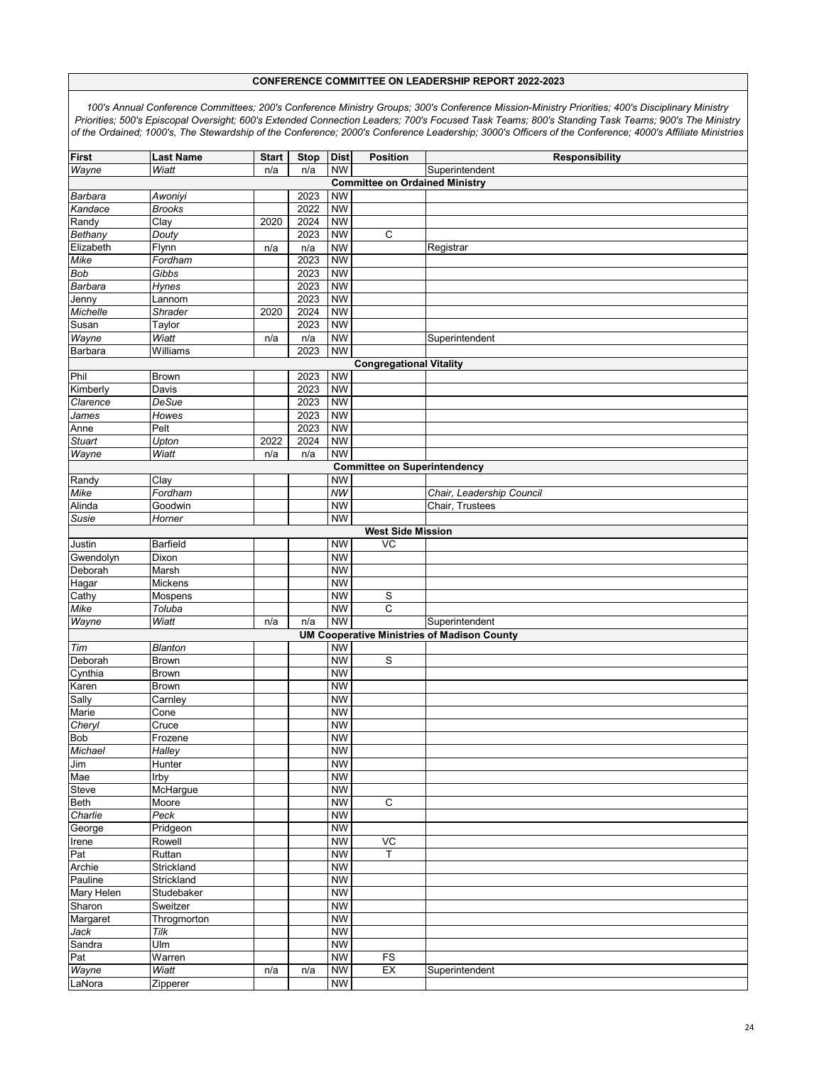**CONFERENCE COMMITTEE ON LEADERSHIP REPORT 2022-2023**

*100's Annual Conference Committees; 200's Conference Ministry Groups; 300's Conference Mission-Ministry Priorities; 400's Disciplinary Ministry Priorities; 500's Episcopal Oversight; 600's Extended Connection Leaders; 700's Focused Task Teams; 800's Standing Task Teams; 900's The Ministry of the Ordained; 1000's, The Stewardship of the Conference; 2000's Conference Leadership; 3000's Officers of the Conference; 4000's Affiliate Ministries*

| First | Last Name | Start | Stop | Dist | Position | Responsibility |
|---|---|---|---|---|---|---|
| *Wayne* | *Wiatt* | n/a | n/a | NW | | Superintendent |
| | | | | | **Committee on Ordained Ministry** | |
| *Barbara* | *Awoniyi* | | 2023 | NW | | |
| *Kandace* | *Brooks* | | 2022 | NW | | |
| Randy | Clay | 2020 | 2024 | NW | | |
| *Bethany* | *Douty* | | 2023 | NW | C | |
| Elizabeth | Flynn | n/a | n/a | NW | | Registrar |
| *Mike* | *Fordham* | | 2023 | NW | | |
| *Bob* | *Gibbs* | | 2023 | NW | | |
| *Barbara* | *Hynes* | | 2023 | NW | | |
| Jenny | Lannom | | 2023 | NW | | |
| *Michelle* | *Shrader* | 2020 | 2024 | NW | | |
| Susan | Taylor | | 2023 | NW | | |
| *Wayne* | *Wiatt* | n/a | n/a | NW | | Superintendent |
| Barbara | Williams | | 2023 | NW | | |
| | | | | | **Congregational Vitality** | |
| Phil | Brown | | 2023 | NW | | |
| Kimberly | Davis | | 2023 | NW | | |
| *Clarence* | *DeSue* | | 2023 | NW | | |
| *James* | *Howes* | | 2023 | NW | | |
| Anne | Pelt | | 2023 | NW | | |
| *Stuart* | *Upton* | 2022 | 2024 | NW | | |
| *Wayne* | *Wiatt* | n/a | n/a | NW | | |
| | | | | | **Committee on Superintendency** | |
| Randy | Clay | | | NW | | |
| *Mike* | *Fordham* | | | *NW* | | *Chair, Leadership Council* |
| Alinda | Goodwin | | | NW | | Chair, Trustees |
| *Susie* | *Horner* | | | NW | | |
| | | | | | **West Side Mission** | |
| Justin | Barfield | | | NW | VC | |
| Gwendolyn | Dixon | | | NW | | |
| Deborah | Marsh | | | NW | | |
| Hagar | Mickens | | | NW | | |
| Cathy | Mospens | | | NW | S | |
| *Mike* | *Toluba* | | | NW | C | |
| *Wayne* | *Wiatt* | n/a | n/a | NW | | Superintendent |
| | | | | | **UM Cooperative Ministries of Madison County** | |
| *Tim* | *Blanton* | | | NW | | |
| Deborah | Brown | | | NW | S | |
| Cynthia | Brown | | | NW | | |
| Karen | Brown | | | NW | | |
| Sally | Carnley | | | NW | | |
| Marie | Cone | | | NW | | |
| *Cheryl* | Cruce | | | NW | | |
| Bob | Frozene | | | NW | | |
| *Michael* | *Halley* | | | NW | | |
| Jim | Hunter | | | NW | | |
| Mae | Irby | | | NW | | |
| Steve | McHargue | | | NW | | |
| Beth | Moore | | | NW | C | |
| *Charlie* | *Peck* | | | NW | | |
| George | Pridgeon | | | NW | | |
| Irene | Rowell | | | NW | VC | |
| Pat | Ruttan | | | NW | T | |
| Archie | Strickland | | | NW | | |
| Pauline | Strickland | | | NW | | |
| Mary Helen | Studebaker | | | NW | | |
| Sharon | Sweitzer | | | NW | | |
| Margaret | Throgmorton | | | NW | | |
| *Jack* | *Tilk* | | | NW | | |
| Sandra | Ulm | | | NW | | |
| Pat | Warren | | | NW | FS | |
| *Wayne* | *Wiatt* | n/a | n/a | NW | EX | Superintendent |
| LaNora | Zipperer | | | NW | | |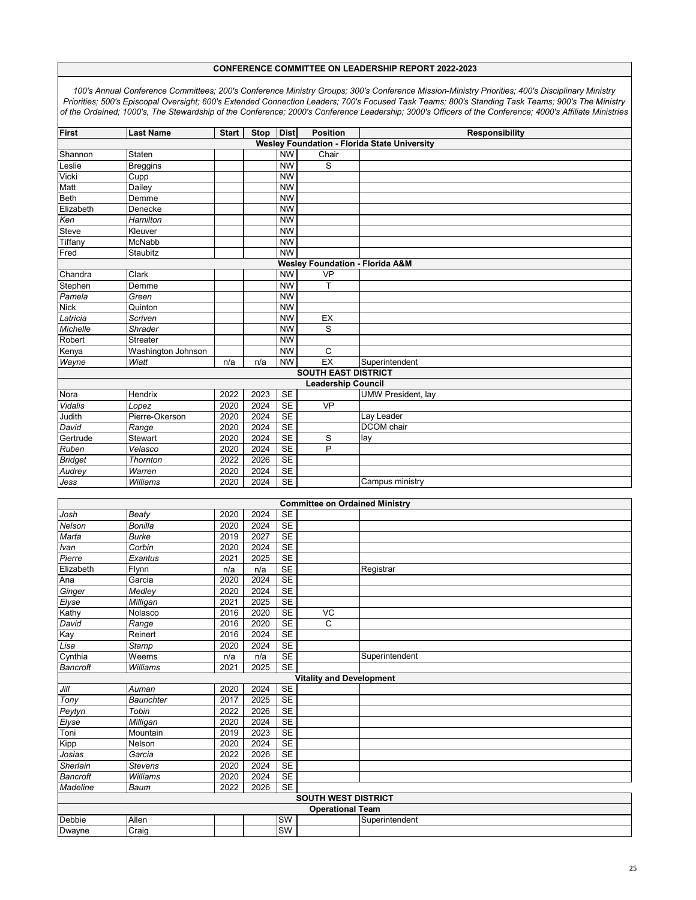## CONFERENCE COMMITTEE ON LEADERSHIP REPORT 2022-2023

*100's Annual Conference Committees; 200's Conference Ministry Groups; 300's Conference Mission-Ministry Priorities; 400's Disciplinary Ministry Priorities; 500's Episcopal Oversight; 600's Extended Connection Leaders; 700's Focused Task Teams; 800's Standing Task Teams; 900's The Ministry of the Ordained; 1000's, The Stewardship of the Conference; 2000's Conference Leadership; 3000's Officers of the Conference; 4000's Affiliate Ministries*

| First | Last Name | Start | Stop | Dist | Position | Responsibility |
|---|---|---|---|---|---|---|
| **Wesley Foundation - Florida State University** | | | | | | |
| Shannon | Staten | | | NW | Chair | |
| Leslie | Breggins | | | NW | S | |
| Vicki | Cupp | | | NW | | |
| Matt | Dailey | | | NW | | |
| Beth | Demme | | | NW | | |
| Elizabeth | Denecke | | | NW | | |
| *Ken* | *Hamilton* | | | NW | | |
| Steve | Kleuver | | | NW | | |
| Tiffany | McNabb | | | NW | | |
| Fred | Staubitz | | | NW | | |
| **Wesley Foundation - Florida A&M** | | | | | | |
| Chandra | Clark | | | NW | VP | |
| Stephen | Demme | | | NW | T | |
| *Pamela* | *Green* | | | NW | | |
| Nick | Quinton | | | NW | | |
| *Latricia* | *Scriven* | | | NW | EX | |
| *Michelle* | *Shrader* | | | NW | S | |
| Robert | Streater | | | NW | | |
| Kenya | Washington Johnson | | | NW | C | |
| *Wayne* | *Wiatt* | n/a | n/a | NW | EX | Superintendent |
| **SOUTH EAST DISTRICT** | | | | | | |
| **Leadership Council** | | | | | | |
| Nora | Hendrix | 2022 | 2023 | SE | | UMW President, lay |
| *Vidalis* | *Lopez* | 2020 | 2024 | SE | VP | |
| Judith | Pierre-Okerson | 2020 | 2024 | SE | | Lay Leader |
| *David* | *Range* | 2020 | 2024 | SE | | DCOM chair |
| Gertrude | Stewart | 2020 | 2024 | SE | S | lay |
| *Ruben* | *Velasco* | 2020 | 2024 | SE | P | |
| *Bridget* | *Thornton* | 2022 | 2026 | SE | | |
| *Audrey* | *Warren* | 2020 | 2024 | SE | | |
| *Jess* | *Williams* | 2020 | 2024 | SE | | Campus ministry |
| **Committee on Ordained Ministry** | | | | | | |
| *Josh* | *Beaty* | 2020 | 2024 | SE | | |
| *Nelson* | *Bonilla* | 2020 | 2024 | SE | | |
| *Marta* | *Burke* | 2019 | 2027 | SE | | |
| *Ivan* | *Corbin* | 2020 | 2024 | SE | | |
| *Pierre* | *Exantus* | 2021 | 2025 | SE | | |
| Elizabeth | Flynn | n/a | n/a | SE | | Registrar |
| Ana | Garcia | 2020 | 2024 | SE | | |
| *Ginger* | *Medley* | 2020 | 2024 | SE | | |
| *Elyse* | *Milligan* | 2021 | 2025 | SE | | |
| Kathy | Nolasco | 2016 | 2020 | SE | VC | |
| *David* | *Range* | 2016 | 2020 | SE | C | |
| Kay | Reinert | 2016 | 2024 | SE | | |
| *Lisa* | *Stamp* | 2020 | 2024 | SE | | |
| Cynthia | Weems | n/a | n/a | SE | | Superintendent |
| *Bancroft* | *Williams* | 2021 | 2025 | SE | | |
| **Vitality and Development** | | | | | | |
| *Jill* | *Auman* | 2020 | 2024 | SE | | |
| *Tony* | *Baurichter* | 2017 | 2025 | SE | | |
| *Peytyn* | *Tobin* | 2022 | 2026 | SE | | |
| *Elyse* | *Milligan* | 2020 | 2024 | SE | | |
| Toni | Mountain | 2019 | 2023 | SE | | |
| Kipp | Nelson | 2020 | 2024 | SE | | |
| *Josias* | *Garcia* | 2022 | 2026 | SE | | |
| *Sherlain* | *Stevens* | 2020 | 2024 | SE | | |
| *Bancroft* | *Williams* | 2020 | 2024 | SE | | |
| *Madeline* | *Baum* | 2022 | 2026 | SE | | |
| **SOUTH WEST DISTRICT** | | | | | | |
| **Operational Team** | | | | | | |
| Debbie | Allen | | | SW | | Superintendent |
| Dwayne | Craig | | | SW | | |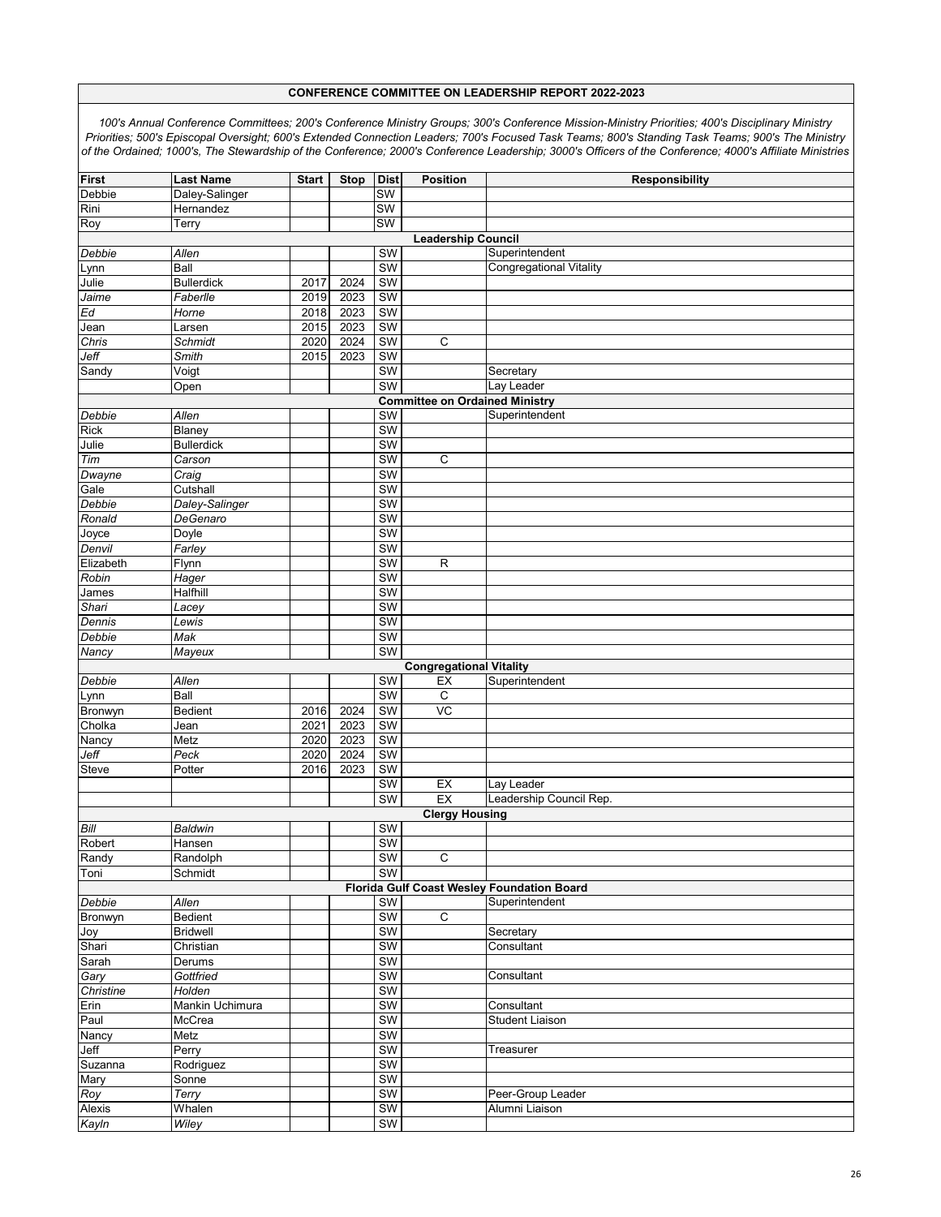**CONFERENCE COMMITTEE ON LEADERSHIP REPORT 2022-2023**

*100's Annual Conference Committees; 200's Conference Ministry Groups; 300's Conference Mission-Ministry Priorities; 400's Disciplinary Ministry Priorities; 500's Episcopal Oversight; 600's Extended Connection Leaders; 700's Focused Task Teams; 800's Standing Task Teams; 900's The Ministry of the Ordained; 1000's, The Stewardship of the Conference; 2000's Conference Leadership; 3000's Officers of the Conference; 4000's Affiliate Ministries*

| First | Last Name | Start | Stop | Dist | Position | Responsibility |
|---|---|---|---|---|---|---|
| Debbie | Daley-Salinger | | | SW | | |
| Rini | Hernandez | | | SW | | |
| Roy | Terry | | | SW | | |
| | | | | | **Leadership Council** | |
| *Debbie* | *Allen* | | | SW | | Superintendent |
| Lynn | Ball | | | SW | | Congregational Vitality |
| Julie | Bullerdick | 2017 | 2024 | SW | | |
| *Jaime* | *Faberlle* | 2019 | 2023 | SW | | |
| *Ed* | *Horne* | 2018 | 2023 | SW | | |
| Jean | Larsen | 2015 | 2023 | SW | | |
| *Chris* | *Schmidt* | 2020 | 2024 | SW | C | |
| *Jeff* | *Smith* | 2015 | 2023 | SW | | |
| Sandy | Voigt | | | SW | | Secretary |
| | Open | | | SW | | Lay Leader |
| | | | | | **Committee on Ordained Ministry** | |
| *Debbie* | *Allen* | | | SW | | Superintendent |
| Rick | Blaney | | | SW | | |
| Julie | Bullerdick | | | SW | | |
| *Tim* | *Carson* | | | SW | C | |
| *Dwayne* | *Craig* | | | SW | | |
| Gale | Cutshall | | | SW | | |
| *Debbie* | *Daley-Salinger* | | | SW | | |
| *Ronald* | *DeGenaro* | | | SW | | |
| Joyce | Doyle | | | SW | | |
| *Denvil* | *Farley* | | | SW | | |
| Elizabeth | Flynn | | | SW | R | |
| *Robin* | *Hager* | | | SW | | |
| James | Halfhill | | | SW | | |
| *Shari* | *Lacey* | | | SW | | |
| *Dennis* | *Lewis* | | | SW | | |
| *Debbie* | *Mak* | | | SW | | |
| *Nancy* | *Mayeux* | | | SW | | |
| | | | | | **Congregational Vitality** | |
| *Debbie* | *Allen* | | | SW | EX | Superintendent |
| Lynn | Ball | | | SW | C | |
| Bronwyn | Bedient | 2016 | 2024 | SW | VC | |
| Cholka | Jean | 2021 | 2023 | SW | | |
| Nancy | Metz | 2020 | 2023 | SW | | |
| *Jeff* | *Peck* | 2020 | 2024 | SW | | |
| Steve | Potter | 2016 | 2023 | SW | | |
| | | | | SW | EX | Lay Leader |
| | | | | SW | EX | Leadership Council Rep. |
| | | | | | **Clergy Housing** | |
| *Bill* | *Baldwin* | | | SW | | |
| Robert | Hansen | | | SW | | |
| Randy | Randolph | | | SW | C | |
| Toni | Schmidt | | | SW | | |
| | | | | | **Florida Gulf Coast Wesley Foundation Board** | |
| *Debbie* | *Allen* | | | SW | | Superintendent |
| Bronwyn | Bedient | | | SW | C | |
| Joy | Bridwell | | | SW | | Secretary |
| Shari | Christian | | | SW | | Consultant |
| Sarah | Derums | | | SW | | |
| *Gary* | *Gottfried* | | | SW | | Consultant |
| *Christine* | *Holden* | | | SW | | |
| Erin | Mankin Uchimura | | | SW | | Consultant |
| Paul | McCrea | | | SW | | Student Liaison |
| Nancy | Metz | | | SW | | |
| Jeff | Perry | | | SW | | Treasurer |
| Suzanna | Rodriguez | | | SW | | |
| Mary | Sonne | | | SW | | |
| *Roy* | *Terry* | | | SW | | Peer-Group Leader |
| Alexis | Whalen | | | SW | | Alumni Liaison |
| *Kayln* | *Wiley* | | | SW | | |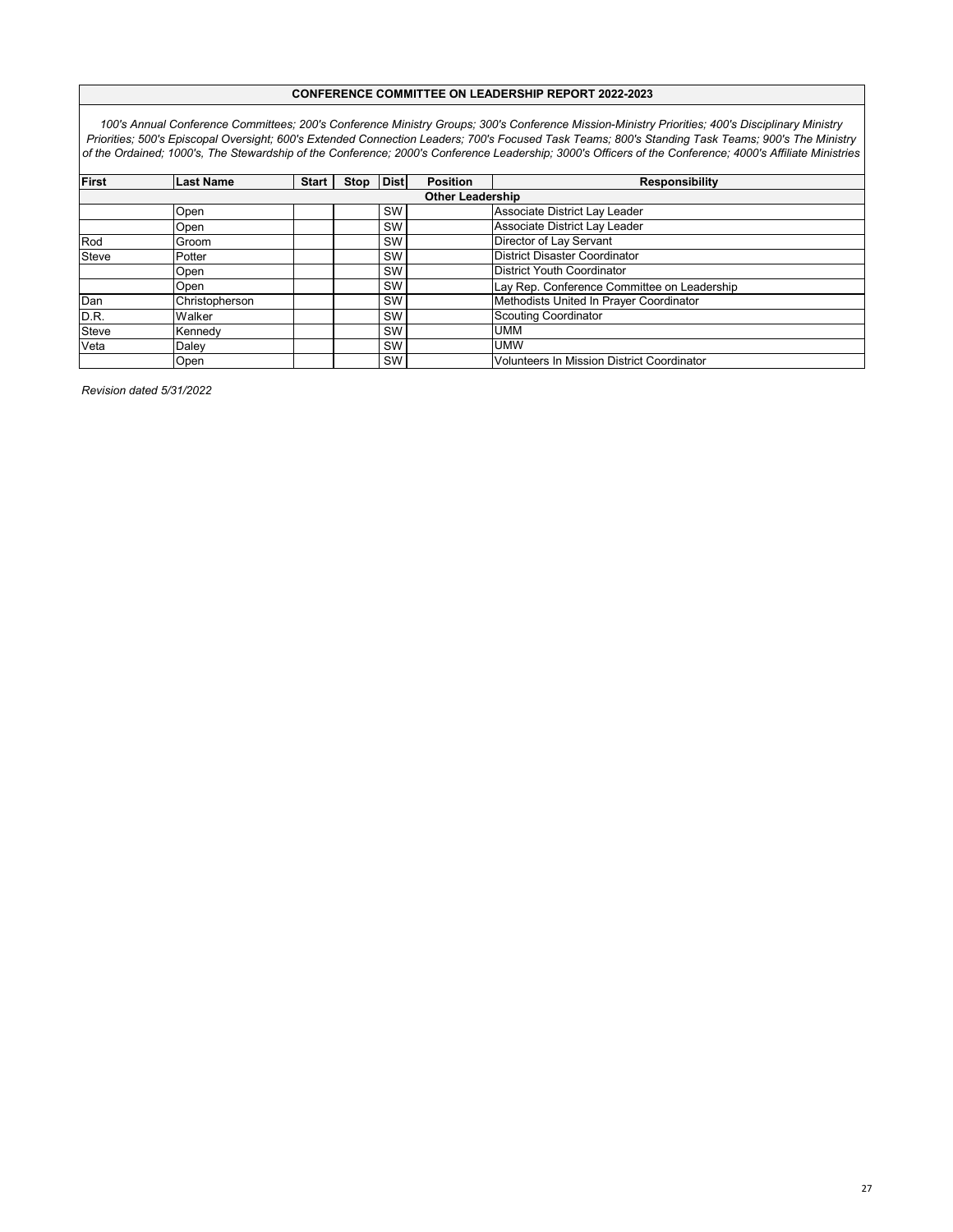**CONFERENCE COMMITTEE ON LEADERSHIP REPORT 2022-2023**

*100's Annual Conference Committees; 200's Conference Ministry Groups; 300's Conference Mission-Ministry Priorities; 400's Disciplinary Ministry Priorities; 500's Episcopal Oversight; 600's Extended Connection Leaders; 700's Focused Task Teams; 800's Standing Task Teams; 900's The Ministry of the Ordained; 1000's, The Stewardship of the Conference; 2000's Conference Leadership; 3000's Officers of the Conference; 4000's Affiliate Ministries*

| First | Last Name | Start | Stop | Dist | Position | Responsibility |
|---|---|---|---|---|---|---|
| | | | | | **Other Leadership** | |
| | Open | | | SW | | Associate District Lay Leader |
| | Open | | | SW | | Associate District Lay Leader |
| Rod | Groom | | | SW | | Director of Lay Servant |
| Steve | Potter | | | SW | | District Disaster Coordinator |
| | Open | | | SW | | District Youth Coordinator |
| | Open | | | SW | | Lay Rep. Conference Committee on Leadership |
| Dan | Christopherson | | | SW | | Methodists United In Prayer Coordinator |
| D.R. | Walker | | | SW | | Scouting Coordinator |
| Steve | Kennedy | | | SW | | UMM |
| Veta | Daley | | | SW | | UMW |
| | Open | | | SW | | Volunteers In Mission District Coordinator |

*Revision dated 5/31/2022*